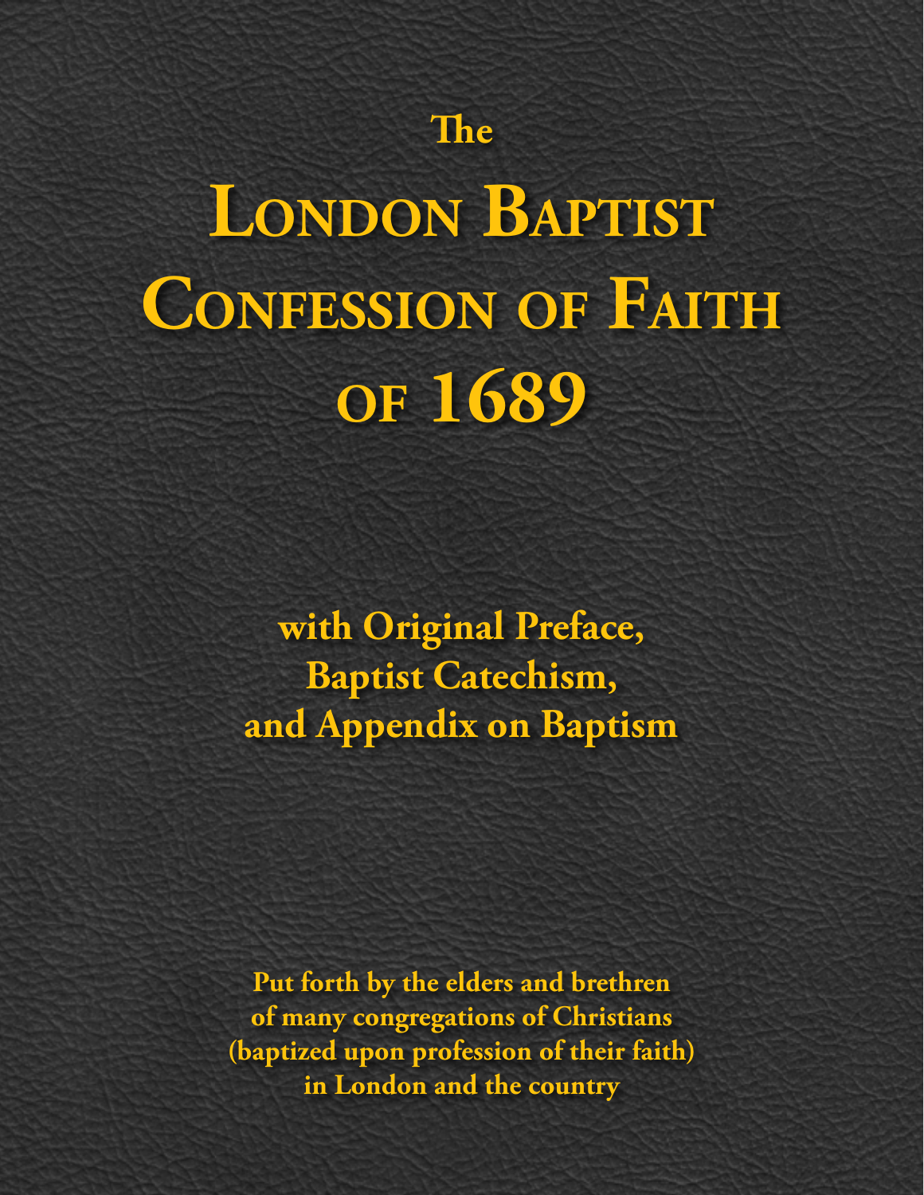# The London Baptist Confession of Faith of 1689

## with Original Preface, Baptist Catechism, and Appendix on Baptism

**Put forth by the elders and brethren of many congregations of Christians (baptized upon profession of their faith) in London and the country**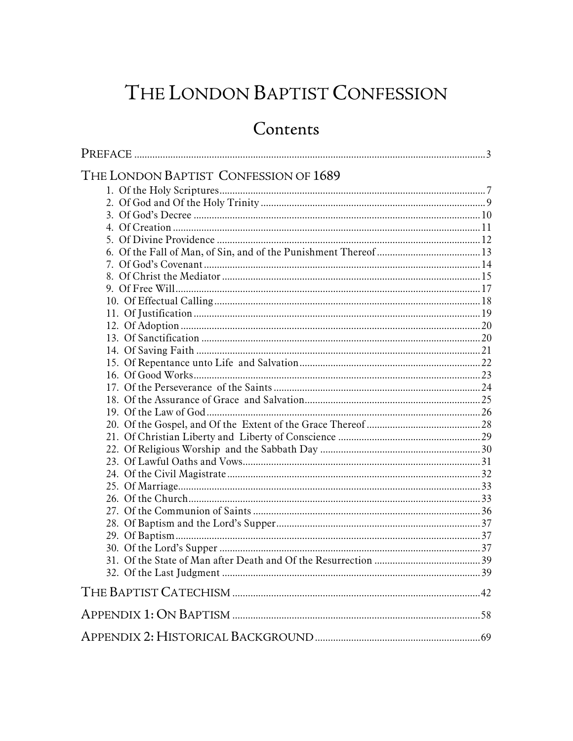# THE LONDON BAPTIST CONFESSION

## Contents

PREFACE ........ 3

THE LONDON BAPTIST CONFESSION OF 1689

1. Of the Holy Scriptures ........ 7
2. Of God and Of the Holy Trinity ........ 9
3. Of God's Decree ........ 10
4. Of Creation ........ 11
5. Of Divine Providence ........ 12
6. Of the Fall of Man, of Sin, and of the Punishment Thereof ........ 13
7. Of God's Covenant ........ 14
8. Of Christ the Mediator ........ 15
9. Of Free Will ........ 17
10. Of Effectual Calling ........ 18
11. Of Justification ........ 19
12. Of Adoption ........ 20
13. Of Sanctification ........ 20
14. Of Saving Faith ........ 21
15. Of Repentance unto Life and Salvation ........ 22
16. Of Good Works ........ 23
17. Of the Perseverance of the Saints ........ 24
18. Of the Assurance of Grace and Salvation ........ 25
19. Of the Law of God ........ 26
20. Of the Gospel, and Of the Extent of the Grace Thereof ........ 28
21. Of Christian Liberty and Liberty of Conscience ........ 29
22. Of Religious Worship and the Sabbath Day ........ 30
23. Of Lawful Oaths and Vows ........ 31
24. Of the Civil Magistrate ........ 32
25. Of Marriage ........ 33
26. Of the Church ........ 33
27. Of the Communion of Saints ........ 36
28. Of Baptism and the Lord's Supper ........ 37
29. Of Baptism ........ 37
30. Of the Lord's Supper ........ 37
31. Of the State of Man after Death and Of the Resurrection ........ 39
32. Of the Last Judgment ........ 39

THE BAPTIST CATECHISM ........ 42

APPENDIX 1: ON BAPTISM ........ 58

APPENDIX 2: HISTORICAL BACKGROUND ........ 69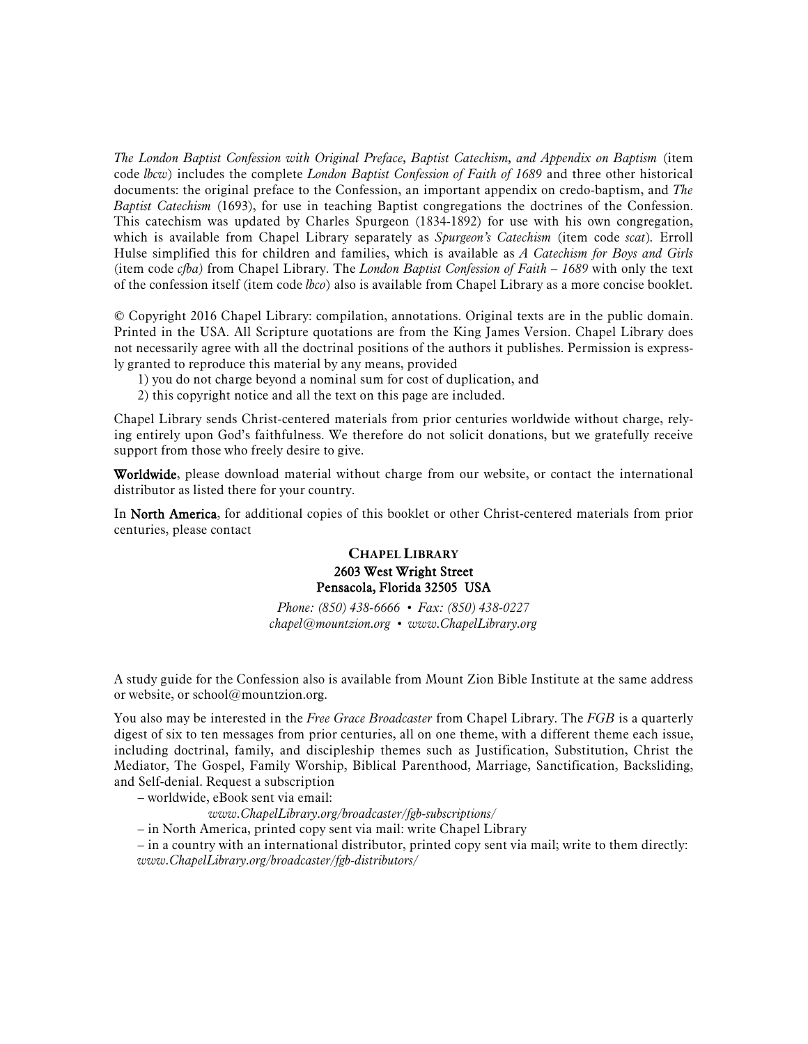*The London Baptist Confession with Original Preface, Baptist Catechism, and Appendix on Baptism* (item code *lbcw*) includes the complete *London Baptist Confession of Faith of 1689* and three other historical documents: the original preface to the Confession, an important appendix on credo-baptism, and *The Baptist Catechism* (1693), for use in teaching Baptist congregations the doctrines of the Confession. This catechism was updated by Charles Spurgeon (1834-1892) for use with his own congregation, which is available from Chapel Library separately as *Spurgeon's Catechism* (item code *scat*). Erroll Hulse simplified this for children and families, which is available as *A Catechism for Boys and Girls* (item code *cfba*) from Chapel Library. The *London Baptist Confession of Faith – 1689* with only the text of the confession itself (item code *lbco*) also is available from Chapel Library as a more concise booklet.

© Copyright 2016 Chapel Library: compilation, annotations. Original texts are in the public domain. Printed in the USA. All Scripture quotations are from the King James Version. Chapel Library does not necessarily agree with all the doctrinal positions of the authors it publishes. Permission is expressly granted to reproduce this material by any means, provided

1) you do not charge beyond a nominal sum for cost of duplication, and
2) this copyright notice and all the text on this page are included.

Chapel Library sends Christ-centered materials from prior centuries worldwide without charge, relying entirely upon God's faithfulness. We therefore do not solicit donations, but we gratefully receive support from those who freely desire to give.

**Worldwide**, please download material without charge from our website, or contact the international distributor as listed there for your country.

In **North America**, for additional copies of this booklet or other Christ-centered materials from prior centuries, please contact

**CHAPEL LIBRARY**
**2603 West Wright Street**
**Pensacola, Florida 32505 USA**

*Phone: (850) 438-6666 • Fax: (850) 438-0227*
*chapel@mountzion.org • www.ChapelLibrary.org*

A study guide for the Confession also is available from Mount Zion Bible Institute at the same address or website, or school@mountzion.org.

You also may be interested in the *Free Grace Broadcaster* from Chapel Library. The *FGB* is a quarterly digest of six to ten messages from prior centuries, all on one theme, with a different theme each issue, including doctrinal, family, and discipleship themes such as Justification, Substitution, Christ the Mediator, The Gospel, Family Worship, Biblical Parenthood, Marriage, Sanctification, Backsliding, and Self-denial. Request a subscription

– worldwide, eBook sent via email:
*www.ChapelLibrary.org/broadcaster/fgb-subscriptions/*
– in North America, printed copy sent via mail: write Chapel Library
– in a country with an international distributor, printed copy sent via mail; write to them directly: *www.ChapelLibrary.org/broadcaster/fgb-distributors/*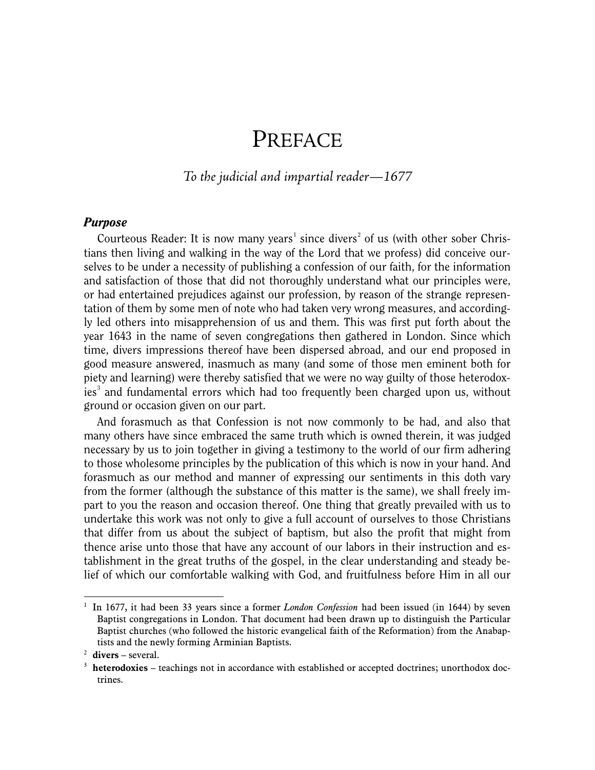# Preface

*To the judicial and impartial reader—1677*

### *Purpose*

Courteous Reader: It is now many years[1] since divers[2] of us (with other sober Christians then living and walking in the way of the Lord that we profess) did conceive ourselves to be under a necessity of publishing a confession of our faith, for the information and satisfaction of those that did not thoroughly understand what our principles were, or had entertained prejudices against our profession, by reason of the strange representation of them by some men of note who had taken very wrong measures, and accordingly led others into misapprehension of us and them. This was first put forth about the year 1643 in the name of seven congregations then gathered in London. Since which time, divers impressions thereof have been dispersed abroad, and our end proposed in good measure answered, inasmuch as many (and some of those men eminent both for piety and learning) were thereby satisfied that we were no way guilty of those heterodoxies[3] and fundamental errors which had too frequently been charged upon us, without ground or occasion given on our part.

And forasmuch as that Confession is not now commonly to be had, and also that many others have since embraced the same truth which is owned therein, it was judged necessary by us to join together in giving a testimony to the world of our firm adhering to those wholesome principles by the publication of this which is now in your hand. And forasmuch as our method and manner of expressing our sentiments in this doth vary from the former (although the substance of this matter is the same), we shall freely impart to you the reason and occasion thereof. One thing that greatly prevailed with us to undertake this work was not only to give a full account of ourselves to those Christians that differ from us about the subject of baptism, but also the profit that might from thence arise unto those that have any account of our labors in their instruction and establishment in the great truths of the gospel, in the clear understanding and steady belief of which our comfortable walking with God, and fruitfulness before Him in all our

---

[1] In 1677, it had been 33 years since a former *London Confession* had been issued (in 1644) by seven Baptist congregations in London. That document had been drawn up to distinguish the Particular Baptist churches (who followed the historic evangelical faith of the Reformation) from the Anabaptists and the newly forming Arminian Baptists.

[2] **divers** – several.

[3] **heterodoxies** – teachings not in accordance with established or accepted doctrines; unorthodox doctrines.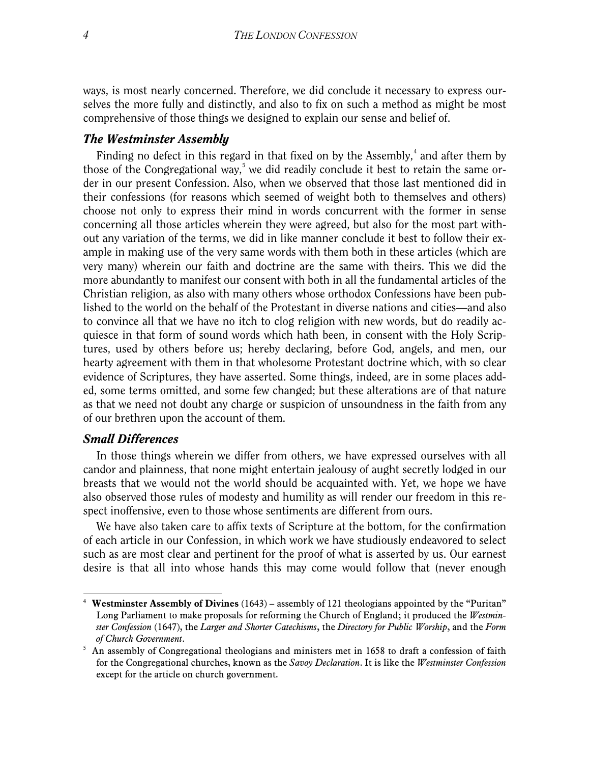ways, is most nearly concerned. Therefore, we did conclude it necessary to express ourselves the more fully and distinctly, and also to fix on such a method as might be most comprehensive of those things we designed to explain our sense and belief of.

### *The Westminster Assembly*

Finding no defect in this regard in that fixed on by the Assembly,[4] and after them by those of the Congregational way,[5] we did readily conclude it best to retain the same order in our present Confession. Also, when we observed that those last mentioned did in their confessions (for reasons which seemed of weight both to themselves and others) choose not only to express their mind in words concurrent with the former in sense concerning all those articles wherein they were agreed, but also for the most part without any variation of the terms, we did in like manner conclude it best to follow their example in making use of the very same words with them both in these articles (which are very many) wherein our faith and doctrine are the same with theirs. This we did the more abundantly to manifest our consent with both in all the fundamental articles of the Christian religion, as also with many others whose orthodox Confessions have been published to the world on the behalf of the Protestant in diverse nations and cities—and also to convince all that we have no itch to clog religion with new words, but do readily acquiesce in that form of sound words which hath been, in consent with the Holy Scriptures, used by others before us; hereby declaring, before God, angels, and men, our hearty agreement with them in that wholesome Protestant doctrine which, with so clear evidence of Scriptures, they have asserted. Some things, indeed, are in some places added, some terms omitted, and some few changed; but these alterations are of that nature as that we need not doubt any charge or suspicion of unsoundness in the faith from any of our brethren upon the account of them.

### *Small Differences*

In those things wherein we differ from others, we have expressed ourselves with all candor and plainness, that none might entertain jealousy of aught secretly lodged in our breasts that we would not the world should be acquainted with. Yet, we hope we have also observed those rules of modesty and humility as will render our freedom in this respect inoffensive, even to those whose sentiments are different from ours.

We have also taken care to affix texts of Scripture at the bottom, for the confirmation of each article in our Confession, in which work we have studiously endeavored to select such as are most clear and pertinent for the proof of what is asserted by us. Our earnest desire is that all into whose hands this may come would follow that (never enough

---

[4] **Westminster Assembly of Divines** (1643) – assembly of 121 theologians appointed by the "Puritan" Long Parliament to make proposals for reforming the Church of England; it produced the *Westminster Confession* (1647), the *Larger and Shorter Catechisms*, the *Directory for Public Worship*, and the *Form of Church Government*.

[5] An assembly of Congregational theologians and ministers met in 1658 to draft a confession of faith for the Congregational churches, known as the *Savoy Declaration*. It is like the *Westminster Confession* except for the article on church government.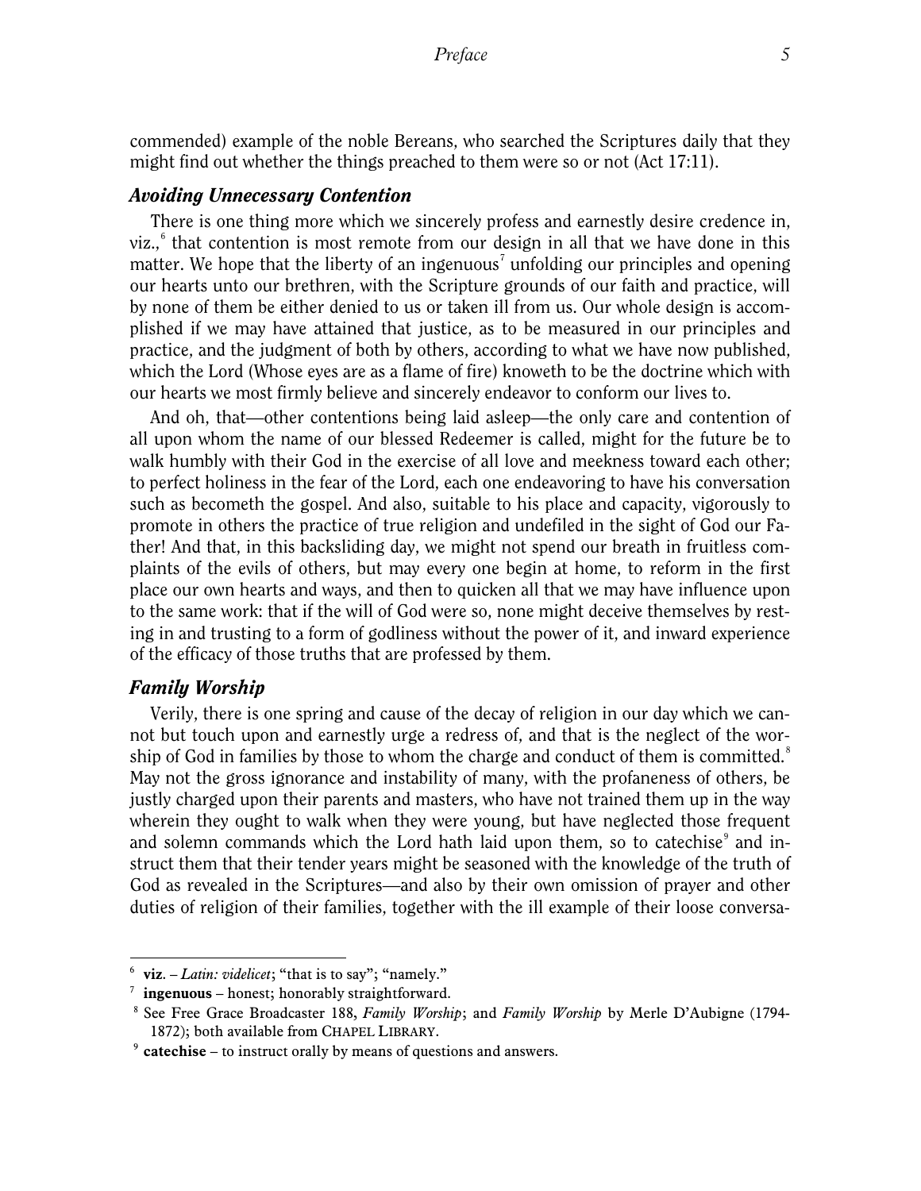commended) example of the noble Bereans, who searched the Scriptures daily that they might find out whether the things preached to them were so or not (Act 17:11).

### *Avoiding Unnecessary Contention*

There is one thing more which we sincerely profess and earnestly desire credence in, viz.,[6] that contention is most remote from our design in all that we have done in this matter. We hope that the liberty of an ingenuous[7] unfolding our principles and opening our hearts unto our brethren, with the Scripture grounds of our faith and practice, will by none of them be either denied to us or taken ill from us. Our whole design is accomplished if we may have attained that justice, as to be measured in our principles and practice, and the judgment of both by others, according to what we have now published, which the Lord (Whose eyes are as a flame of fire) knoweth to be the doctrine which with our hearts we most firmly believe and sincerely endeavor to conform our lives to.

And oh, that—other contentions being laid asleep—the only care and contention of all upon whom the name of our blessed Redeemer is called, might for the future be to walk humbly with their God in the exercise of all love and meekness toward each other; to perfect holiness in the fear of the Lord, each one endeavoring to have his conversation such as becometh the gospel. And also, suitable to his place and capacity, vigorously to promote in others the practice of true religion and undefiled in the sight of God our Father! And that, in this backsliding day, we might not spend our breath in fruitless complaints of the evils of others, but may every one begin at home, to reform in the first place our own hearts and ways, and then to quicken all that we may have influence upon to the same work: that if the will of God were so, none might deceive themselves by resting in and trusting to a form of godliness without the power of it, and inward experience of the efficacy of those truths that are professed by them.

### *Family Worship*

Verily, there is one spring and cause of the decay of religion in our day which we cannot but touch upon and earnestly urge a redress of, and that is the neglect of the worship of God in families by those to whom the charge and conduct of them is committed.[8] May not the gross ignorance and instability of many, with the profaneness of others, be justly charged upon their parents and masters, who have not trained them up in the way wherein they ought to walk when they were young, but have neglected those frequent and solemn commands which the Lord hath laid upon them, so to catechise[9] and instruct them that their tender years might be seasoned with the knowledge of the truth of God as revealed in the Scriptures—and also by their own omission of prayer and other duties of religion of their families, together with the ill example of their loose conversa-

---

[6] **viz.** – *Latin: videlicet*; "that is to say"; "namely."

[7] **ingenuous** – honest; honorably straightforward.

[8] See Free Grace Broadcaster 188, *Family Worship*; and *Family Worship* by Merle D'Aubigne (1794-1872); both available from CHAPEL LIBRARY.

[9] **catechise** – to instruct orally by means of questions and answers.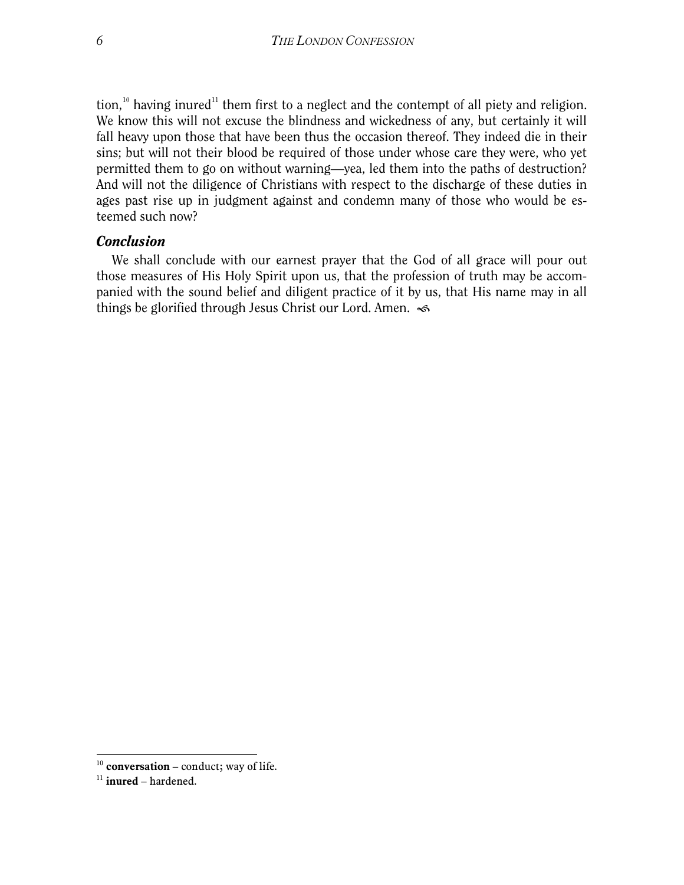tion,[10] having inured[11] them first to a neglect and the contempt of all piety and religion. We know this will not excuse the blindness and wickedness of any, but certainly it will fall heavy upon those that have been thus the occasion thereof. They indeed die in their sins; but will not their blood be required of those under whose care they were, who yet permitted them to go on without warning—yea, led them into the paths of destruction? And will not the diligence of Christians with respect to the discharge of these duties in ages past rise up in judgment against and condemn many of those who would be esteemed such now?

### *Conclusion*

We shall conclude with our earnest prayer that the God of all grace will pour out those measures of His Holy Spirit upon us, that the profession of truth may be accompanied with the sound belief and diligent practice of it by us, that His name may in all things be glorified through Jesus Christ our Lord. Amen.

---

[10] **conversation** – conduct; way of life.

[11] **inured** – hardened.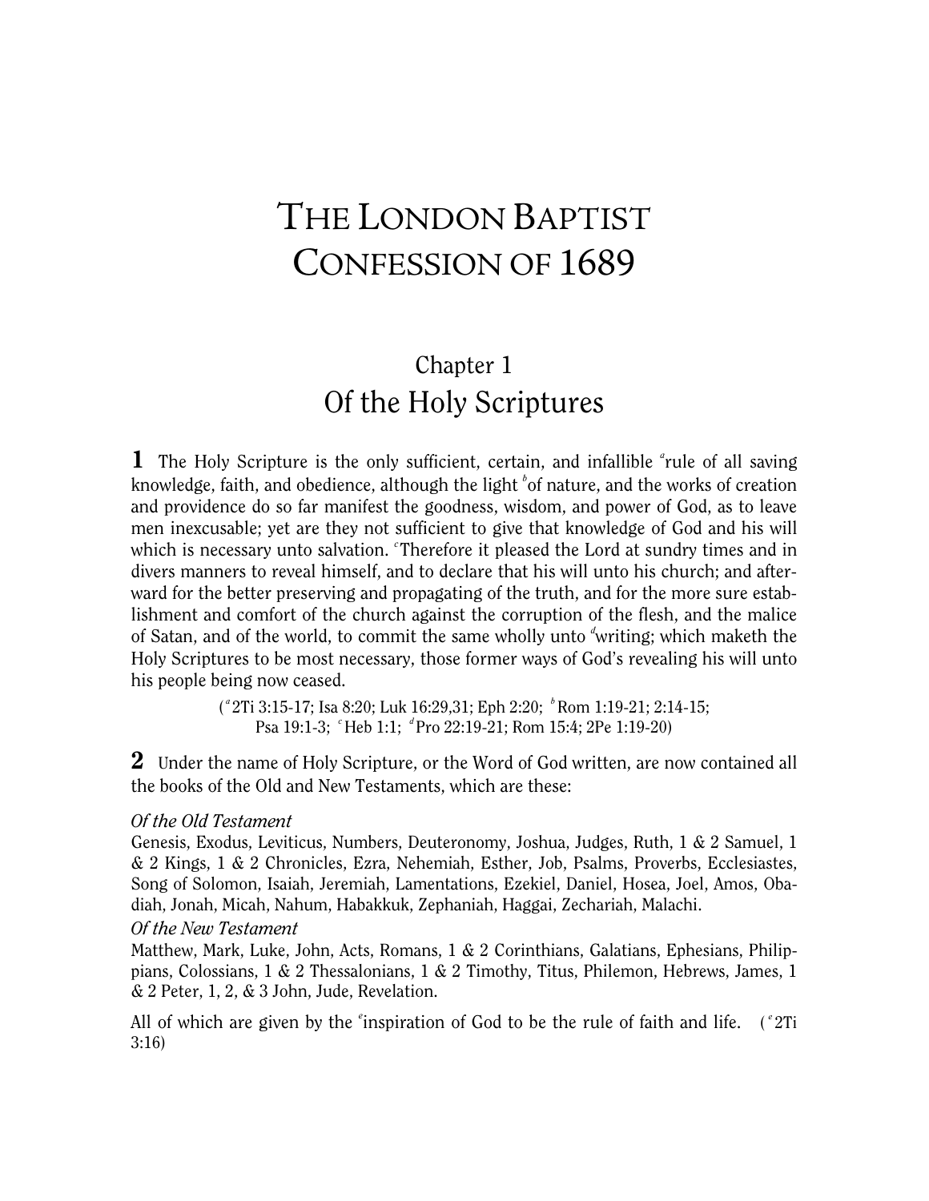# The London Baptist Confession of 1689

## Chapter 1
## Of the Holy Scriptures

**1** The Holy Scripture is the only sufficient, certain, and infallible [a]rule of all saving knowledge, faith, and obedience, although the light [b]of nature, and the works of creation and providence do so far manifest the goodness, wisdom, and power of God, as to leave men inexcusable; yet are they not sufficient to give that knowledge of God and his will which is necessary unto salvation. [c]Therefore it pleased the Lord at sundry times and in divers manners to reveal himself, and to declare that his will unto his church; and afterward for the better preserving and propagating of the truth, and for the more sure establishment and comfort of the church against the corruption of the flesh, and the malice of Satan, and of the world, to commit the same wholly unto [d]writing; which maketh the Holy Scriptures to be most necessary, those former ways of God's revealing his will unto his people being now ceased.

([a] 2Ti 3:15-17; Isa 8:20; Luk 16:29,31; Eph 2:20; [b] Rom 1:19-21; 2:14-15; Psa 19:1-3; [c] Heb 1:1; [d] Pro 22:19-21; Rom 15:4; 2Pe 1:19-20)

**2** Under the name of Holy Scripture, or the Word of God written, are now contained all the books of the Old and New Testaments, which are these:

*Of the Old Testament*

Genesis, Exodus, Leviticus, Numbers, Deuteronomy, Joshua, Judges, Ruth, 1 & 2 Samuel, 1 & 2 Kings, 1 & 2 Chronicles, Ezra, Nehemiah, Esther, Job, Psalms, Proverbs, Ecclesiastes, Song of Solomon, Isaiah, Jeremiah, Lamentations, Ezekiel, Daniel, Hosea, Joel, Amos, Obadiah, Jonah, Micah, Nahum, Habakkuk, Zephaniah, Haggai, Zechariah, Malachi.

*Of the New Testament*

Matthew, Mark, Luke, John, Acts, Romans, 1 & 2 Corinthians, Galatians, Ephesians, Philippians, Colossians, 1 & 2 Thessalonians, 1 & 2 Timothy, Titus, Philemon, Hebrews, James, 1 & 2 Peter, 1, 2, & 3 John, Jude, Revelation.

All of which are given by the [e]inspiration of God to be the rule of faith and life. ([e] 2Ti 3:16)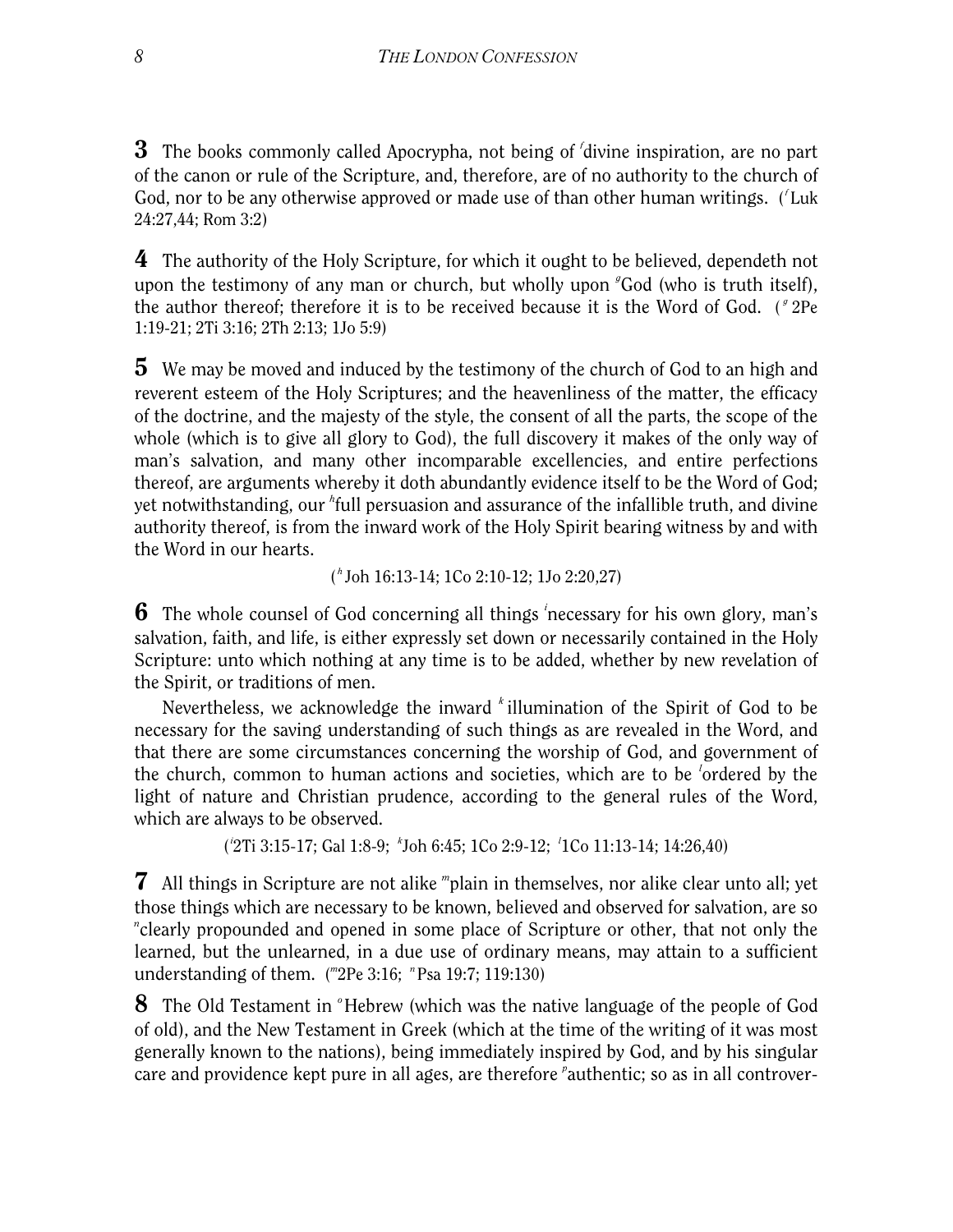**3** The books commonly called Apocrypha, not being of [f]divine inspiration, are no part of the canon or rule of the Scripture, and, therefore, are of no authority to the church of God, nor to be any otherwise approved or made use of than other human writings. ([f]Luk 24:27,44; Rom 3:2)

**4** The authority of the Holy Scripture, for which it ought to be believed, dependeth not upon the testimony of any man or church, but wholly upon [g]God (who is truth itself), the author thereof; therefore it is to be received because it is the Word of God. ([g] 2Pe 1:19-21; 2Ti 3:16; 2Th 2:13; 1Jo 5:9)

**5** We may be moved and induced by the testimony of the church of God to an high and reverent esteem of the Holy Scriptures; and the heavenliness of the matter, the efficacy of the doctrine, and the majesty of the style, the consent of all the parts, the scope of the whole (which is to give all glory to God), the full discovery it makes of the only way of man's salvation, and many other incomparable excellencies, and entire perfections thereof, are arguments whereby it doth abundantly evidence itself to be the Word of God; yet notwithstanding, our [h]full persuasion and assurance of the infallible truth, and divine authority thereof, is from the inward work of the Holy Spirit bearing witness by and with the Word in our hearts.

([h] Joh 16:13-14; 1Co 2:10-12; 1Jo 2:20,27)

**6** The whole counsel of God concerning all things [i]necessary for his own glory, man's salvation, faith, and life, is either expressly set down or necessarily contained in the Holy Scripture: unto which nothing at any time is to be added, whether by new revelation of the Spirit, or traditions of men.

Nevertheless, we acknowledge the inward [k] illumination of the Spirit of God to be necessary for the saving understanding of such things as are revealed in the Word, and that there are some circumstances concerning the worship of God, and government of the church, common to human actions and societies, which are to be [l]ordered by the light of nature and Christian prudence, according to the general rules of the Word, which are always to be observed.

([i]2Ti 3:15-17; Gal 1:8-9; [k]Joh 6:45; 1Co 2:9-12; [l]1Co 11:13-14; 14:26,40)

**7** All things in Scripture are not alike [m]plain in themselves, nor alike clear unto all; yet those things which are necessary to be known, believed and observed for salvation, are so [n]clearly propounded and opened in some place of Scripture or other, that not only the learned, but the unlearned, in a due use of ordinary means, may attain to a sufficient understanding of them. ([m]2Pe 3:16; [n]Psa 19:7; 119:130)

**8** The Old Testament in [o]Hebrew (which was the native language of the people of God of old), and the New Testament in Greek (which at the time of the writing of it was most generally known to the nations), being immediately inspired by God, and by his singular care and providence kept pure in all ages, are therefore [p]authentic; so as in all controver-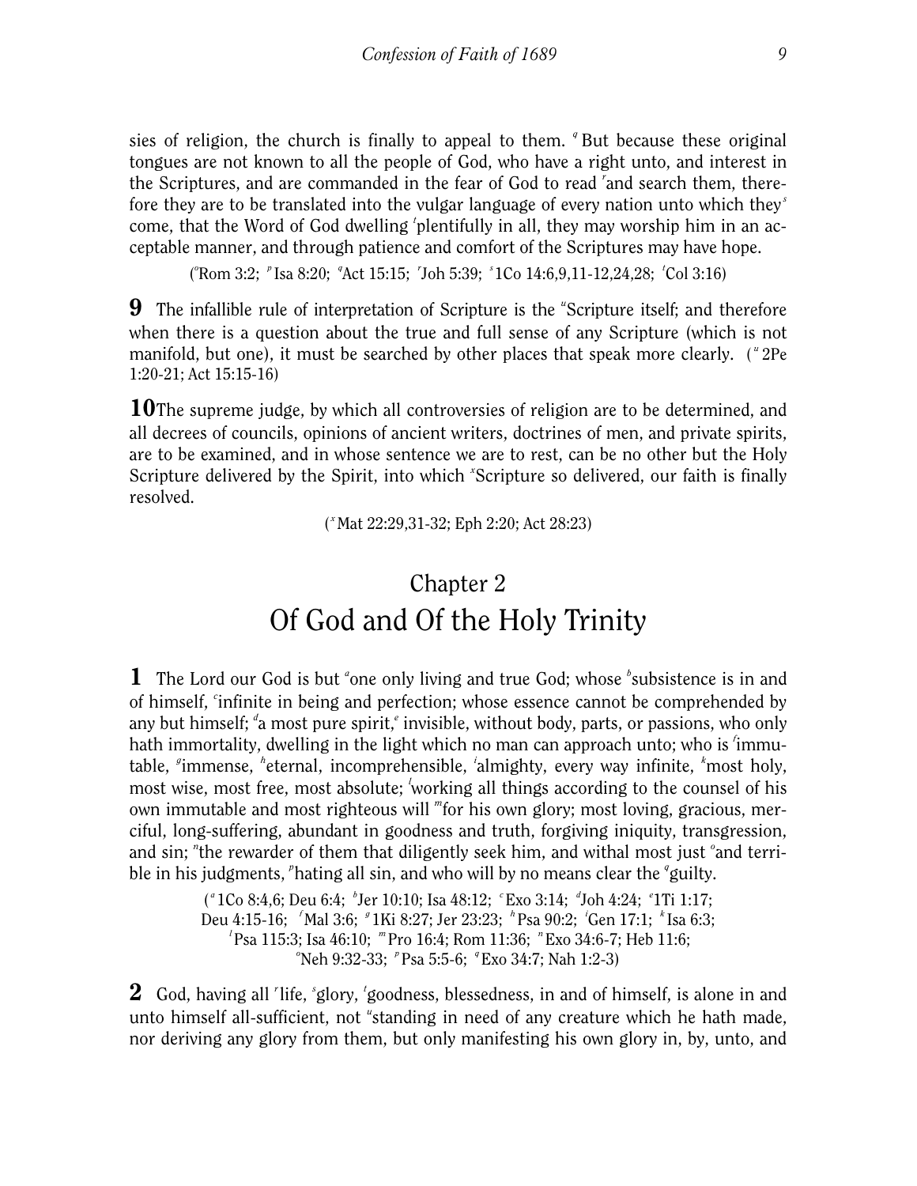sies of religion, the church is finally to appeal to them. [q] But because these original tongues are not known to all the people of God, who have a right unto, and interest in the Scriptures, and are commanded in the fear of God to read [r]and search them, therefore they are to be translated into the vulgar language of every nation unto which they[s] come, that the Word of God dwelling [t]plentifully in all, they may worship him in an acceptable manner, and through patience and comfort of the Scriptures may have hope.

([o]Rom 3:2; [p] Isa 8:20; [q]Act 15:15; [r]Joh 5:39; [s] 1Co 14:6,9,11-12,24,28; [t]Col 3:16)

**9** The infallible rule of interpretation of Scripture is the [u]Scripture itself; and therefore when there is a question about the true and full sense of any Scripture (which is not manifold, but one), it must be searched by other places that speak more clearly. ([u] 2Pe 1:20-21; Act 15:15-16)

**10** The supreme judge, by which all controversies of religion are to be determined, and all decrees of councils, opinions of ancient writers, doctrines of men, and private spirits, are to be examined, and in whose sentence we are to rest, can be no other but the Holy Scripture delivered by the Spirit, into which [x]Scripture so delivered, our faith is finally resolved.

([x] Mat 22:29,31-32; Eph 2:20; Act 28:23)

# Chapter 2
# Of God and Of the Holy Trinity

**1** The Lord our God is but [a]one only living and true God; whose [b]subsistence is in and of himself, [c]infinite in being and perfection; whose essence cannot be comprehended by any but himself; [d]a most pure spirit,[e] invisible, without body, parts, or passions, who only hath immortality, dwelling in the light which no man can approach unto; who is [f]immutable, [g]immense, [h]eternal, incomprehensible, [i]almighty, every way infinite, [k]most holy, most wise, most free, most absolute; [l]working all things according to the counsel of his own immutable and most righteous will [m]for his own glory; most loving, gracious, merciful, long-suffering, abundant in goodness and truth, forgiving iniquity, transgression, and sin; [n]the rewarder of them that diligently seek him, and withal most just [o]and terrible in his judgments, [p]hating all sin, and who will by no means clear the [q]guilty.

([a] 1Co 8:4,6; Deu 6:4; [b]Jer 10:10; Isa 48:12; [c] Exo 3:14; [d]Joh 4:24; [e]1Ti 1:17; Deu 4:15-16; [f]Mal 3:6; [g] 1Ki 8:27; Jer 23:23; [h] Psa 90:2; [i]Gen 17:1; [k] Isa 6:3; [l]Psa 115:3; Isa 46:10; [m] Pro 16:4; Rom 11:36; [n] Exo 34:6-7; Heb 11:6; [o]Neh 9:32-33; [p] Psa 5:5-6; [q] Exo 34:7; Nah 1:2-3)

**2** God, having all [r]life, [s]glory, [t]goodness, blessedness, in and of himself, is alone in and unto himself all-sufficient, not [u]standing in need of any creature which he hath made, nor deriving any glory from them, but only manifesting his own glory in, by, unto, and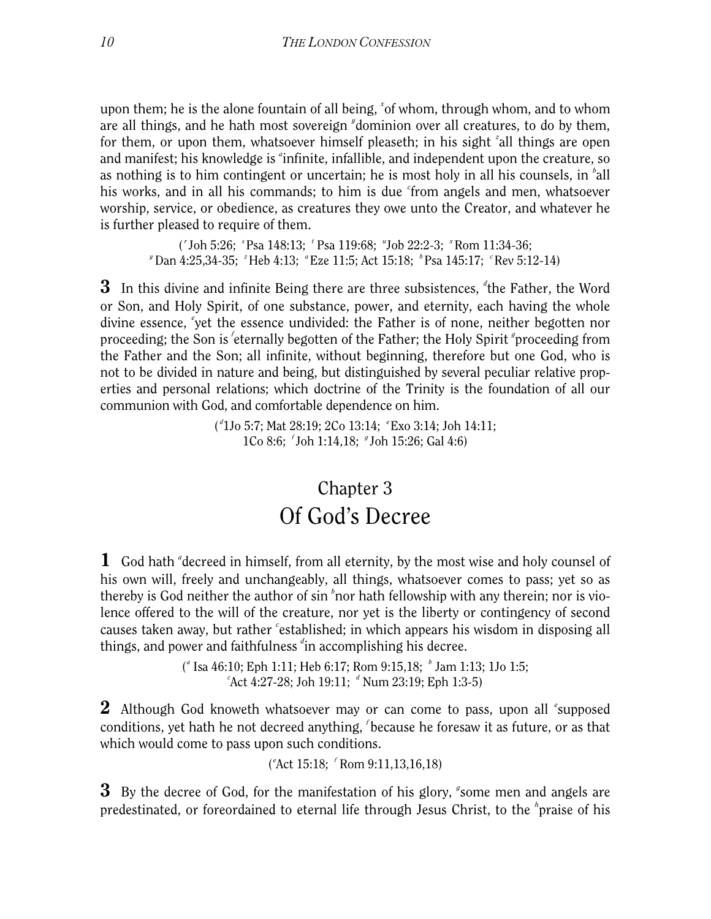upon them; he is the alone fountain of all being, [x]of whom, through whom, and to whom are all things, and he hath most sovereign [y]dominion over all creatures, to do by them, for them, or upon them, whatsoever himself pleaseth; in his sight [z]all things are open and manifest; his knowledge is [a]infinite, infallible, and independent upon the creature, so as nothing is to him contingent or uncertain; he is most holy in all his counsels, in [b]all his works, and in all his commands; to him is due [c]from angels and men, whatsoever worship, service, or obedience, as creatures they owe unto the Creator, and whatever he is further pleased to require of them.

([r] Joh 5:26; [s] Psa 148:13; [t] Psa 119:68; [u] Job 22:2-3; [x] Rom 11:34-36; [y] Dan 4:25,34-35; [z] Heb 4:13; [a] Eze 11:5; Act 15:18; [b] Psa 145:17; [c] Rev 5:12-14)

**3** In this divine and infinite Being there are three subsistences, [d]the Father, the Word or Son, and Holy Spirit, of one substance, power, and eternity, each having the whole divine essence, [e]yet the essence undivided: the Father is of none, neither begotten nor proceeding; the Son is [f]eternally begotten of the Father; the Holy Spirit [g]proceeding from the Father and the Son; all infinite, without beginning, therefore but one God, who is not to be divided in nature and being, but distinguished by several peculiar relative properties and personal relations; which doctrine of the Trinity is the foundation of all our communion with God, and comfortable dependence on him.

([d] 1Jo 5:7; Mat 28:19; 2Co 13:14; [e] Exo 3:14; Joh 14:11; 1Co 8:6; [f] Joh 1:14,18; [g] Joh 15:26; Gal 4:6)

# Chapter 3
# Of God's Decree

**1** God hath [a]decreed in himself, from all eternity, by the most wise and holy counsel of his own will, freely and unchangeably, all things, whatsoever comes to pass; yet so as thereby is God neither the author of sin [b]nor hath fellowship with any therein; nor is violence offered to the will of the creature, nor yet is the liberty or contingency of second causes taken away, but rather [c]established; in which appears his wisdom in disposing all things, and power and faithfulness [d]in accomplishing his decree.

([a] Isa 46:10; Eph 1:11; Heb 6:17; Rom 9:15,18; [b] Jam 1:13; 1Jo 1:5; [c] Act 4:27-28; Joh 19:11; [d] Num 23:19; Eph 1:3-5)

**2** Although God knoweth whatsoever may or can come to pass, upon all [e]supposed conditions, yet hath he not decreed anything, [f]because he foresaw it as future, or as that which would come to pass upon such conditions.

([e] Act 15:18; [f] Rom 9:11,13,16,18)

**3** By the decree of God, for the manifestation of his glory, [g]some men and angels are predestinated, or foreordained to eternal life through Jesus Christ, to the [h]praise of his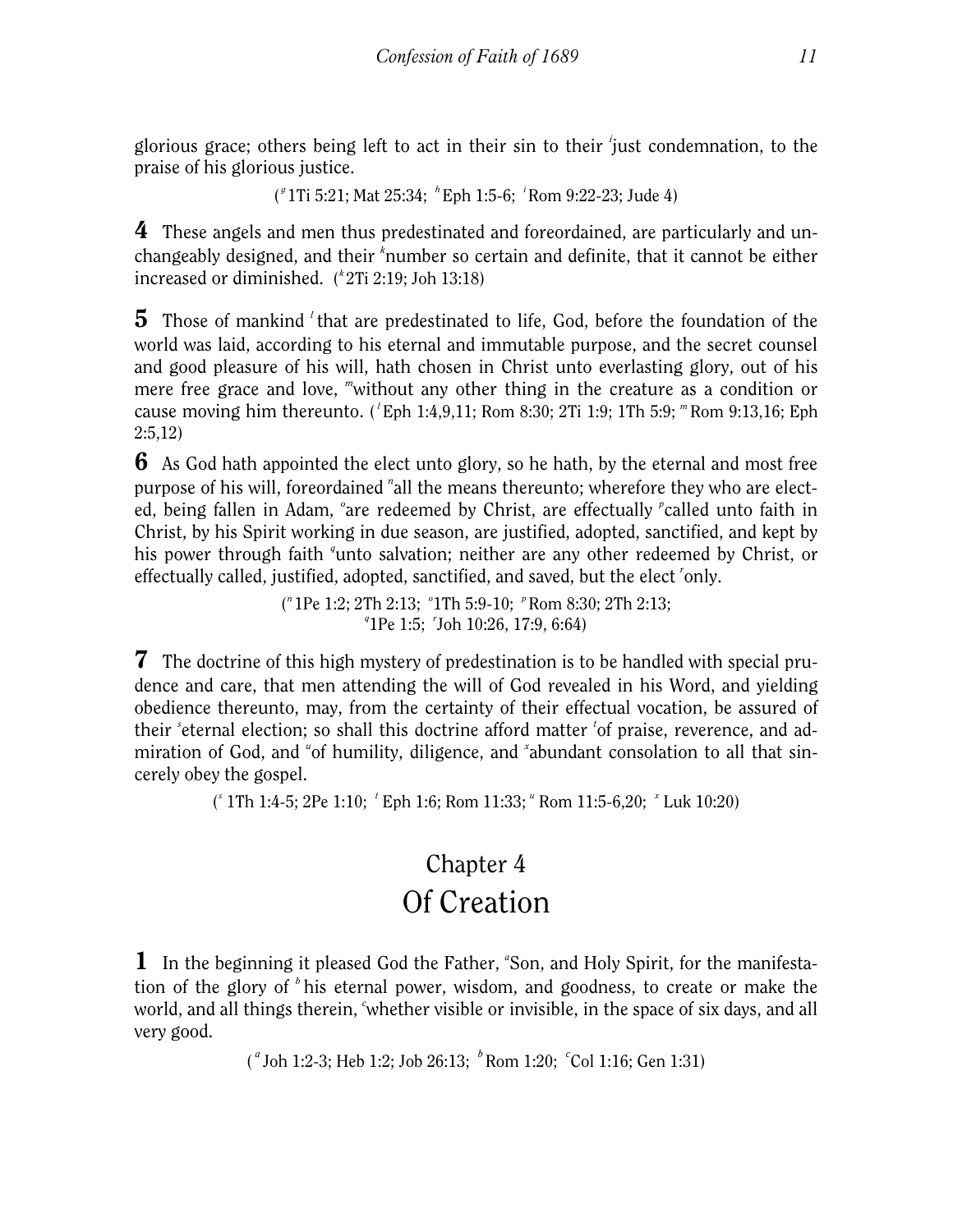glorious grace; others being left to act in their sin to their [i]just condemnation, to the praise of his glorious justice.

([g] 1Ti 5:21; Mat 25:34; [h] Eph 1:5-6; [i] Rom 9:22-23; Jude 4)

**4** These angels and men thus predestinated and foreordained, are particularly and unchangeably designed, and their [k]number so certain and definite, that it cannot be either increased or diminished. ([k] 2Ti 2:19; Joh 13:18)

**5** Those of mankind [l] that are predestinated to life, God, before the foundation of the world was laid, according to his eternal and immutable purpose, and the secret counsel and good pleasure of his will, hath chosen in Christ unto everlasting glory, out of his mere free grace and love, [m]without any other thing in the creature as a condition or cause moving him thereunto. ([l] Eph 1:4,9,11; Rom 8:30; 2Ti 1:9; 1Th 5:9; [m] Rom 9:13,16; Eph 2:5,12)

**6** As God hath appointed the elect unto glory, so he hath, by the eternal and most free purpose of his will, foreordained [n]all the means thereunto; wherefore they who are elected, being fallen in Adam, [o]are redeemed by Christ, are effectually [p]called unto faith in Christ, by his Spirit working in due season, are justified, adopted, sanctified, and kept by his power through faith [q]unto salvation; neither are any other redeemed by Christ, or effectually called, justified, adopted, sanctified, and saved, but the elect [r]only.

([n] 1Pe 1:2; 2Th 2:13; [o] 1Th 5:9-10; [p] Rom 8:30; 2Th 2:13; [q] 1Pe 1:5; [r] Joh 10:26, 17:9, 6:64)

**7** The doctrine of this high mystery of predestination is to be handled with special prudence and care, that men attending the will of God revealed in his Word, and yielding obedience thereunto, may, from the certainty of their effectual vocation, be assured of their [s]eternal election; so shall this doctrine afford matter [t]of praise, reverence, and admiration of God, and [u]of humility, diligence, and [x]abundant consolation to all that sincerely obey the gospel.

([s] 1Th 1:4-5; 2Pe 1:10; [t] Eph 1:6; Rom 11:33; [u] Rom 11:5-6,20; [x] Luk 10:20)

## Chapter 4
## Of Creation

**1** In the beginning it pleased God the Father, [a]Son, and Holy Spirit, for the manifestation of the glory of [b] his eternal power, wisdom, and goodness, to create or make the world, and all things therein, [c]whether visible or invisible, in the space of six days, and all very good.

([a] Joh 1:2-3; Heb 1:2; Job 26:13; [b] Rom 1:20; [c] Col 1:16; Gen 1:31)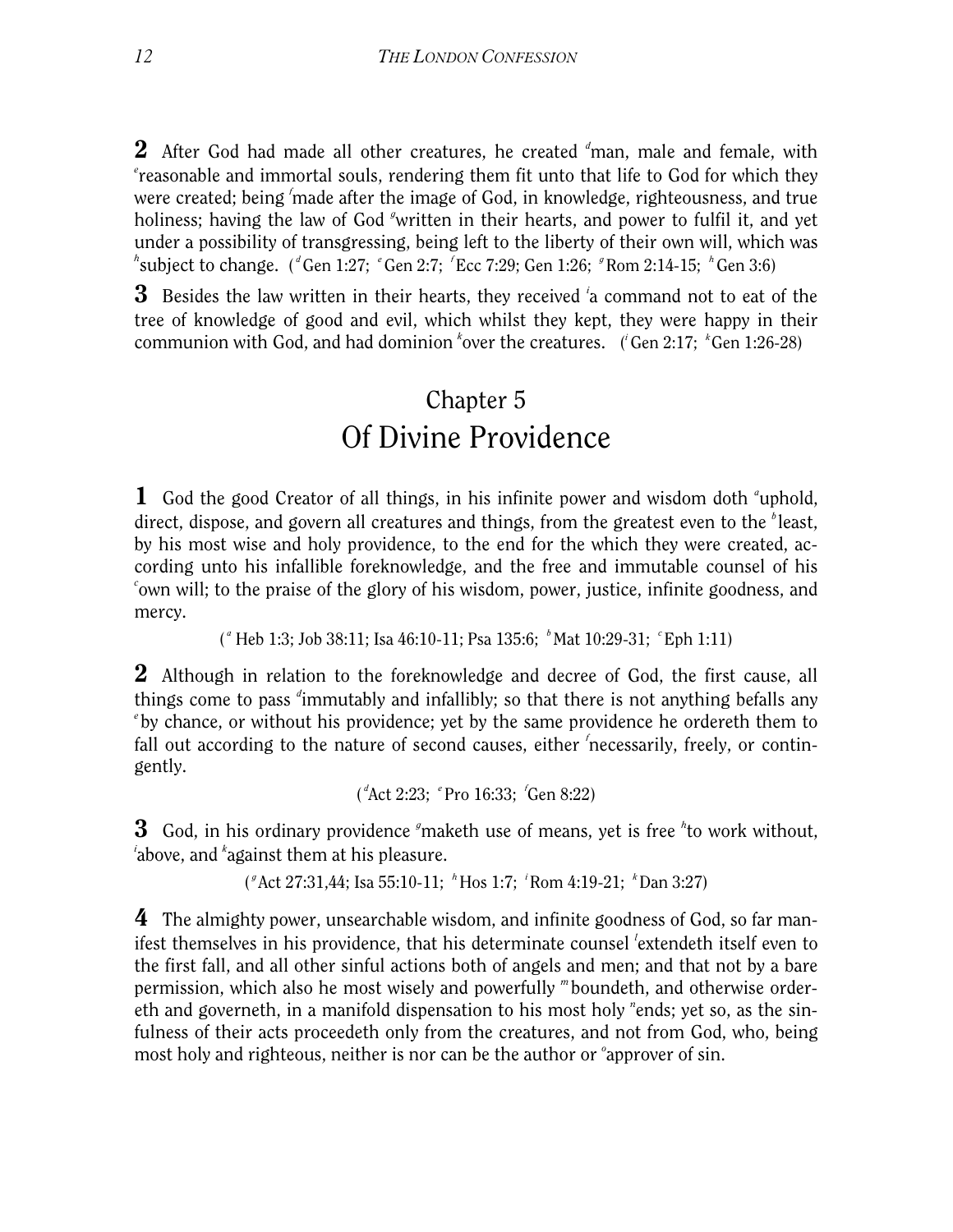**2** After God had made all other creatures, he created [d]man, male and female, with [e]reasonable and immortal souls, rendering them fit unto that life to God for which they were created; being [f]made after the image of God, in knowledge, righteousness, and true holiness; having the law of God [g]written in their hearts, and power to fulfil it, and yet under a possibility of transgressing, being left to the liberty of their own will, which was [h]subject to change. ([d] Gen 1:27; [e] Gen 2:7; [f] Ecc 7:29; Gen 1:26; [g] Rom 2:14-15; [h] Gen 3:6)

**3** Besides the law written in their hearts, they received [i]a command not to eat of the tree of knowledge of good and evil, which whilst they kept, they were happy in their communion with God, and had dominion [k]over the creatures. ([i] Gen 2:17; [k] Gen 1:26-28)

## Chapter 5
## Of Divine Providence

**1** God the good Creator of all things, in his infinite power and wisdom doth [a]uphold, direct, dispose, and govern all creatures and things, from the greatest even to the [b]least, by his most wise and holy providence, to the end for the which they were created, according unto his infallible foreknowledge, and the free and immutable counsel of his [c]own will; to the praise of the glory of his wisdom, power, justice, infinite goodness, and mercy.

([a] Heb 1:3; Job 38:11; Isa 46:10-11; Psa 135:6; [b] Mat 10:29-31; [c] Eph 1:11)

**2** Although in relation to the foreknowledge and decree of God, the first cause, all things come to pass [d]immutably and infallibly; so that there is not anything befalls any [e]by chance, or without his providence; yet by the same providence he ordereth them to fall out according to the nature of second causes, either [f]necessarily, freely, or contingently.

([d] Act 2:23; [e] Pro 16:33; [f] Gen 8:22)

**3** God, in his ordinary providence [g]maketh use of means, yet is free [h]to work without, [i]above, and [k]against them at his pleasure.

([g] Act 27:31,44; Isa 55:10-11; [h] Hos 1:7; [i] Rom 4:19-21; [k] Dan 3:27)

**4** The almighty power, unsearchable wisdom, and infinite goodness of God, so far manifest themselves in his providence, that his determinate counsel [l]extendeth itself even to the first fall, and all other sinful actions both of angels and men; and that not by a bare permission, which also he most wisely and powerfully [m]boundeth, and otherwise ordereth and governeth, in a manifold dispensation to his most holy [n]ends; yet so, as the sinfulness of their acts proceedeth only from the creatures, and not from God, who, being most holy and righteous, neither is nor can be the author or [o]approver of sin.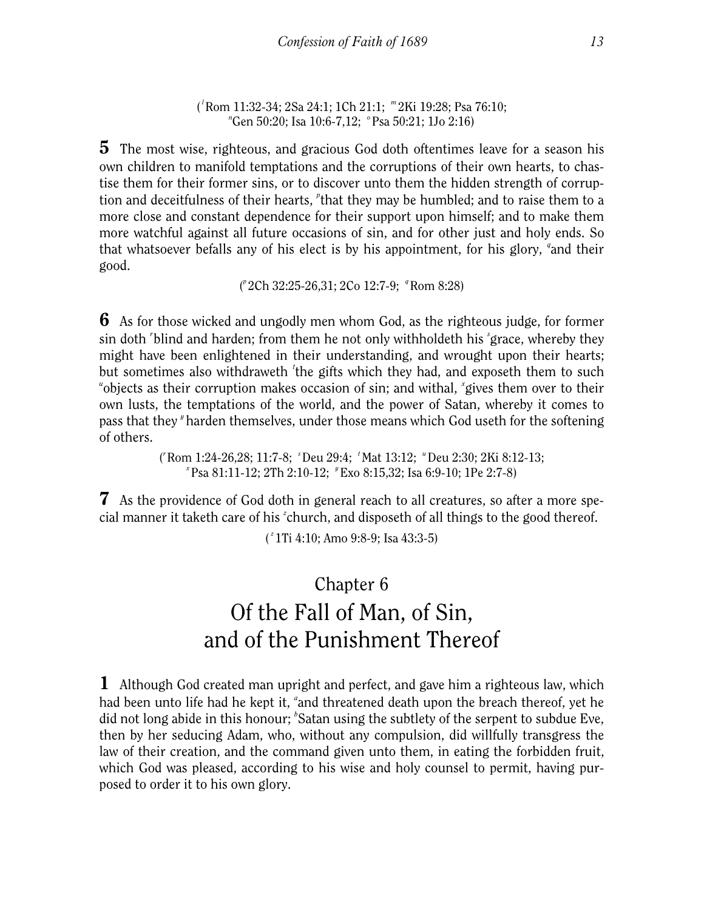([l] Rom 11:32-34; 2Sa 24:1; 1Ch 21:1; [m] 2Ki 19:28; Psa 76:10; [n] Gen 50:20; Isa 10:6-7,12; [o] Psa 50:21; 1Jo 2:16)

**5** The most wise, righteous, and gracious God doth oftentimes leave for a season his own children to manifold temptations and the corruptions of their own hearts, to chastise them for their former sins, or to discover unto them the hidden strength of corruption and deceitfulness of their hearts, [p]that they may be humbled; and to raise them to a more close and constant dependence for their support upon himself; and to make them more watchful against all future occasions of sin, and for other just and holy ends. So that whatsoever befalls any of his elect is by his appointment, for his glory, [q]and their good.

([p] 2Ch 32:25-26,31; 2Co 12:7-9; [q] Rom 8:28)

**6** As for those wicked and ungodly men whom God, as the righteous judge, for former sin doth [r]blind and harden; from them he not only withholdeth his [s]grace, whereby they might have been enlightened in their understanding, and wrought upon their hearts; but sometimes also withdraweth [t]the gifts which they had, and exposeth them to such [u]objects as their corruption makes occasion of sin; and withal, [x]gives them over to their own lusts, the temptations of the world, and the power of Satan, whereby it comes to pass that they [y] harden themselves, under those means which God useth for the softening of others.

([r] Rom 1:24-26,28; 11:7-8; [s] Deu 29:4; [t] Mat 13:12; [u] Deu 2:30; 2Ki 8:12-13; [x] Psa 81:11-12; 2Th 2:10-12; [y] Exo 8:15,32; Isa 6:9-10; 1Pe 2:7-8)

**7** As the providence of God doth in general reach to all creatures, so after a more special manner it taketh care of his [z]church, and disposeth of all things to the good thereof.

([z] 1Ti 4:10; Amo 9:8-9; Isa 43:3-5)

## Chapter 6
# Of the Fall of Man, of Sin, and of the Punishment Thereof

**1** Although God created man upright and perfect, and gave him a righteous law, which had been unto life had he kept it, [a]and threatened death upon the breach thereof, yet he did not long abide in this honour; [b]Satan using the subtlety of the serpent to subdue Eve, then by her seducing Adam, who, without any compulsion, did willfully transgress the law of their creation, and the command given unto them, in eating the forbidden fruit, which God was pleased, according to his wise and holy counsel to permit, having purposed to order it to his own glory.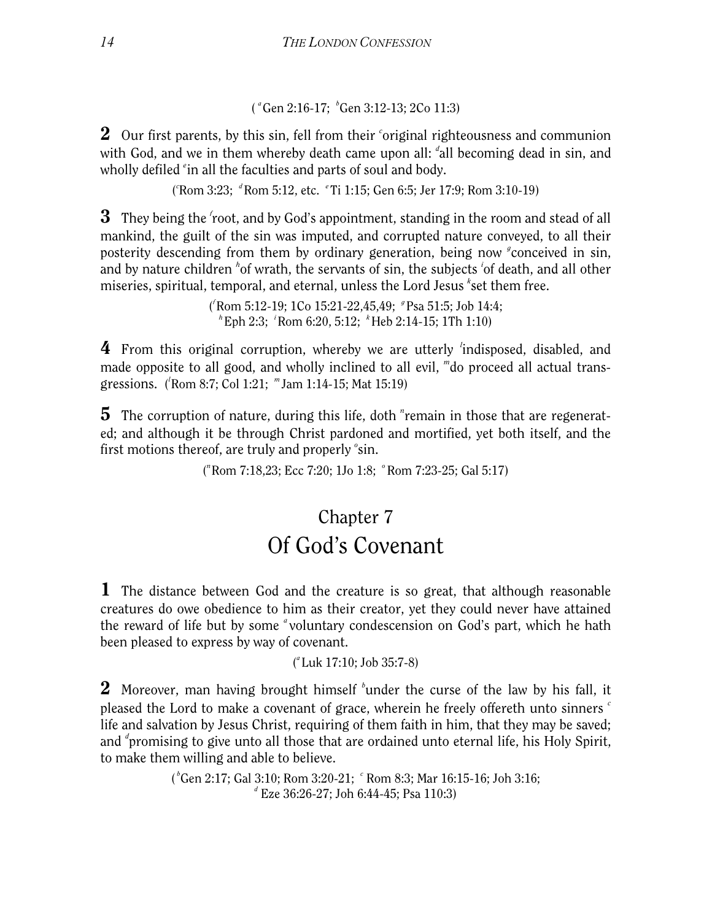([a]Gen 2:16-17; [b]Gen 3:12-13; 2Co 11:3)

**2** Our first parents, by this sin, fell from their [c]original righteousness and communion with God, and we in them whereby death came upon all: [d]all becoming dead in sin, and wholly defiled [e]in all the faculties and parts of soul and body.

([c]Rom 3:23; [d]Rom 5:12, etc. [e]Ti 1:15; Gen 6:5; Jer 17:9; Rom 3:10-19)

**3** They being the [f]root, and by God's appointment, standing in the room and stead of all mankind, the guilt of the sin was imputed, and corrupted nature conveyed, to all their posterity descending from them by ordinary generation, being now [g]conceived in sin, and by nature children [h]of wrath, the servants of sin, the subjects [i]of death, and all other miseries, spiritual, temporal, and eternal, unless the Lord Jesus [k]set them free.

([f]Rom 5:12-19; 1Co 15:21-22,45,49; [g]Psa 51:5; Job 14:4; [h]Eph 2:3; [i]Rom 6:20, 5:12; [k]Heb 2:14-15; 1Th 1:10)

**4** From this original corruption, whereby we are utterly [l]indisposed, disabled, and made opposite to all good, and wholly inclined to all evil, [m]do proceed all actual transgressions. ([l]Rom 8:7; Col 1:21; [m]Jam 1:14-15; Mat 15:19)

**5** The corruption of nature, during this life, doth [n]remain in those that are regenerated; and although it be through Christ pardoned and mortified, yet both itself, and the first motions thereof, are truly and properly [o]sin.

([n]Rom 7:18,23; Ecc 7:20; 1Jo 1:8; [o]Rom 7:23-25; Gal 5:17)

# Chapter 7
# Of God's Covenant

**1** The distance between God and the creature is so great, that although reasonable creatures do owe obedience to him as their creator, yet they could never have attained the reward of life but by some [a]voluntary condescension on God's part, which he hath been pleased to express by way of covenant.

([a]Luk 17:10; Job 35:7-8)

**2** Moreover, man having brought himself [b]under the curse of the law by his fall, it pleased the Lord to make a covenant of grace, wherein he freely offereth unto sinners [c] life and salvation by Jesus Christ, requiring of them faith in him, that they may be saved; and [d]promising to give unto all those that are ordained unto eternal life, his Holy Spirit, to make them willing and able to believe.

([b]Gen 2:17; Gal 3:10; Rom 3:20-21; [c]Rom 8:3; Mar 16:15-16; Joh 3:16; [d]Eze 36:26-27; Joh 6:44-45; Psa 110:3)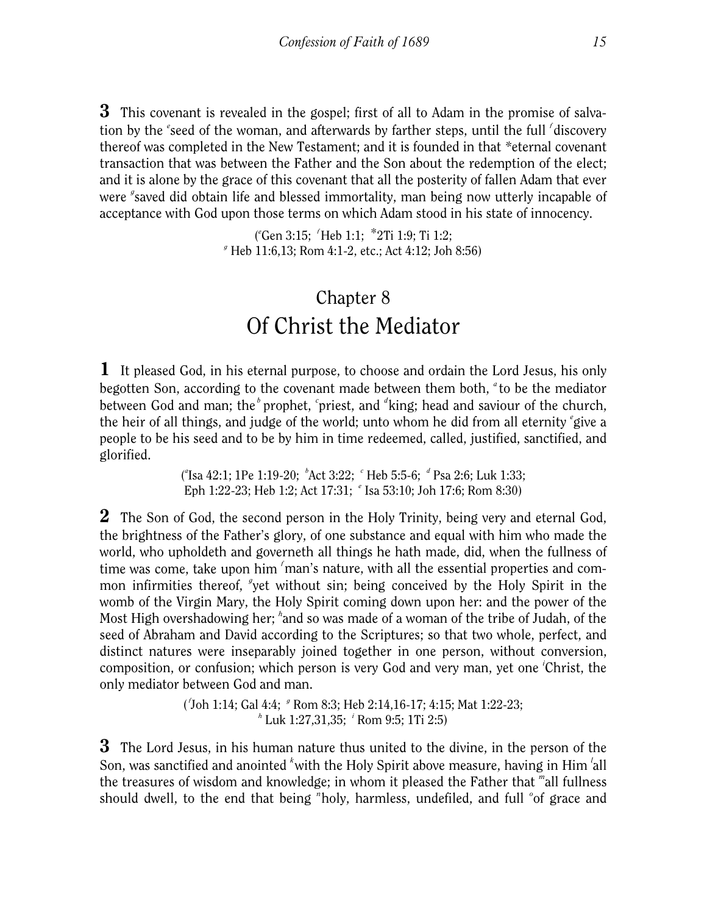**3** This covenant is revealed in the gospel; first of all to Adam in the promise of salvation by the [e]seed of the woman, and afterwards by farther steps, until the full [f]discovery thereof was completed in the New Testament; and it is founded in that *eternal covenant transaction that was between the Father and the Son about the redemption of the elect; and it is alone by the grace of this covenant that all the posterity of fallen Adam that ever were [g]saved did obtain life and blessed immortality, man being now utterly incapable of acceptance with God upon those terms on which Adam stood in his state of innocency.

([e]Gen 3:15; [f]Heb 1:1; *2Ti 1:9; Ti 1:2;
[g] Heb 11:6,13; Rom 4:1-2, etc.; Act 4:12; Joh 8:56)

## Chapter 8
# Of Christ the Mediator

**1** It pleased God, in his eternal purpose, to choose and ordain the Lord Jesus, his only begotten Son, according to the covenant made between them both, [a]to be the mediator between God and man; the[b] prophet, [c]priest, and [d]king; head and saviour of the church, the heir of all things, and judge of the world; unto whom he did from all eternity [e]give a people to be his seed and to be by him in time redeemed, called, justified, sanctified, and glorified.

([a]Isa 42:1; 1Pe 1:19-20; [b]Act 3:22; [c] Heb 5:5-6; [d] Psa 2:6; Luk 1:33;
Eph 1:22-23; Heb 1:2; Act 17:31; [e] Isa 53:10; Joh 17:6; Rom 8:30)

**2** The Son of God, the second person in the Holy Trinity, being very and eternal God, the brightness of the Father's glory, of one substance and equal with him who made the world, who upholdeth and governeth all things he hath made, did, when the fullness of time was come, take upon him [f]man's nature, with all the essential properties and common infirmities thereof, [g]yet without sin; being conceived by the Holy Spirit in the womb of the Virgin Mary, the Holy Spirit coming down upon her: and the power of the Most High overshadowing her; [h]and so was made of a woman of the tribe of Judah, of the seed of Abraham and David according to the Scriptures; so that two whole, perfect, and distinct natures were inseparably joined together in one person, without conversion, composition, or confusion; which person is very God and very man, yet one [i]Christ, the only mediator between God and man.

([f]Joh 1:14; Gal 4:4; [g] Rom 8:3; Heb 2:14,16-17; 4:15; Mat 1:22-23;
[h] Luk 1:27,31,35; [i] Rom 9:5; 1Ti 2:5)

**3** The Lord Jesus, in his human nature thus united to the divine, in the person of the Son, was sanctified and anointed [k]with the Holy Spirit above measure, having in Him [l]all the treasures of wisdom and knowledge; in whom it pleased the Father that [m]all fullness should dwell, to the end that being [n]holy, harmless, undefiled, and full [o]of grace and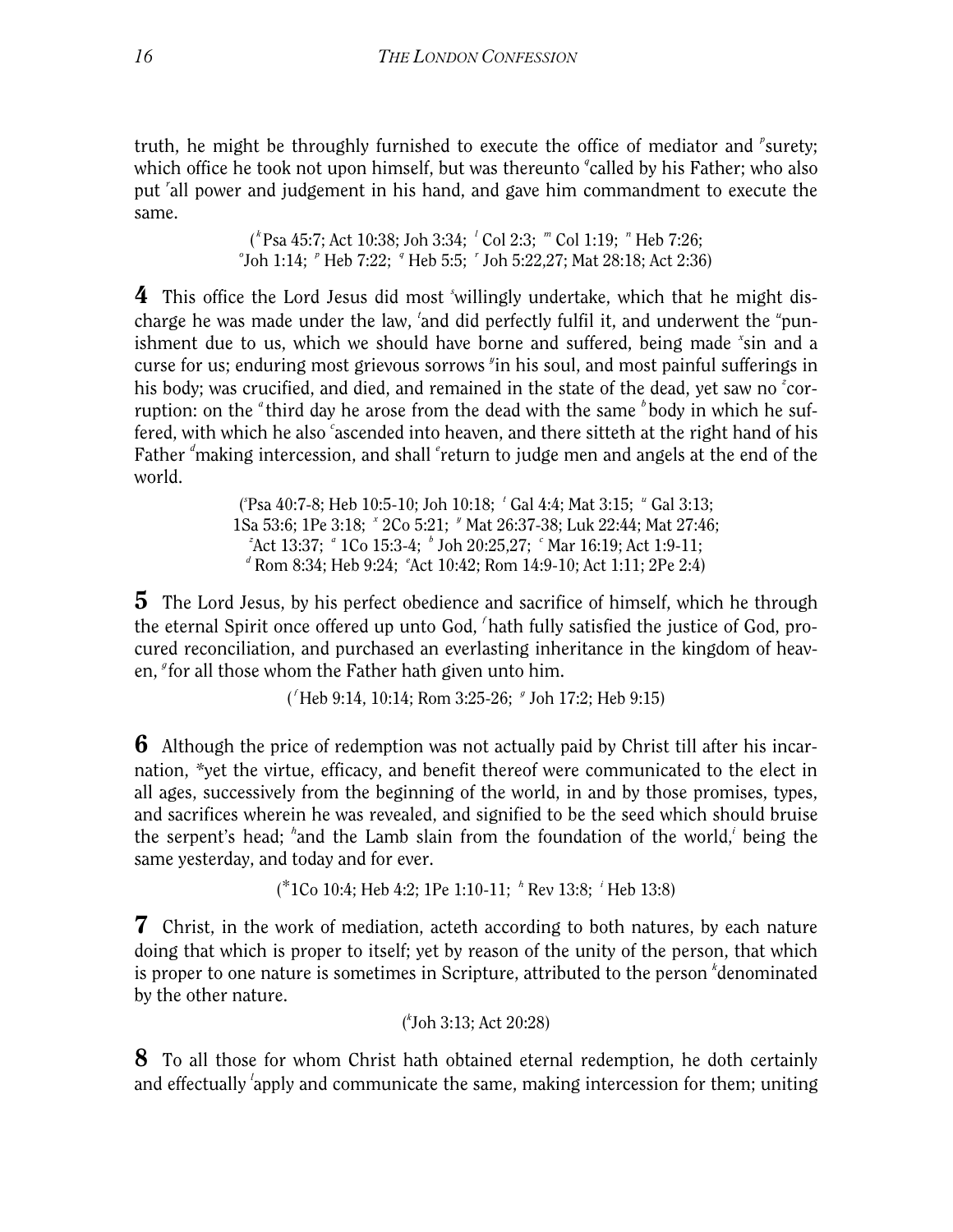truth, he might be throughly furnished to execute the office of mediator and [p]surety; which office he took not upon himself, but was thereunto [q]called by his Father; who also put [r]all power and judgement in his hand, and gave him commandment to execute the same.

([k]Psa 45:7; Act 10:38; Joh 3:34; [l] Col 2:3; [m] Col 1:19; [n] Heb 7:26; [o]Joh 1:14; [p] Heb 7:22; [q] Heb 5:5; [r] Joh 5:22,27; Mat 28:18; Act 2:36)

**4** This office the Lord Jesus did most [s]willingly undertake, which that he might discharge he was made under the law, [t]and did perfectly fulfil it, and underwent the [u]punishment due to us, which we should have borne and suffered, being made [x]sin and a curse for us; enduring most grievous sorrows [y]in his soul, and most painful sufferings in his body; was crucified, and died, and remained in the state of the dead, yet saw no [z]corruption: on the [a]third day he arose from the dead with the same [b]body in which he suffered, with which he also [c]ascended into heaven, and there sitteth at the right hand of his Father [d]making intercession, and shall [e]return to judge men and angels at the end of the world.

([s]Psa 40:7-8; Heb 10:5-10; Joh 10:18; [t] Gal 4:4; Mat 3:15; [u] Gal 3:13; 1Sa 53:6; 1Pe 3:18; [x] 2Co 5:21; [y] Mat 26:37-38; Luk 22:44; Mat 27:46; [z]Act 13:37; [a] 1Co 15:3-4; [b] Joh 20:25,27; [c] Mar 16:19; Act 1:9-11; [d] Rom 8:34; Heb 9:24; [e]Act 10:42; Rom 14:9-10; Act 1:11; 2Pe 2:4)

**5** The Lord Jesus, by his perfect obedience and sacrifice of himself, which he through the eternal Spirit once offered up unto God, [f]hath fully satisfied the justice of God, procured reconciliation, and purchased an everlasting inheritance in the kingdom of heaven, [g]for all those whom the Father hath given unto him.

([f]Heb 9:14, 10:14; Rom 3:25-26; [g] Joh 17:2; Heb 9:15)

**6** Although the price of redemption was not actually paid by Christ till after his incarnation, *yet the virtue, efficacy, and benefit thereof were communicated to the elect in all ages, successively from the beginning of the world, in and by those promises, types, and sacrifices wherein he was revealed, and signified to be the seed which should bruise the serpent's head; [h]and the Lamb slain from the foundation of the world,[i] being the same yesterday, and today and for ever.

(*1Co 10:4; Heb 4:2; 1Pe 1:10-11; [h] Rev 13:8; [i] Heb 13:8)

**7** Christ, in the work of mediation, acteth according to both natures, by each nature doing that which is proper to itself; yet by reason of the unity of the person, that which is proper to one nature is sometimes in Scripture, attributed to the person [k]denominated by the other nature.

([k]Joh 3:13; Act 20:28)

**8** To all those for whom Christ hath obtained eternal redemption, he doth certainly and effectually [l]apply and communicate the same, making intercession for them; uniting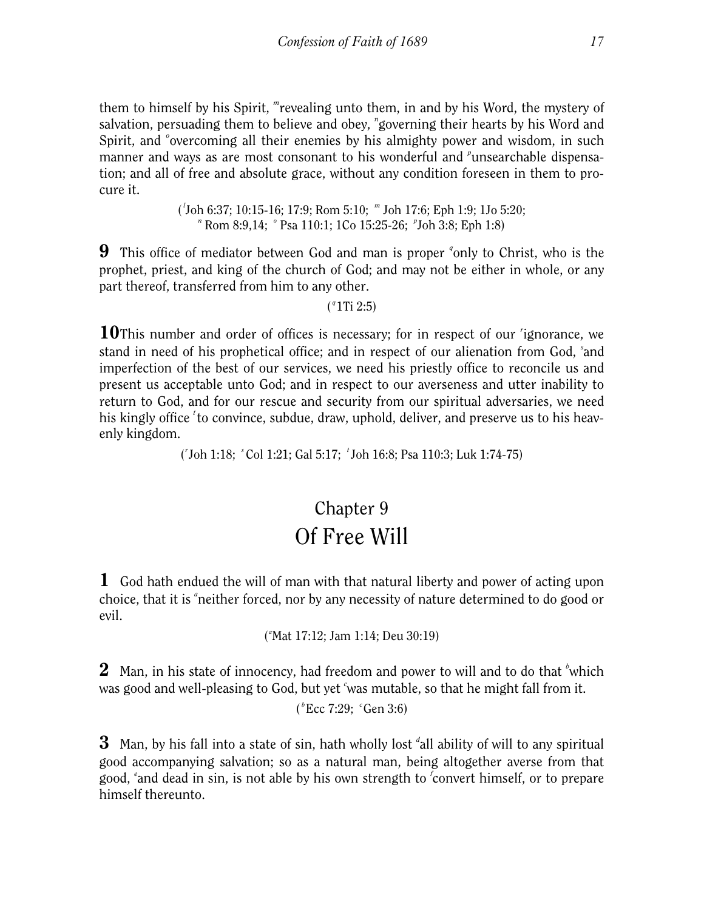them to himself by his Spirit, [m]revealing unto them, in and by his Word, the mystery of salvation, persuading them to believe and obey, [n]governing their hearts by his Word and Spirit, and [o]overcoming all their enemies by his almighty power and wisdom, in such manner and ways as are most consonant to his wonderful and [p]unsearchable dispensation; and all of free and absolute grace, without any condition foreseen in them to procure it.

([l]Joh 6:37; 10:15-16; 17:9; Rom 5:10; [m] Joh 17:6; Eph 1:9; 1Jo 5:20; [n] Rom 8:9,14; [o] Psa 110:1; 1Co 15:25-26; [p]Joh 3:8; Eph 1:8)

**9** This office of mediator between God and man is proper [q]only to Christ, who is the prophet, priest, and king of the church of God; and may not be either in whole, or any part thereof, transferred from him to any other.

([q] 1Ti 2:5)

**10** This number and order of offices is necessary; for in respect of our [r]ignorance, we stand in need of his prophetical office; and in respect of our alienation from God, [s]and imperfection of the best of our services, we need his priestly office to reconcile us and present us acceptable unto God; and in respect to our averseness and utter inability to return to God, and for our rescue and security from our spiritual adversaries, we need his kingly office [t]to convince, subdue, draw, uphold, deliver, and preserve us to his heavenly kingdom.

([r]Joh 1:18; [s] Col 1:21; Gal 5:17; [t] Joh 16:8; Psa 110:3; Luk 1:74-75)

## Chapter 9
# Of Free Will

**1** God hath endued the will of man with that natural liberty and power of acting upon choice, that it is [a]neither forced, nor by any necessity of nature determined to do good or evil.

([a]Mat 17:12; Jam 1:14; Deu 30:19)

**2** Man, in his state of innocency, had freedom and power to will and to do that [b]which was good and well-pleasing to God, but yet [c]was mutable, so that he might fall from it.

([b]Ecc 7:29; [c]Gen 3:6)

**3** Man, by his fall into a state of sin, hath wholly lost [d]all ability of will to any spiritual good accompanying salvation; so as a natural man, being altogether averse from that good, [e]and dead in sin, is not able by his own strength to [f]convert himself, or to prepare himself thereunto.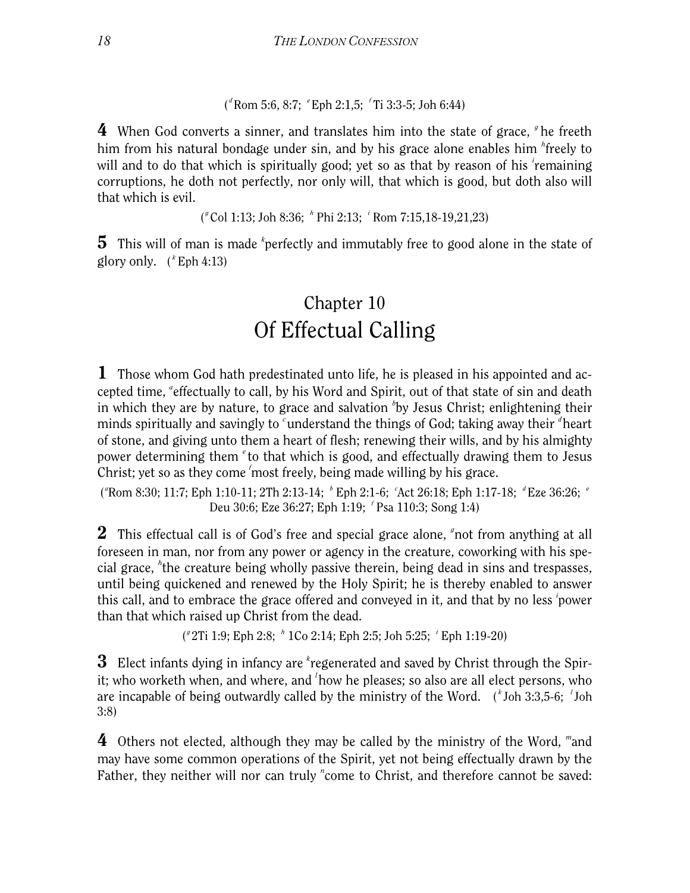([d] Rom 5:6, 8:7; [e] Eph 2:1,5; [f] Ti 3:3-5; Joh 6:44)

**4** When God converts a sinner, and translates him into the state of grace, [g] he freeth him from his natural bondage under sin, and by his grace alone enables him [h]freely to will and to do that which is spiritually good; yet so as that by reason of his [i]remaining corruptions, he doth not perfectly, nor only will, that which is good, but doth also will that which is evil.

([g] Col 1:13; Joh 8:36; [h] Phi 2:13; [i] Rom 7:15,18-19,21,23)

**5** This will of man is made [k]perfectly and immutably free to good alone in the state of glory only. ([k] Eph 4:13)

## Chapter 10
## Of Effectual Calling

**1** Those whom God hath predestinated unto life, he is pleased in his appointed and accepted time, [a]effectually to call, by his Word and Spirit, out of that state of sin and death in which they are by nature, to grace and salvation [b]by Jesus Christ; enlightening their minds spiritually and savingly to [c] understand the things of God; taking away their [d]heart of stone, and giving unto them a heart of flesh; renewing their wills, and by his almighty power determining them [e] to that which is good, and effectually drawing them to Jesus Christ; yet so as they come [f]most freely, being made willing by his grace.

([a]Rom 8:30; 11:7; Eph 1:10-11; 2Th 2:13-14; [b] Eph 2:1-6; [c]Act 26:18; Eph 1:17-18; [d] Eze 36:26; [e] Deu 30:6; Eze 36:27; Eph 1:19; [f] Psa 110:3; Song 1:4)

**2** This effectual call is of God's free and special grace alone, [g]not from anything at all foreseen in man, nor from any power or agency in the creature, coworking with his special grace, [h]the creature being wholly passive therein, being dead in sins and trespasses, until being quickened and renewed by the Holy Spirit; he is thereby enabled to answer this call, and to embrace the grace offered and conveyed in it, and that by no less [i]power than that which raised up Christ from the dead.

([g] 2Ti 1:9; Eph 2:8; [h] 1Co 2:14; Eph 2:5; Joh 5:25; [i] Eph 1:19-20)

**3** Elect infants dying in infancy are [k]regenerated and saved by Christ through the Spirit; who worketh when, and where, and [l]how he pleases; so also are all elect persons, who are incapable of being outwardly called by the ministry of the Word. ([k] Joh 3:3,5-6; [l] Joh 3:8)

**4** Others not elected, although they may be called by the ministry of the Word, [m]and may have some common operations of the Spirit, yet not being effectually drawn by the Father, they neither will nor can truly [n]come to Christ, and therefore cannot be saved: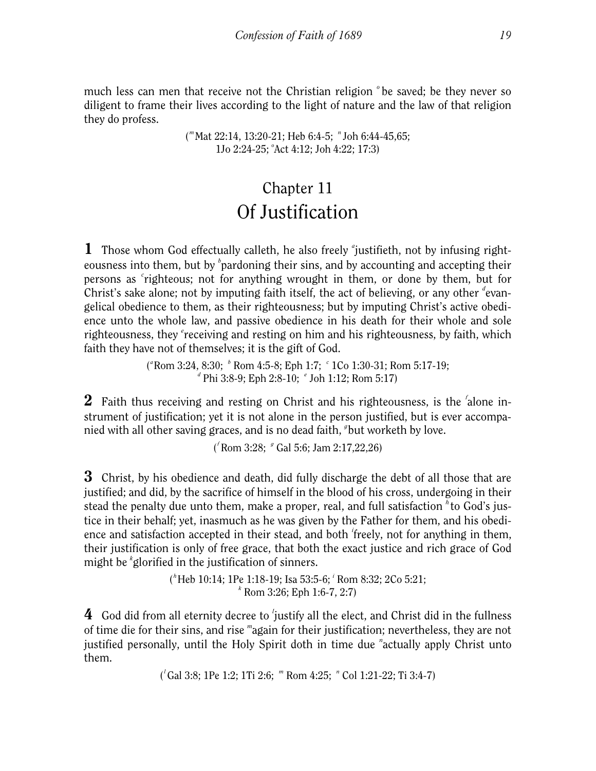much less can men that receive not the Christian religion [o] be saved; be they never so diligent to frame their lives according to the light of nature and the law of that religion they do profess.

([m] Mat 22:14, 13:20-21; Heb 6:4-5; [n] Joh 6:44-45,65; 1Jo 2:24-25; [o] Act 4:12; Joh 4:22; 17:3)

# Chapter 11
# Of Justification

**1** Those whom God effectually calleth, he also freely [a]justifieth, not by infusing righteousness into them, but by [b]pardoning their sins, and by accounting and accepting their persons as [c]righteous; not for anything wrought in them, or done by them, but for Christ's sake alone; not by imputing faith itself, the act of believing, or any other [d]evangelical obedience to them, as their righteousness; but by imputing Christ's active obedience unto the whole law, and passive obedience in his death for their whole and sole righteousness, they [e]receiving and resting on him and his righteousness, by faith, which faith they have not of themselves; it is the gift of God.

([a] Rom 3:24, 8:30; [b] Rom 4:5-8; Eph 1:7; [c] 1Co 1:30-31; Rom 5:17-19; [d] Phi 3:8-9; Eph 2:8-10; [e] Joh 1:12; Rom 5:17)

**2** Faith thus receiving and resting on Christ and his righteousness, is the [f]alone instrument of justification; yet it is not alone in the person justified, but is ever accompanied with all other saving graces, and is no dead faith, [g]but worketh by love.

([f] Rom 3:28; [g] Gal 5:6; Jam 2:17,22,26)

**3** Christ, by his obedience and death, did fully discharge the debt of all those that are justified; and did, by the sacrifice of himself in the blood of his cross, undergoing in their stead the penalty due unto them, make a proper, real, and full satisfaction [h] to God's justice in their behalf; yet, inasmuch as he was given by the Father for them, and his obedience and satisfaction accepted in their stead, and both [i]freely, not for anything in them, their justification is only of free grace, that both the exact justice and rich grace of God might be [k]glorified in the justification of sinners.

([h] Heb 10:14; 1Pe 1:18-19; Isa 53:5-6; [i] Rom 8:32; 2Co 5:21; [k] Rom 3:26; Eph 1:6-7, 2:7)

**4** God did from all eternity decree to [l]justify all the elect, and Christ did in the fullness of time die for their sins, and rise [m]again for their justification; nevertheless, they are not justified personally, until the Holy Spirit doth in time due [n]actually apply Christ unto them.

([l] Gal 3:8; 1Pe 1:2; 1Ti 2:6; [m] Rom 4:25; [n] Col 1:21-22; Ti 3:4-7)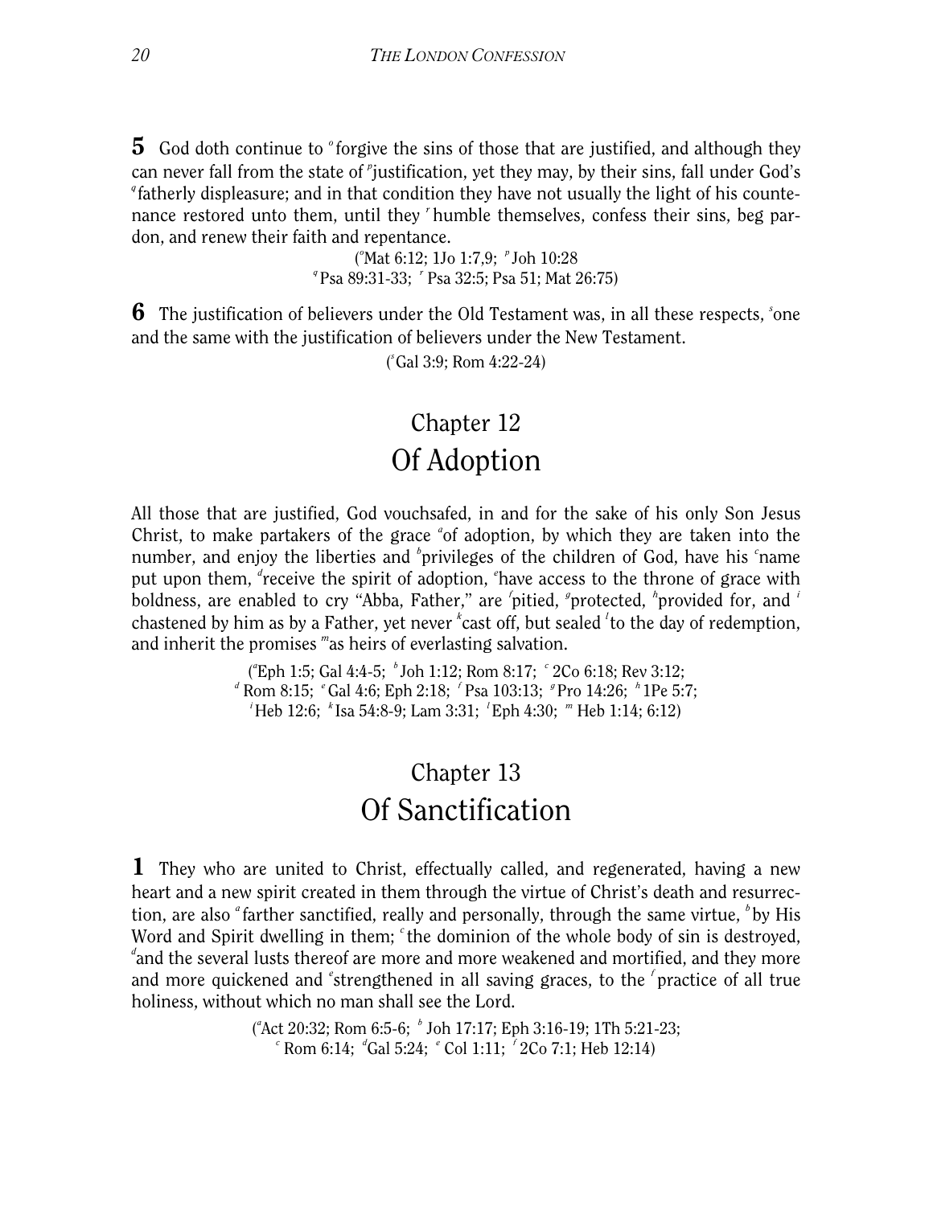**5** God doth continue to [o]forgive the sins of those that are justified, and although they can never fall from the state of [p]justification, yet they may, by their sins, fall under God's [q]fatherly displeasure; and in that condition they have not usually the light of his countenance restored unto them, until they [r]humble themselves, confess their sins, beg pardon, and renew their faith and repentance.

([o]Mat 6:12; 1Jo 1:7,9; [p]Joh 10:28
[q]Psa 89:31-33; [r]Psa 32:5; Psa 51; Mat 26:75)

**6** The justification of believers under the Old Testament was, in all these respects, [s]one and the same with the justification of believers under the New Testament.

([s]Gal 3:9; Rom 4:22-24)

## Chapter 12
## Of Adoption

All those that are justified, God vouchsafed, in and for the sake of his only Son Jesus Christ, to make partakers of the grace [a]of adoption, by which they are taken into the number, and enjoy the liberties and [b]privileges of the children of God, have his [c]name put upon them, [d]receive the spirit of adoption, [e]have access to the throne of grace with boldness, are enabled to cry "Abba, Father," are [f]pitied, [g]protected, [h]provided for, and [i]chastened by him as by a Father, yet never [k]cast off, but sealed [l]to the day of redemption, and inherit the promises [m]as heirs of everlasting salvation.

([a]Eph 1:5; Gal 4:4-5; [b]Joh 1:12; Rom 8:17; [c]2Co 6:18; Rev 3:12;
[d]Rom 8:15; [e]Gal 4:6; Eph 2:18; [f]Psa 103:13; [g]Pro 14:26; [h]1Pe 5:7;
[i]Heb 12:6; [k]Isa 54:8-9; Lam 3:31; [l]Eph 4:30; [m]Heb 1:14; 6:12)

## Chapter 13
## Of Sanctification

**1** They who are united to Christ, effectually called, and regenerated, having a new heart and a new spirit created in them through the virtue of Christ's death and resurrection, are also [a]farther sanctified, really and personally, through the same virtue, [b]by His Word and Spirit dwelling in them; [c]the dominion of the whole body of sin is destroyed, [d]and the several lusts thereof are more and more weakened and mortified, and they more and more quickened and [e]strengthened in all saving graces, to the [f]practice of all true holiness, without which no man shall see the Lord.

([a]Act 20:32; Rom 6:5-6; [b]Joh 17:17; Eph 3:16-19; 1Th 5:21-23;
[c]Rom 6:14; [d]Gal 5:24; [e]Col 1:11; [f]2Co 7:1; Heb 12:14)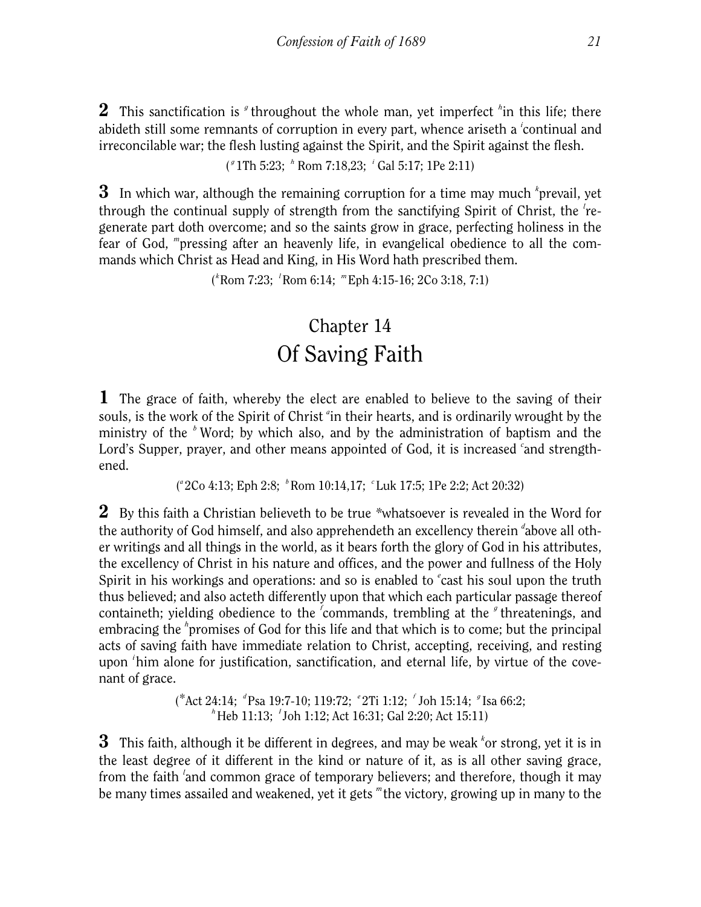**2** This sanctification is [g] throughout the whole man, yet imperfect [h]in this life; there abideth still some remnants of corruption in every part, whence ariseth a [i]continual and irreconcilable war; the flesh lusting against the Spirit, and the Spirit against the flesh.

([g] 1Th 5:23; [h] Rom 7:18,23; [i] Gal 5:17; 1Pe 2:11)

**3** In which war, although the remaining corruption for a time may much [k]prevail, yet through the continual supply of strength from the sanctifying Spirit of Christ, the [l]regenerate part doth overcome; and so the saints grow in grace, perfecting holiness in the fear of God, [m]pressing after an heavenly life, in evangelical obedience to all the commands which Christ as Head and King, in His Word hath prescribed them.

([k]Rom 7:23; [l]Rom 6:14; [m]Eph 4:15-16; 2Co 3:18, 7:1)

## Chapter 14
## Of Saving Faith

**1** The grace of faith, whereby the elect are enabled to believe to the saving of their souls, is the work of the Spirit of Christ [a]in their hearts, and is ordinarily wrought by the ministry of the [b] Word; by which also, and by the administration of baptism and the Lord's Supper, prayer, and other means appointed of God, it is increased [c]and strengthened.

([a] 2Co 4:13; Eph 2:8; [b] Rom 10:14,17; [c] Luk 17:5; 1Pe 2:2; Act 20:32)

**2** By this faith a Christian believeth to be true *whatsoever is revealed in the Word for the authority of God himself, and also apprehendeth an excellency therein [d]above all other writings and all things in the world, as it bears forth the glory of God in his attributes, the excellency of Christ in his nature and offices, and the power and fullness of the Holy Spirit in his workings and operations: and so is enabled to [e]cast his soul upon the truth thus believed; and also acteth differently upon that which each particular passage thereof containeth; yielding obedience to the [f]commands, trembling at the [g] threatenings, and embracing the [h]promises of God for this life and that which is to come; but the principal acts of saving faith have immediate relation to Christ, accepting, receiving, and resting upon [i]him alone for justification, sanctification, and eternal life, by virtue of the covenant of grace.

(*Act 24:14; [d]Psa 19:7-10; 119:72; [e] 2Ti 1:12; [f] Joh 15:14; [g] Isa 66:2; [h] Heb 11:13; [i] Joh 1:12; Act 16:31; Gal 2:20; Act 15:11)

**3** This faith, although it be different in degrees, and may be weak [k]or strong, yet it is in the least degree of it different in the kind or nature of it, as is all other saving grace, from the faith [l]and common grace of temporary believers; and therefore, though it may be many times assailed and weakened, yet it gets [m] the victory, growing up in many to the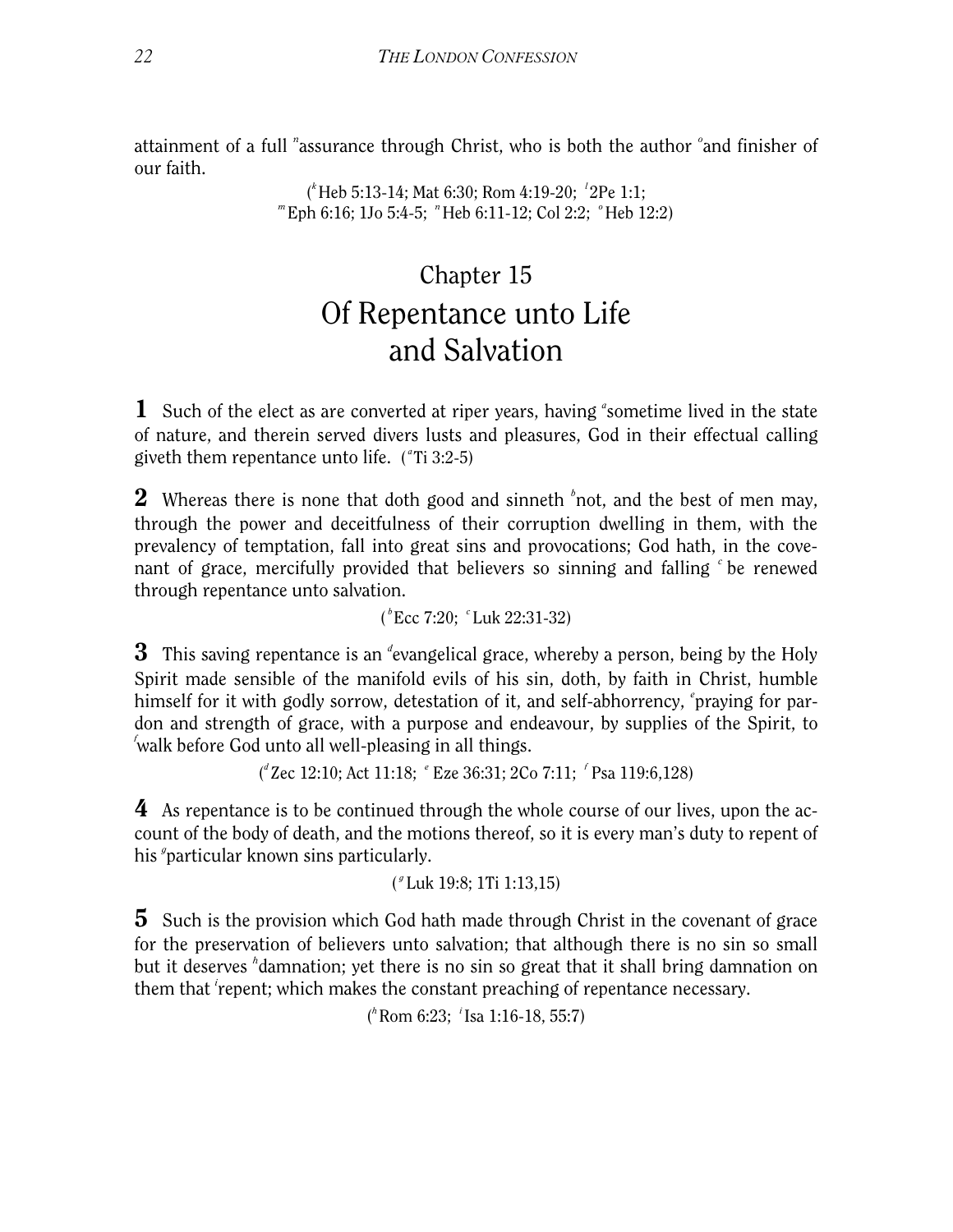attainment of a full [n]assurance through Christ, who is both the author [o]and finisher of our faith.

([k]Heb 5:13-14; Mat 6:30; Rom 4:19-20; [l]2Pe 1:1; [m]Eph 6:16; 1Jo 5:4-5; [n]Heb 6:11-12; Col 2:2; [o]Heb 12:2)

# Chapter 15
# Of Repentance unto Life and Salvation

**1** Such of the elect as are converted at riper years, having [a]sometime lived in the state of nature, and therein served divers lusts and pleasures, God in their effectual calling giveth them repentance unto life. ([a]Ti 3:2-5)

**2** Whereas there is none that doth good and sinneth [b]not, and the best of men may, through the power and deceitfulness of their corruption dwelling in them, with the prevalency of temptation, fall into great sins and provocations; God hath, in the covenant of grace, mercifully provided that believers so sinning and falling [c] be renewed through repentance unto salvation.

([b]Ecc 7:20; [c]Luk 22:31-32)

**3** This saving repentance is an [d]evangelical grace, whereby a person, being by the Holy Spirit made sensible of the manifold evils of his sin, doth, by faith in Christ, humble himself for it with godly sorrow, detestation of it, and self-abhorrency, [e]praying for pardon and strength of grace, with a purpose and endeavour, by supplies of the Spirit, to [f]walk before God unto all well-pleasing in all things.

([d]Zec 12:10; Act 11:18; [e] Eze 36:31; 2Co 7:11; [f] Psa 119:6,128)

**4** As repentance is to be continued through the whole course of our lives, upon the account of the body of death, and the motions thereof, so it is every man's duty to repent of his [g]particular known sins particularly.

([g]Luk 19:8; 1Ti 1:13,15)

**5** Such is the provision which God hath made through Christ in the covenant of grace for the preservation of believers unto salvation; that although there is no sin so small but it deserves [h]damnation; yet there is no sin so great that it shall bring damnation on them that [i]repent; which makes the constant preaching of repentance necessary.

([h]Rom 6:23; [i]Isa 1:16-18, 55:7)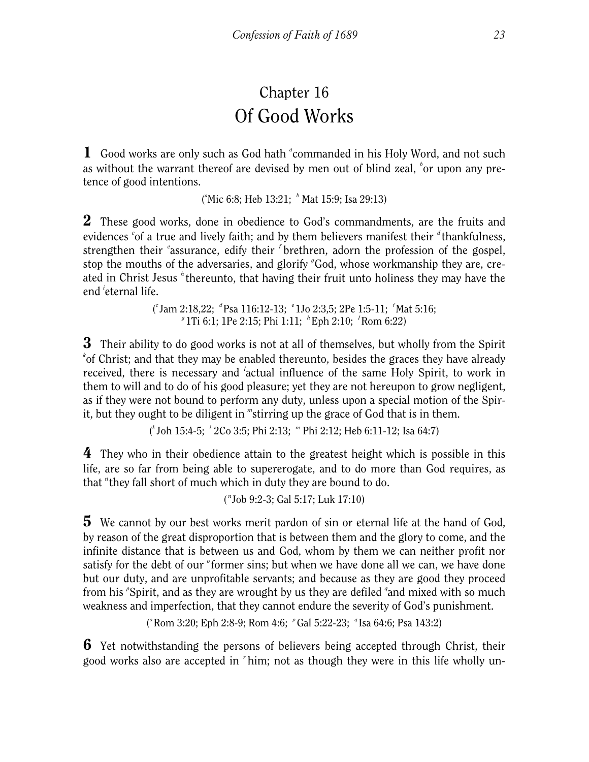# Chapter 16
# Of Good Works

**1** Good works are only such as God hath [a]commanded in his Holy Word, and not such as without the warrant thereof are devised by men out of blind zeal, [b]or upon any pretence of good intentions.

([a]Mic 6:8; Heb 13:21; [b] Mat 15:9; Isa 29:13)

**2** These good works, done in obedience to God's commandments, are the fruits and evidences [c]of a true and lively faith; and by them believers manifest their [d]thankfulness, strengthen their [e]assurance, edify their [f]brethren, adorn the profession of the gospel, stop the mouths of the adversaries, and glorify [g]God, whose workmanship they are, created in Christ Jesus [h]thereunto, that having their fruit unto holiness they may have the end [i]eternal life.

([c] Jam 2:18,22; [d]Psa 116:12-13; [e] 1Jo 2:3,5; 2Pe 1:5-11; [f]Mat 5:16; [g] 1Ti 6:1; 1Pe 2:15; Phi 1:11; [h] Eph 2:10; [i] Rom 6:22)

**3** Their ability to do good works is not at all of themselves, but wholly from the Spirit [k]of Christ; and that they may be enabled thereunto, besides the graces they have already received, there is necessary and [l]actual influence of the same Holy Spirit, to work in them to will and to do of his good pleasure; yet they are not hereupon to grow negligent, as if they were not bound to perform any duty, unless upon a special motion of the Spirit, but they ought to be diligent in [m]stirring up the grace of God that is in them.

([k] Joh 15:4-5; [l] 2Co 3:5; Phi 2:13; [m] Phi 2:12; Heb 6:11-12; Isa 64:7)

**4** They who in their obedience attain to the greatest height which is possible in this life, are so far from being able to supererogate, and to do more than God requires, as that [n]they fall short of much which in duty they are bound to do.

([n] Job 9:2-3; Gal 5:17; Luk 17:10)

**5** We cannot by our best works merit pardon of sin or eternal life at the hand of God, by reason of the great disproportion that is between them and the glory to come, and the infinite distance that is between us and God, whom by them we can neither profit nor satisfy for the debt of our [o]former sins; but when we have done all we can, we have done but our duty, and are unprofitable servants; and because as they are good they proceed from his [p]Spirit, and as they are wrought by us they are defiled [q]and mixed with so much weakness and imperfection, that they cannot endure the severity of God's punishment.

([o] Rom 3:20; Eph 2:8-9; Rom 4:6; [p] Gal 5:22-23; [q] Isa 64:6; Psa 143:2)

**6** Yet notwithstanding the persons of believers being accepted through Christ, their good works also are accepted in [r]him; not as though they were in this life wholly un-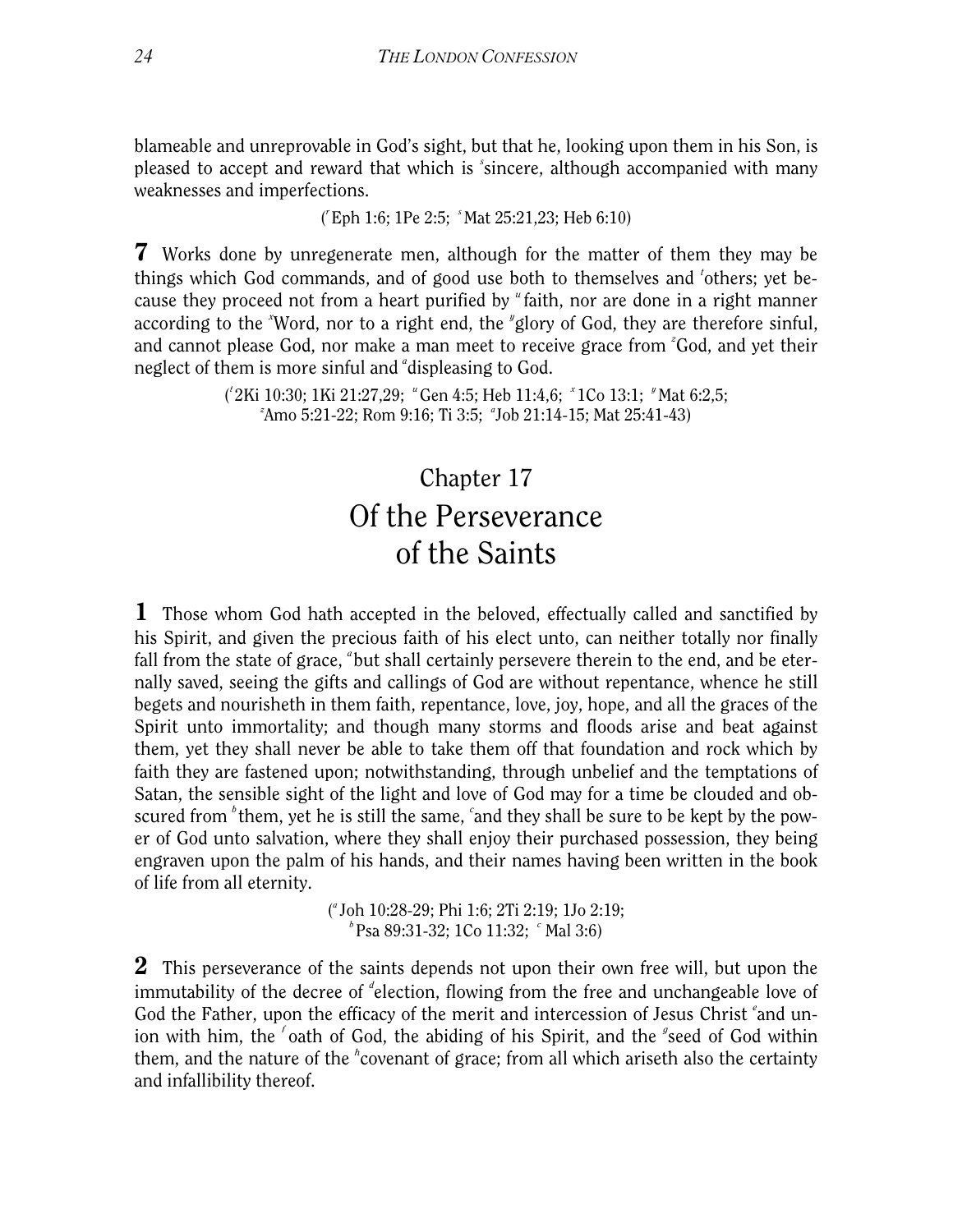blameable and unreprovable in God's sight, but that he, looking upon them in his Son, is pleased to accept and reward that which is [s]sincere, although accompanied with many weaknesses and imperfections.

([r]Eph 1:6; 1Pe 2:5; [s]Mat 25:21,23; Heb 6:10)

**7** Works done by unregenerate men, although for the matter of them they may be things which God commands, and of good use both to themselves and [t]others; yet because they proceed not from a heart purified by [u]faith, nor are done in a right manner according to the [x]Word, nor to a right end, the [y]glory of God, they are therefore sinful, and cannot please God, nor make a man meet to receive grace from [z]God, and yet their neglect of them is more sinful and [a]displeasing to God.

([t]2Ki 10:30; 1Ki 21:27,29; [u]Gen 4:5; Heb 11:4,6; [x]1Co 13:1; [y]Mat 6:2,5; [z]Amo 5:21-22; Rom 9:16; Ti 3:5; [a]Job 21:14-15; Mat 25:41-43)

## Chapter 17
## Of the Perseverance of the Saints

**1** Those whom God hath accepted in the beloved, effectually called and sanctified by his Spirit, and given the precious faith of his elect unto, can neither totally nor finally fall from the state of grace, [a]but shall certainly persevere therein to the end, and be eternally saved, seeing the gifts and callings of God are without repentance, whence he still begets and nourisheth in them faith, repentance, love, joy, hope, and all the graces of the Spirit unto immortality; and though many storms and floods arise and beat against them, yet they shall never be able to take them off that foundation and rock which by faith they are fastened upon; notwithstanding, through unbelief and the temptations of Satan, the sensible sight of the light and love of God may for a time be clouded and obscured from [b]them, yet he is still the same, [c]and they shall be sure to be kept by the power of God unto salvation, where they shall enjoy their purchased possession, they being engraven upon the palm of his hands, and their names having been written in the book of life from all eternity.

([a]Joh 10:28-29; Phi 1:6; 2Ti 2:19; 1Jo 2:19; [b]Psa 89:31-32; 1Co 11:32; [c]Mal 3:6)

**2** This perseverance of the saints depends not upon their own free will, but upon the immutability of the decree of [d]election, flowing from the free and unchangeable love of God the Father, upon the efficacy of the merit and intercession of Jesus Christ [e]and union with him, the [f]oath of God, the abiding of his Spirit, and the [g]seed of God within them, and the nature of the [h]covenant of grace; from all which ariseth also the certainty and infallibility thereof.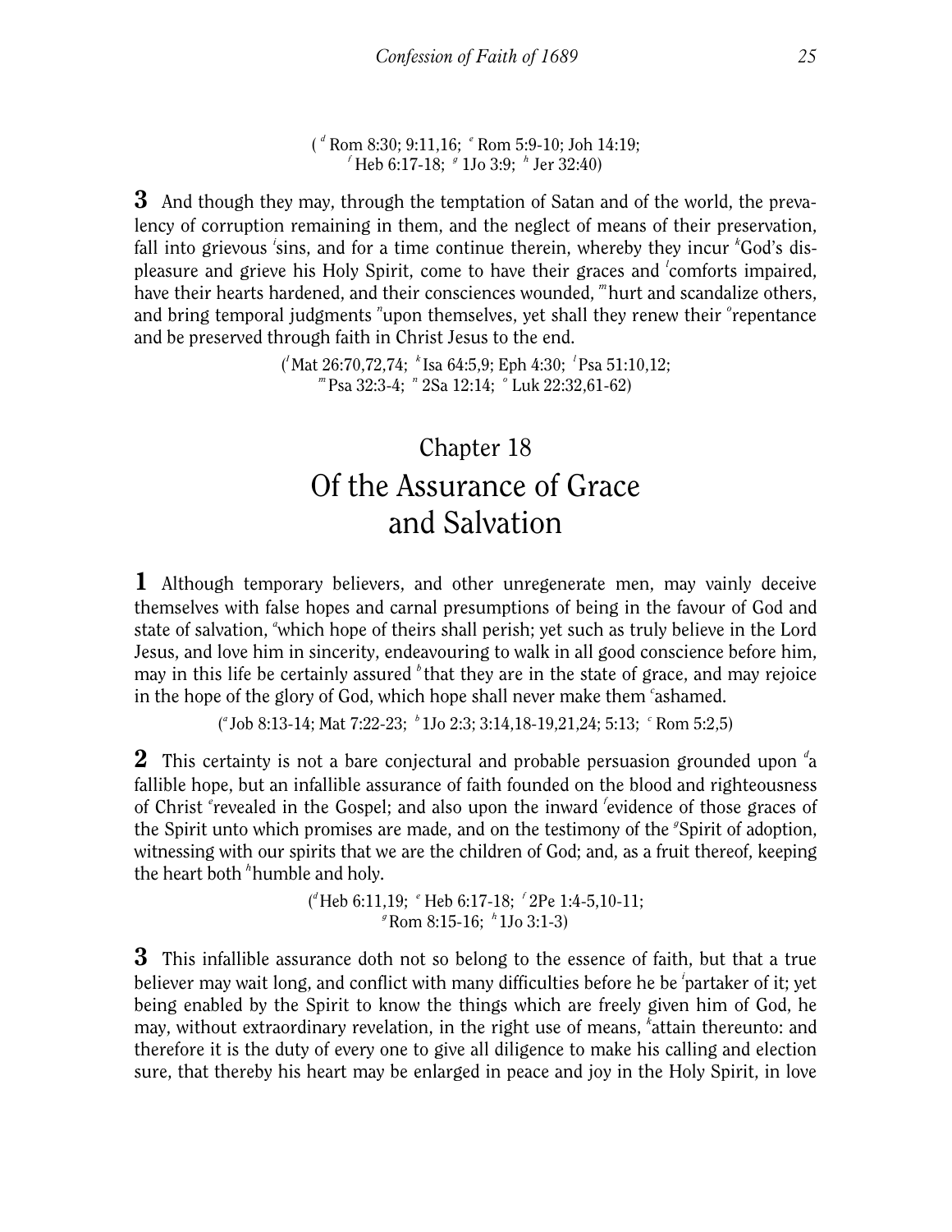( [d] Rom 8:30; 9:11,16; [e] Rom 5:9-10; Joh 14:19; [f] Heb 6:17-18; [g] 1Jo 3:9; [h] Jer 32:40)

**3** And though they may, through the temptation of Satan and of the world, the prevalency of corruption remaining in them, and the neglect of means of their preservation, fall into grievous [i]sins, and for a time continue therein, whereby they incur [k]God's displeasure and grieve his Holy Spirit, come to have their graces and [l]comforts impaired, have their hearts hardened, and their consciences wounded, [m]hurt and scandalize others, and bring temporal judgments [n]upon themselves, yet shall they renew their [o]repentance and be preserved through faith in Christ Jesus to the end.

([i]Mat 26:70,72,74; [k]Isa 64:5,9; Eph 4:30; [l]Psa 51:10,12; [m]Psa 32:3-4; [n] 2Sa 12:14; [o] Luk 22:32,61-62)

# Chapter 18
# Of the Assurance of Grace and Salvation

**1** Although temporary believers, and other unregenerate men, may vainly deceive themselves with false hopes and carnal presumptions of being in the favour of God and state of salvation, [a]which hope of theirs shall perish; yet such as truly believe in the Lord Jesus, and love him in sincerity, endeavouring to walk in all good conscience before him, may in this life be certainly assured [b]that they are in the state of grace, and may rejoice in the hope of the glory of God, which hope shall never make them [c]ashamed.

([a]Job 8:13-14; Mat 7:22-23; [b]1Jo 2:3; 3:14,18-19,21,24; 5:13; [c] Rom 5:2,5)

**2** This certainty is not a bare conjectural and probable persuasion grounded upon [d]a fallible hope, but an infallible assurance of faith founded on the blood and righteousness of Christ [e]revealed in the Gospel; and also upon the inward [f]evidence of those graces of the Spirit unto which promises are made, and on the testimony of the [g]Spirit of adoption, witnessing with our spirits that we are the children of God; and, as a fruit thereof, keeping the heart both [h]humble and holy.

([d]Heb 6:11,19; [e] Heb 6:17-18; [f] 2Pe 1:4-5,10-11; [g]Rom 8:15-16; [h]1Jo 3:1-3)

**3** This infallible assurance doth not so belong to the essence of faith, but that a true believer may wait long, and conflict with many difficulties before he be [i]partaker of it; yet being enabled by the Spirit to know the things which are freely given him of God, he may, without extraordinary revelation, in the right use of means, [k]attain thereunto: and therefore it is the duty of every one to give all diligence to make his calling and election sure, that thereby his heart may be enlarged in peace and joy in the Holy Spirit, in love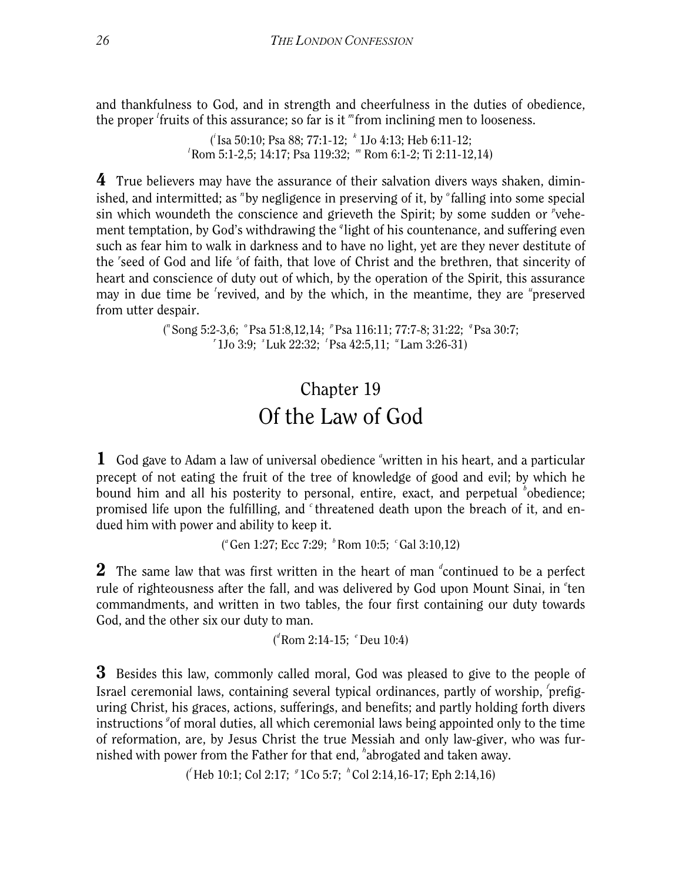and thankfulness to God, and in strength and cheerfulness in the duties of obedience, the proper [l]fruits of this assurance; so far is it [m]from inclining men to looseness.

([i]Isa 50:10; Psa 88; 77:1-12; [k] 1Jo 4:13; Heb 6:11-12; [l]Rom 5:1-2,5; 14:17; Psa 119:32; [m] Rom 6:1-2; Ti 2:11-12,14)

**4** True believers may have the assurance of their salvation divers ways shaken, diminished, and intermitted; as [n]by negligence in preserving of it, by [o]falling into some special sin which woundeth the conscience and grieveth the Spirit; by some sudden or [p]vehement temptation, by God's withdrawing the [q]light of his countenance, and suffering even such as fear him to walk in darkness and to have no light, yet are they never destitute of the [r]seed of God and life [s]of faith, that love of Christ and the brethren, that sincerity of heart and conscience of duty out of which, by the operation of the Spirit, this assurance may in due time be [t]revived, and by the which, in the meantime, they are [u]preserved from utter despair.

([n]Song 5:2-3,6; [o]Psa 51:8,12,14; [p]Psa 116:11; 77:7-8; 31:22; [q]Psa 30:7; [r]1Jo 3:9; [s]Luk 22:32; [t]Psa 42:5,11; [u]Lam 3:26-31)

## Chapter 19
## Of the Law of God

**1** God gave to Adam a law of universal obedience [a]written in his heart, and a particular precept of not eating the fruit of the tree of knowledge of good and evil; by which he bound him and all his posterity to personal, entire, exact, and perpetual [b]obedience; promised life upon the fulfilling, and [c]threatened death upon the breach of it, and endued him with power and ability to keep it.

([a]Gen 1:27; Ecc 7:29; [b]Rom 10:5; [c]Gal 3:10,12)

**2** The same law that was first written in the heart of man [d]continued to be a perfect rule of righteousness after the fall, and was delivered by God upon Mount Sinai, in [e]ten commandments, and written in two tables, the four first containing our duty towards God, and the other six our duty to man.

([d]Rom 2:14-15; [e]Deu 10:4)

**3** Besides this law, commonly called moral, God was pleased to give to the people of Israel ceremonial laws, containing several typical ordinances, partly of worship, [f]prefiguring Christ, his graces, actions, sufferings, and benefits; and partly holding forth divers instructions [g]of moral duties, all which ceremonial laws being appointed only to the time of reformation, are, by Jesus Christ the true Messiah and only law-giver, who was furnished with power from the Father for that end, [h]abrogated and taken away.

([f]Heb 10:1; Col 2:17; [g]1Co 5:7; [h]Col 2:14,16-17; Eph 2:14,16)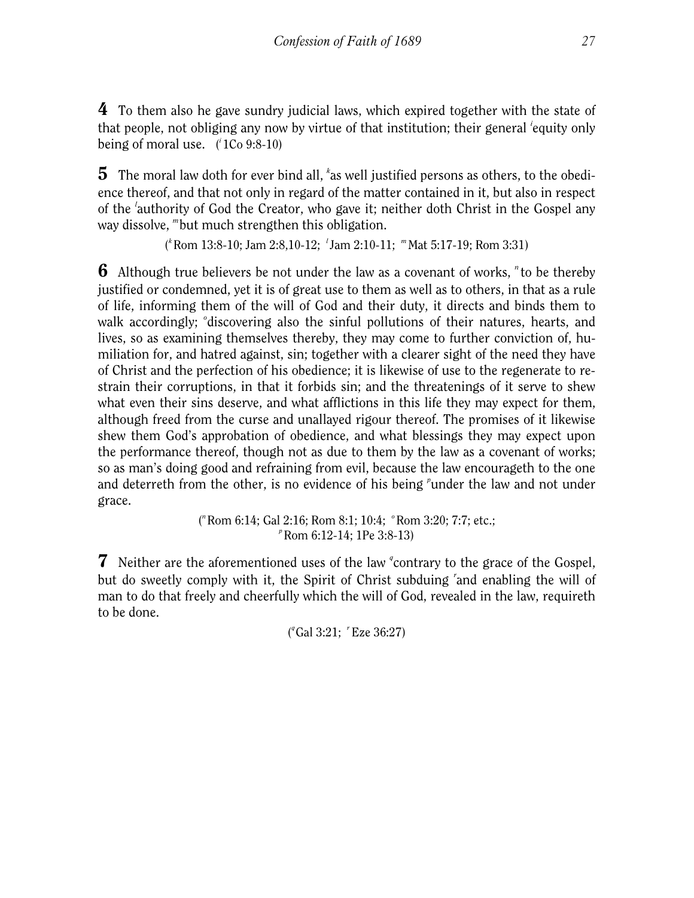**4** To them also he gave sundry judicial laws, which expired together with the state of that people, not obliging any now by virtue of that institution; their general [i]equity only being of moral use. ([i] 1Co 9:8-10)

**5** The moral law doth for ever bind all, [k]as well justified persons as others, to the obedience thereof, and that not only in regard of the matter contained in it, but also in respect of the [l]authority of God the Creator, who gave it; neither doth Christ in the Gospel any way dissolve, [m]but much strengthen this obligation.

([k] Rom 13:8-10; Jam 2:8,10-12; [l] Jam 2:10-11; [m] Mat 5:17-19; Rom 3:31)

**6** Although true believers be not under the law as a covenant of works, [n]to be thereby justified or condemned, yet it is of great use to them as well as to others, in that as a rule of life, informing them of the will of God and their duty, it directs and binds them to walk accordingly; [o]discovering also the sinful pollutions of their natures, hearts, and lives, so as examining themselves thereby, they may come to further conviction of, humiliation for, and hatred against, sin; together with a clearer sight of the need they have of Christ and the perfection of his obedience; it is likewise of use to the regenerate to restrain their corruptions, in that it forbids sin; and the threatenings of it serve to shew what even their sins deserve, and what afflictions in this life they may expect for them, although freed from the curse and unallayed rigour thereof. The promises of it likewise shew them God's approbation of obedience, and what blessings they may expect upon the performance thereof, though not as due to them by the law as a covenant of works; so as man's doing good and refraining from evil, because the law encourageth to the one and deterreth from the other, is no evidence of his being [p]under the law and not under grace.

([n] Rom 6:14; Gal 2:16; Rom 8:1; 10:4; [o] Rom 3:20; 7:7; etc.;
[p] Rom 6:12-14; 1Pe 3:8-13)

**7** Neither are the aforementioned uses of the law [q]contrary to the grace of the Gospel, but do sweetly comply with it, the Spirit of Christ subduing [r]and enabling the will of man to do that freely and cheerfully which the will of God, revealed in the law, requireth to be done.

([q] Gal 3:21; [r] Eze 36:27)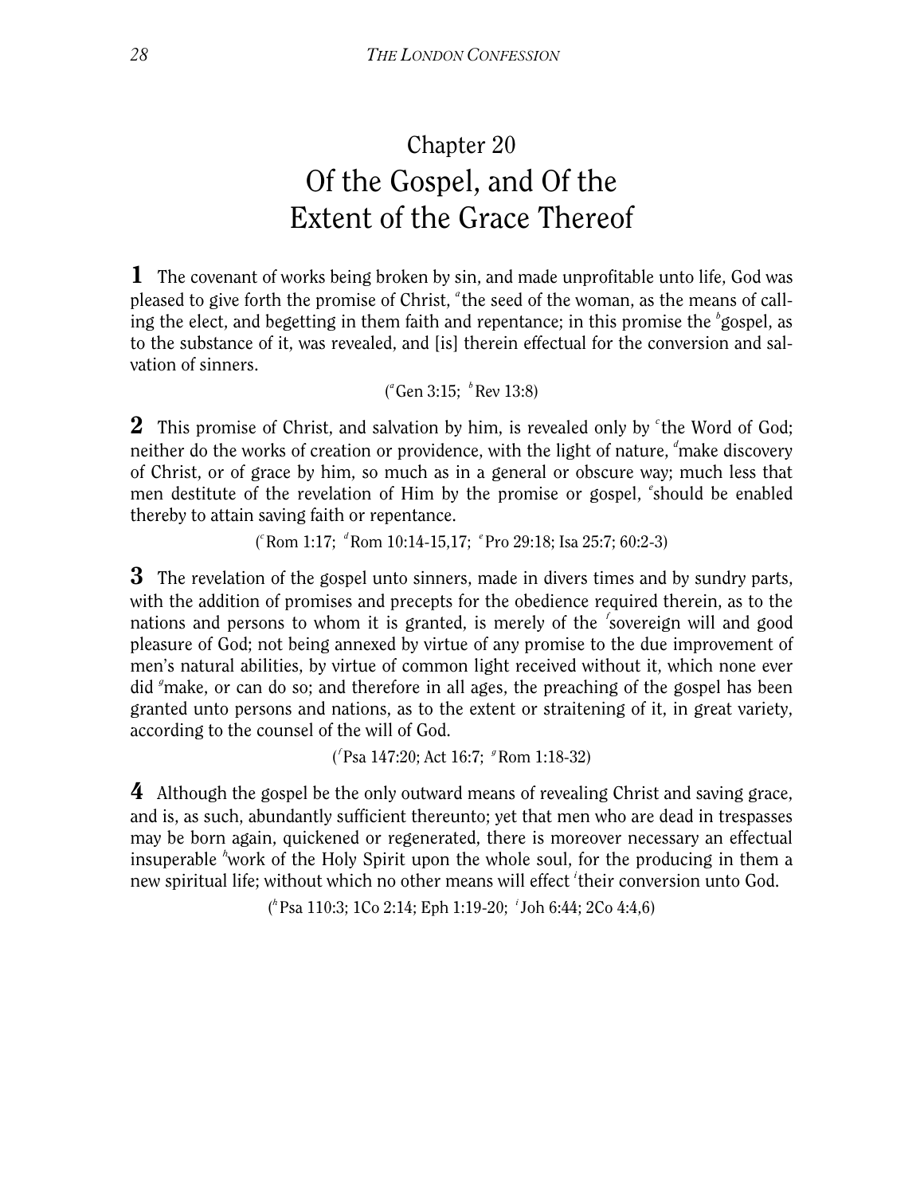## Chapter 20

# Of the Gospel, and Of the Extent of the Grace Thereof

**1** The covenant of works being broken by sin, and made unprofitable unto life, God was pleased to give forth the promise of Christ, [a]the seed of the woman, as the means of calling the elect, and begetting in them faith and repentance; in this promise the [b]gospel, as to the substance of it, was revealed, and [is] therein effectual for the conversion and salvation of sinners.

([a]Gen 3:15; [b]Rev 13:8)

**2** This promise of Christ, and salvation by him, is revealed only by [c]the Word of God; neither do the works of creation or providence, with the light of nature, [d]make discovery of Christ, or of grace by him, so much as in a general or obscure way; much less that men destitute of the revelation of Him by the promise or gospel, [e]should be enabled thereby to attain saving faith or repentance.

([c]Rom 1:17; [d]Rom 10:14-15,17; [e]Pro 29:18; Isa 25:7; 60:2-3)

**3** The revelation of the gospel unto sinners, made in divers times and by sundry parts, with the addition of promises and precepts for the obedience required therein, as to the nations and persons to whom it is granted, is merely of the [f]sovereign will and good pleasure of God; not being annexed by virtue of any promise to the due improvement of men's natural abilities, by virtue of common light received without it, which none ever did [g]make, or can do so; and therefore in all ages, the preaching of the gospel has been granted unto persons and nations, as to the extent or straitening of it, in great variety, according to the counsel of the will of God.

([f]Psa 147:20; Act 16:7; [g]Rom 1:18-32)

**4** Although the gospel be the only outward means of revealing Christ and saving grace, and is, as such, abundantly sufficient thereunto; yet that men who are dead in trespasses may be born again, quickened or regenerated, there is moreover necessary an effectual insuperable [h]work of the Holy Spirit upon the whole soul, for the producing in them a new spiritual life; without which no other means will effect [i]their conversion unto God.

([h]Psa 110:3; 1Co 2:14; Eph 1:19-20; [i]Joh 6:44; 2Co 4:4,6)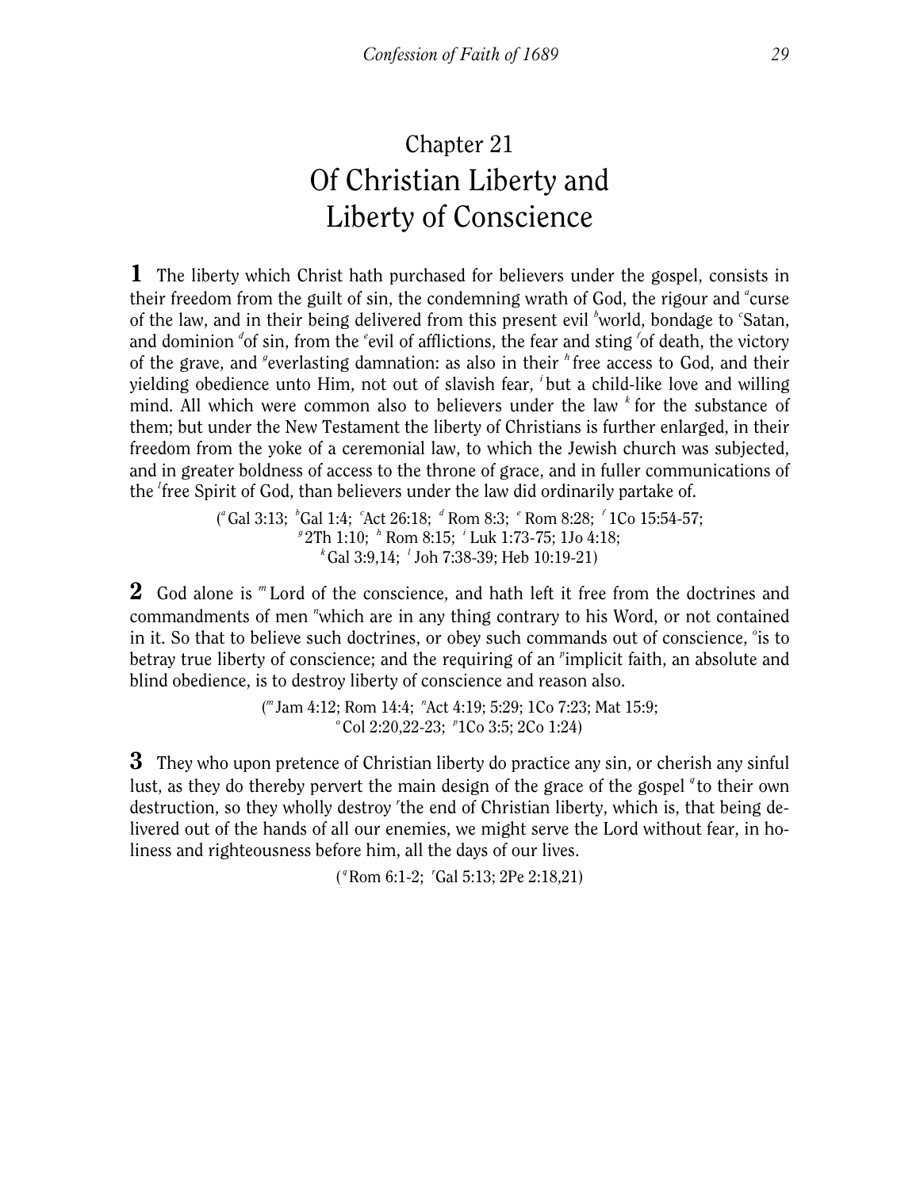# Chapter 21
# Of Christian Liberty and Liberty of Conscience

**1** The liberty which Christ hath purchased for believers under the gospel, consists in their freedom from the guilt of sin, the condemning wrath of God, the rigour and [a]curse of the law, and in their being delivered from this present evil [b]world, bondage to [c]Satan, and dominion [d]of sin, from the [e]evil of afflictions, the fear and sting [f]of death, the victory of the grave, and [g]everlasting damnation: as also in their [h]free access to God, and their yielding obedience unto Him, not out of slavish fear, [i]but a child-like love and willing mind. All which were common also to believers under the law [k]for the substance of them; but under the New Testament the liberty of Christians is further enlarged, in their freedom from the yoke of a ceremonial law, to which the Jewish church was subjected, and in greater boldness of access to the throne of grace, and in fuller communications of the [l]free Spirit of God, than believers under the law did ordinarily partake of.

([a]Gal 3:13; [b]Gal 1:4; [c]Act 26:18; [d]Rom 8:3; [e]Rom 8:28; [f]1Co 15:54-57; [g]2Th 1:10; [h]Rom 8:15; [i]Luk 1:73-75; 1Jo 4:18; [k]Gal 3:9,14; [l]Joh 7:38-39; Heb 10:19-21)

**2** God alone is [m]Lord of the conscience, and hath left it free from the doctrines and commandments of men [n]which are in any thing contrary to his Word, or not contained in it. So that to believe such doctrines, or obey such commands out of conscience, [o]is to betray true liberty of conscience; and the requiring of an [p]implicit faith, an absolute and blind obedience, is to destroy liberty of conscience and reason also.

([m]Jam 4:12; Rom 14:4; [n]Act 4:19; 5:29; 1Co 7:23; Mat 15:9; [o]Col 2:20,22-23; [p]1Co 3:5; 2Co 1:24)

**3** They who upon pretence of Christian liberty do practice any sin, or cherish any sinful lust, as they do thereby pervert the main design of the grace of the gospel [q]to their own destruction, so they wholly destroy [r]the end of Christian liberty, which is, that being delivered out of the hands of all our enemies, we might serve the Lord without fear, in holiness and righteousness before him, all the days of our lives.

([q]Rom 6:1-2; [r]Gal 5:13; 2Pe 2:18,21)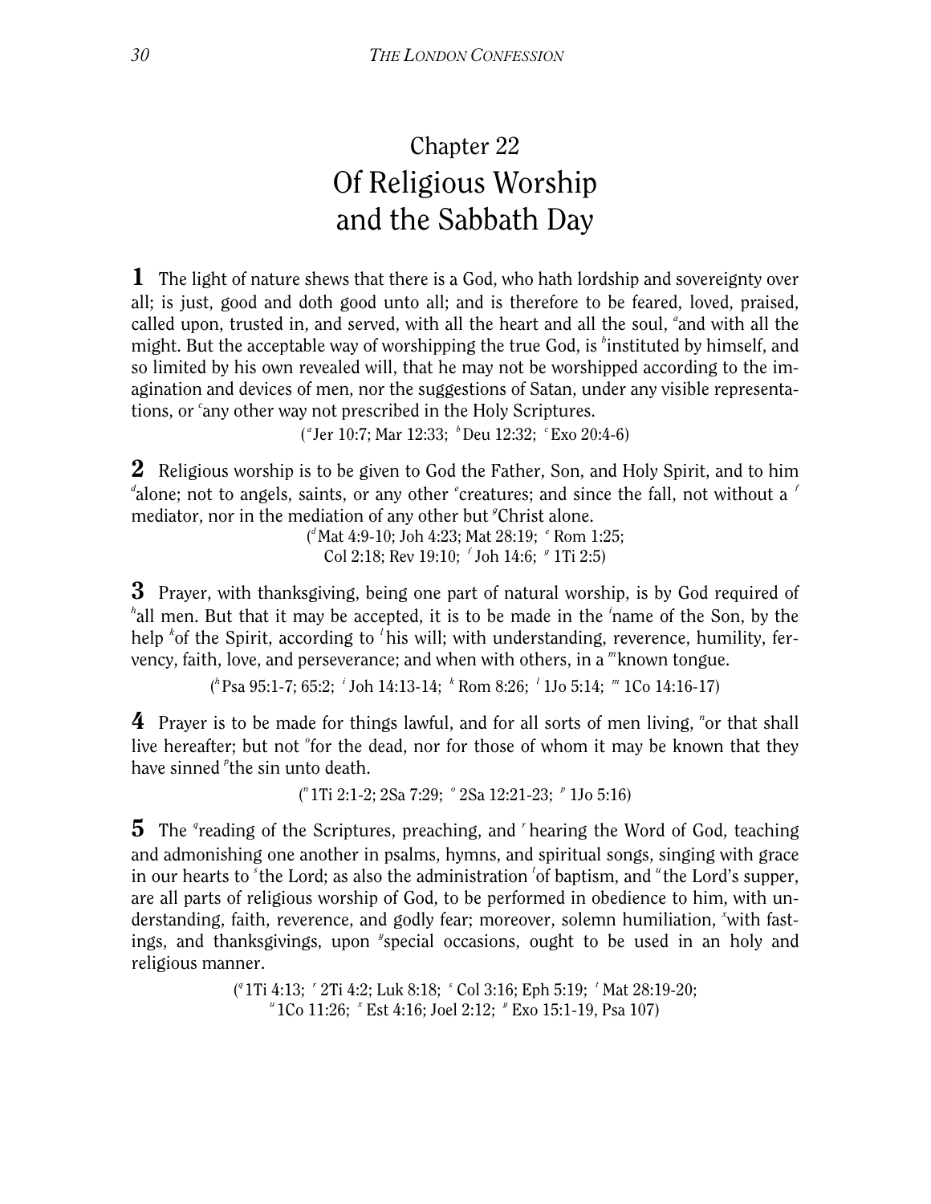# Chapter 22
# Of Religious Worship and the Sabbath Day

**1** The light of nature shews that there is a God, who hath lordship and sovereignty over all; is just, good and doth good unto all; and is therefore to be feared, loved, praised, called upon, trusted in, and served, with all the heart and all the soul, [a]and with all the might. But the acceptable way of worshipping the true God, is [b]instituted by himself, and so limited by his own revealed will, that he may not be worshipped according to the imagination and devices of men, nor the suggestions of Satan, under any visible representations, or [c]any other way not prescribed in the Holy Scriptures.

([a]Jer 10:7; Mar 12:33; [b]Deu 12:32; [c]Exo 20:4-6)

**2** Religious worship is to be given to God the Father, Son, and Holy Spirit, and to him [d]alone; not to angels, saints, or any other [e]creatures; and since the fall, not without a [f] mediator, nor in the mediation of any other but [g]Christ alone.

([d]Mat 4:9-10; Joh 4:23; Mat 28:19; [e]Rom 1:25; Col 2:18; Rev 19:10; [f]Joh 14:6; [g]1Ti 2:5)

**3** Prayer, with thanksgiving, being one part of natural worship, is by God required of [h]all men. But that it may be accepted, it is to be made in the [i]name of the Son, by the help [k]of the Spirit, according to [l]his will; with understanding, reverence, humility, fervency, faith, love, and perseverance; and when with others, in a [m]known tongue.

([h]Psa 95:1-7; 65:2; [i]Joh 14:13-14; [k]Rom 8:26; [l]1Jo 5:14; [m]1Co 14:16-17)

**4** Prayer is to be made for things lawful, and for all sorts of men living, [n]or that shall live hereafter; but not [o]for the dead, nor for those of whom it may be known that they have sinned [p]the sin unto death.

([n]1Ti 2:1-2; 2Sa 7:29; [o]2Sa 12:21-23; [p]1Jo 5:16)

**5** The [q]reading of the Scriptures, preaching, and [r]hearing the Word of God, teaching and admonishing one another in psalms, hymns, and spiritual songs, singing with grace in our hearts to [s]the Lord; as also the administration [t]of baptism, and [u]the Lord's supper, are all parts of religious worship of God, to be performed in obedience to him, with understanding, faith, reverence, and godly fear; moreover, solemn humiliation, [x]with fastings, and thanksgivings, upon [y]special occasions, ought to be used in an holy and religious manner.

([q]1Ti 4:13; [r]2Ti 4:2; Luk 8:18; [s]Col 3:16; Eph 5:19; [t]Mat 28:19-20; [u]1Co 11:26; [x]Est 4:16; Joel 2:12; [y]Exo 15:1-19, Psa 107)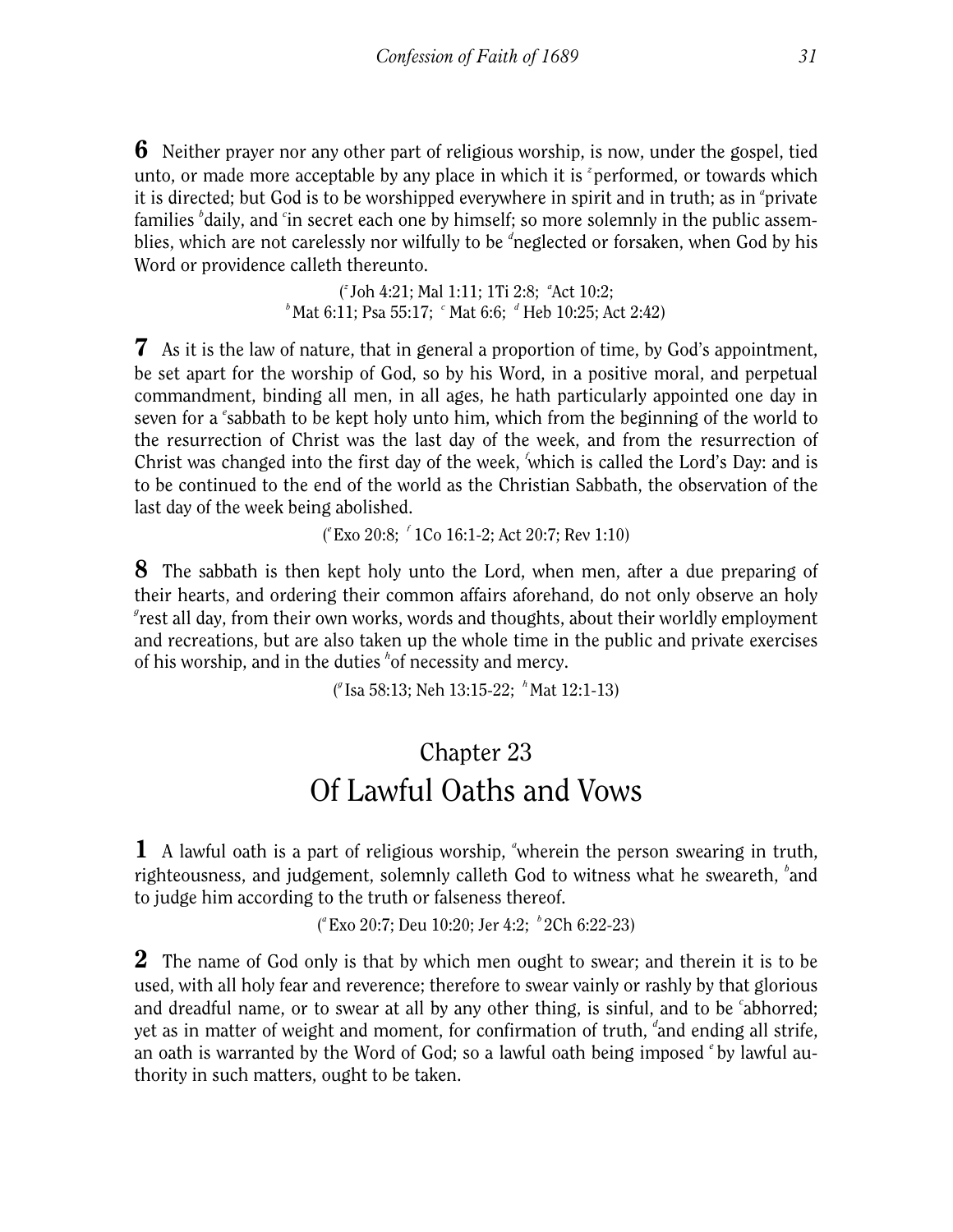**6** Neither prayer nor any other part of religious worship, is now, under the gospel, tied unto, or made more acceptable by any place in which it is [z] performed, or towards which it is directed; but God is to be worshipped everywhere in spirit and in truth; as in [a] private families [b] daily, and [c] in secret each one by himself; so more solemnly in the public assemblies, which are not carelessly nor wilfully to be [d] neglected or forsaken, when God by his Word or providence calleth thereunto.

([z] Joh 4:21; Mal 1:11; 1Ti 2:8; [a] Act 10:2; [b] Mat 6:11; Psa 55:17; [c] Mat 6:6; [d] Heb 10:25; Act 2:42)

**7** As it is the law of nature, that in general a proportion of time, by God's appointment, be set apart for the worship of God, so by his Word, in a positive moral, and perpetual commandment, binding all men, in all ages, he hath particularly appointed one day in seven for a [e] sabbath to be kept holy unto him, which from the beginning of the world to the resurrection of Christ was the last day of the week, and from the resurrection of Christ was changed into the first day of the week, [f] which is called the Lord's Day: and is to be continued to the end of the world as the Christian Sabbath, the observation of the last day of the week being abolished.

([e] Exo 20:8; [f] 1Co 16:1-2; Act 20:7; Rev 1:10)

**8** The sabbath is then kept holy unto the Lord, when men, after a due preparing of their hearts, and ordering their common affairs aforehand, do not only observe an holy [g] rest all day, from their own works, words and thoughts, about their worldly employment and recreations, but are also taken up the whole time in the public and private exercises of his worship, and in the duties [h] of necessity and mercy.

([g] Isa 58:13; Neh 13:15-22; [h] Mat 12:1-13)

## Chapter 23
# Of Lawful Oaths and Vows

**1** A lawful oath is a part of religious worship, [a] wherein the person swearing in truth, righteousness, and judgement, solemnly calleth God to witness what he sweareth, [b] and to judge him according to the truth or falseness thereof.

([a] Exo 20:7; Deu 10:20; Jer 4:2; [b] 2Ch 6:22-23)

**2** The name of God only is that by which men ought to swear; and therein it is to be used, with all holy fear and reverence; therefore to swear vainly or rashly by that glorious and dreadful name, or to swear at all by any other thing, is sinful, and to be [c] abhorred; yet as in matter of weight and moment, for confirmation of truth, [d] and ending all strife, an oath is warranted by the Word of God; so a lawful oath being imposed [e] by lawful authority in such matters, ought to be taken.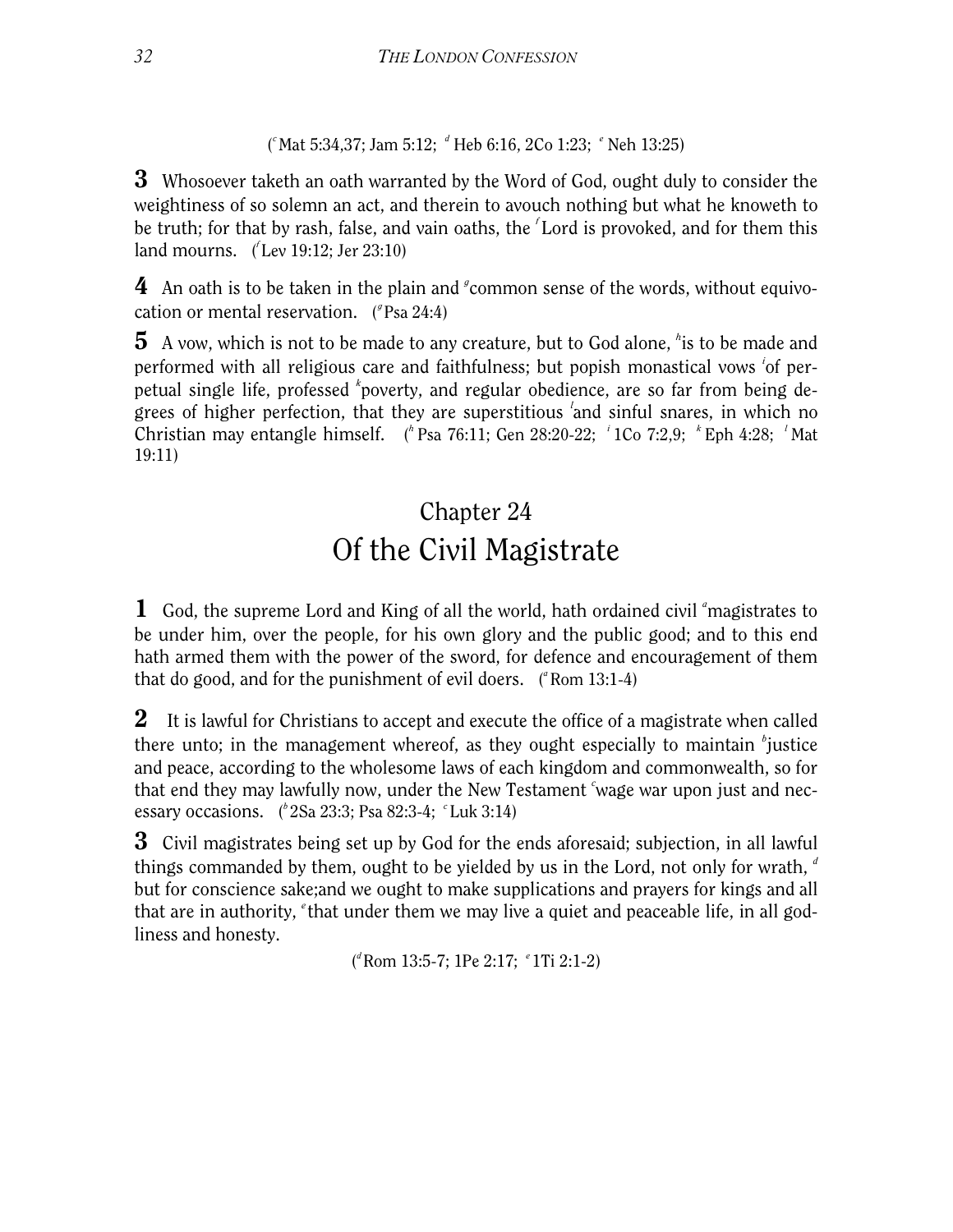([c] Mat 5:34,37; Jam 5:12; [d] Heb 6:16, 2Co 1:23; [e] Neh 13:25)

**3** Whosoever taketh an oath warranted by the Word of God, ought duly to consider the weightiness of so solemn an act, and therein to avouch nothing but what he knoweth to be truth; for that by rash, false, and vain oaths, the [f] Lord is provoked, and for them this land mourns. ([f] Lev 19:12; Jer 23:10)

**4** An oath is to be taken in the plain and [g] common sense of the words, without equivocation or mental reservation. ([g] Psa 24:4)

**5** A vow, which is not to be made to any creature, but to God alone, [h] is to be made and performed with all religious care and faithfulness; but popish monastical vows [i] of perpetual single life, professed [k] poverty, and regular obedience, are so far from being degrees of higher perfection, that they are superstitious [l] and sinful snares, in which no Christian may entangle himself. ([h] Psa 76:11; Gen 28:20-22; [i] 1Co 7:2,9; [k] Eph 4:28; [l] Mat 19:11)

## Chapter 24
## Of the Civil Magistrate

**1** God, the supreme Lord and King of all the world, hath ordained civil [a] magistrates to be under him, over the people, for his own glory and the public good; and to this end hath armed them with the power of the sword, for defence and encouragement of them that do good, and for the punishment of evil doers. ([a] Rom 13:1-4)

**2** It is lawful for Christians to accept and execute the office of a magistrate when called there unto; in the management whereof, as they ought especially to maintain [b] justice and peace, according to the wholesome laws of each kingdom and commonwealth, so for that end they may lawfully now, under the New Testament [c] wage war upon just and necessary occasions. ([b] 2Sa 23:3; Psa 82:3-4; [c] Luk 3:14)

**3** Civil magistrates being set up by God for the ends aforesaid; subjection, in all lawful things commanded by them, ought to be yielded by us in the Lord, not only for wrath, [d] but for conscience sake;and we ought to make supplications and prayers for kings and all that are in authority, [e] that under them we may live a quiet and peaceable life, in all godliness and honesty.

([d] Rom 13:5-7; 1Pe 2:17; [e] 1Ti 2:1-2)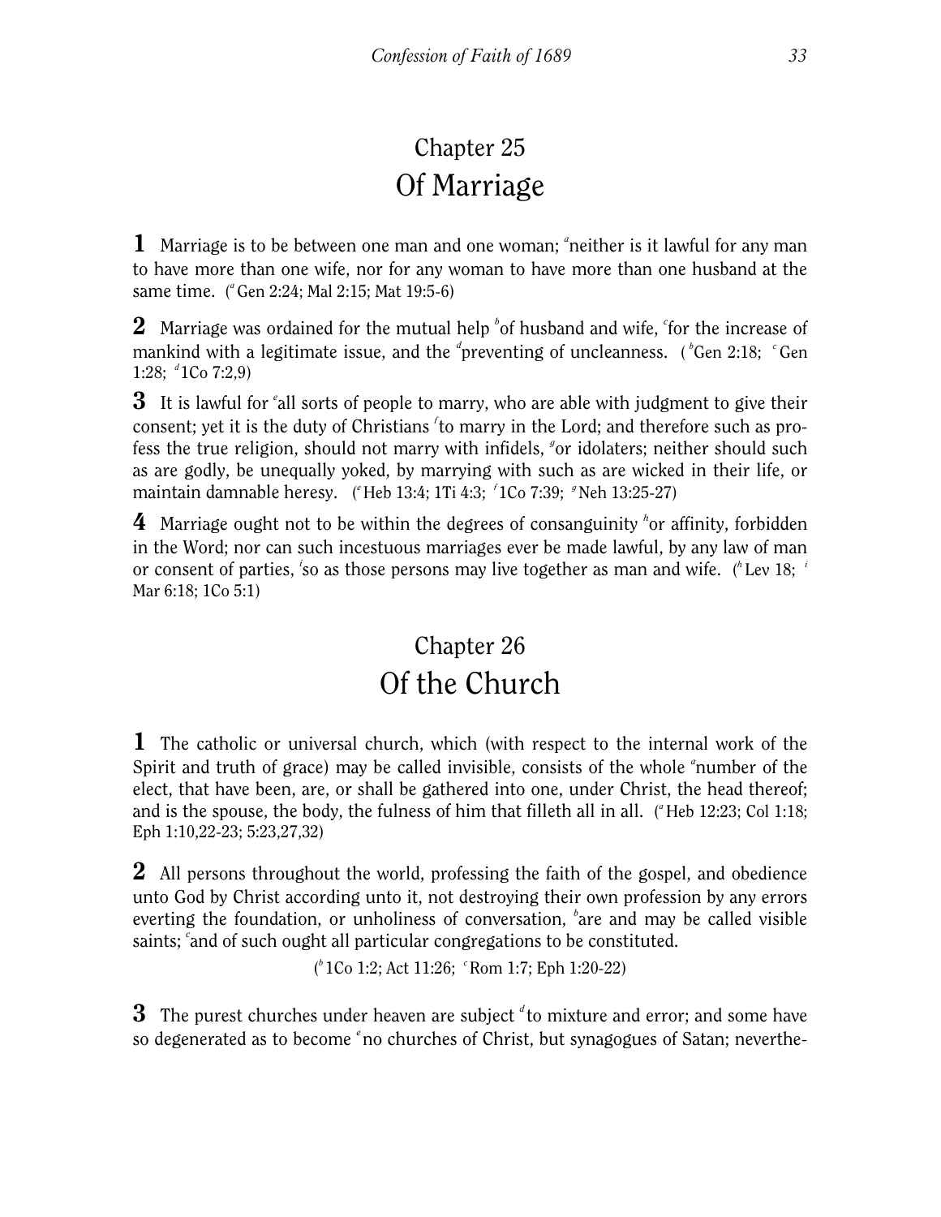# Chapter 25
# Of Marriage

**1** Marriage is to be between one man and one woman; [a]neither is it lawful for any man to have more than one wife, nor for any woman to have more than one husband at the same time. ([a] Gen 2:24; Mal 2:15; Mat 19:5-6)

**2** Marriage was ordained for the mutual help [b]of husband and wife, [c]for the increase of mankind with a legitimate issue, and the [d]preventing of uncleanness. ( [b]Gen 2:18; [c] Gen 1:28; [d] 1Co 7:2,9)

**3** It is lawful for [e]all sorts of people to marry, who are able with judgment to give their consent; yet it is the duty of Christians [f]to marry in the Lord; and therefore such as profess the true religion, should not marry with infidels, [g]or idolaters; neither should such as are godly, be unequally yoked, by marrying with such as are wicked in their life, or maintain damnable heresy. ([e] Heb 13:4; 1Ti 4:3; [f] 1Co 7:39; [g] Neh 13:25-27)

**4** Marriage ought not to be within the degrees of consanguinity [h]or affinity, forbidden in the Word; nor can such incestuous marriages ever be made lawful, by any law of man or consent of parties, [i]so as those persons may live together as man and wife. ([h] Lev 18; [i] Mar 6:18; 1Co 5:1)

# Chapter 26
# Of the Church

**1** The catholic or universal church, which (with respect to the internal work of the Spirit and truth of grace) may be called invisible, consists of the whole [a]number of the elect, that have been, are, or shall be gathered into one, under Christ, the head thereof; and is the spouse, the body, the fulness of him that filleth all in all. ([a] Heb 12:23; Col 1:18; Eph 1:10,22-23; 5:23,27,32)

**2** All persons throughout the world, professing the faith of the gospel, and obedience unto God by Christ according unto it, not destroying their own profession by any errors everting the foundation, or unholiness of conversation, [b]are and may be called visible saints; [c]and of such ought all particular congregations to be constituted.

([b] 1Co 1:2; Act 11:26; [c] Rom 1:7; Eph 1:20-22)

**3** The purest churches under heaven are subject [d]to mixture and error; and some have so degenerated as to become [e] no churches of Christ, but synagogues of Satan; neverthe-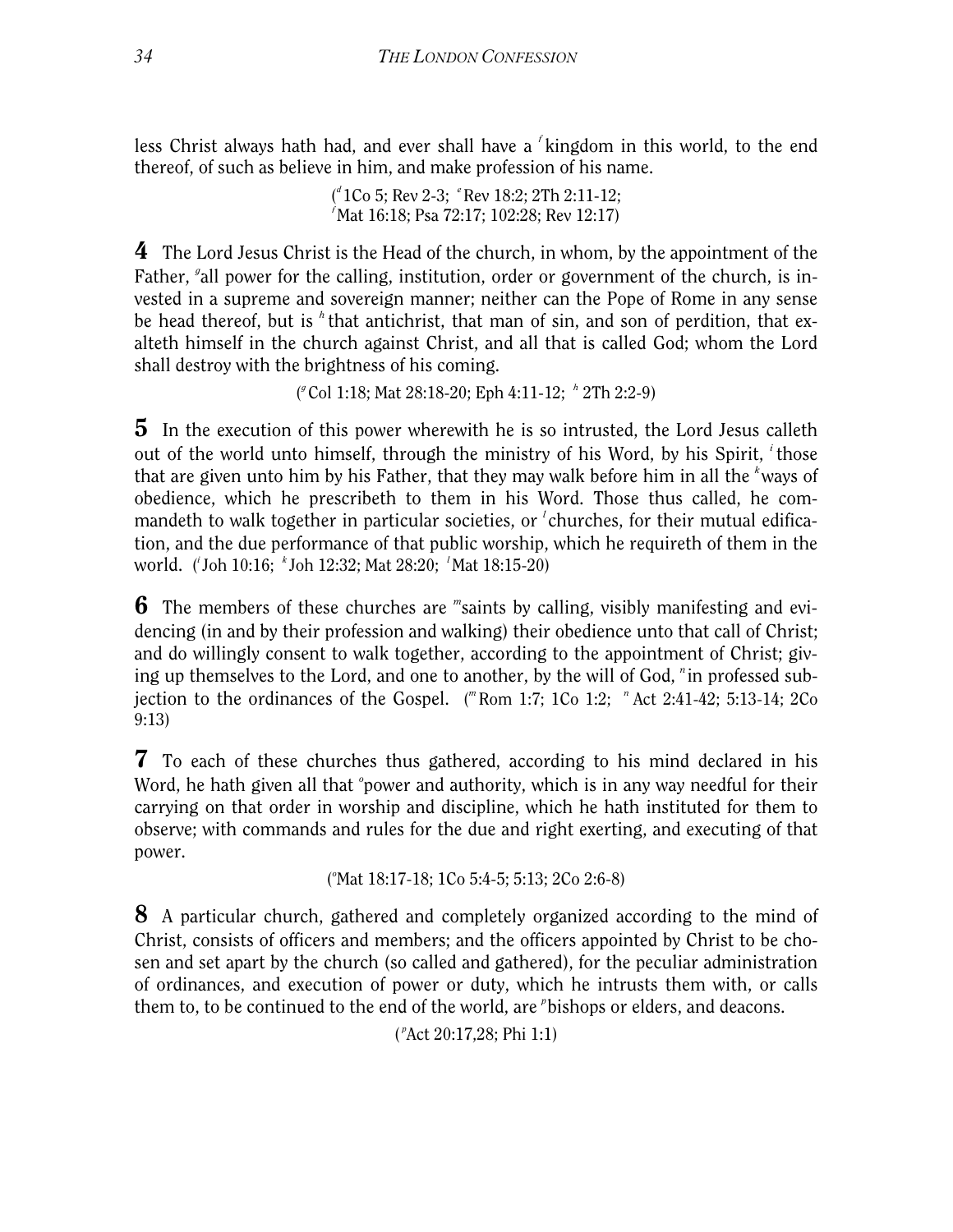less Christ always hath had, and ever shall have a [f]kingdom in this world, to the end thereof, of such as believe in him, and make profession of his name.

([d]1Co 5; Rev 2-3; [e]Rev 18:2; 2Th 2:11-12; [f]Mat 16:18; Psa 72:17; 102:28; Rev 12:17)

**4** The Lord Jesus Christ is the Head of the church, in whom, by the appointment of the Father, [g]all power for the calling, institution, order or government of the church, is invested in a supreme and sovereign manner; neither can the Pope of Rome in any sense be head thereof, but is [h]that antichrist, that man of sin, and son of perdition, that exalteth himself in the church against Christ, and all that is called God; whom the Lord shall destroy with the brightness of his coming.

([g]Col 1:18; Mat 28:18-20; Eph 4:11-12; [h]2Th 2:2-9)

**5** In the execution of this power wherewith he is so intrusted, the Lord Jesus calleth out of the world unto himself, through the ministry of his Word, by his Spirit, [i]those that are given unto him by his Father, that they may walk before him in all the [k]ways of obedience, which he prescribeth to them in his Word. Those thus called, he commandeth to walk together in particular societies, or [l]churches, for their mutual edification, and the due performance of that public worship, which he requireth of them in the world. ([i]Joh 10:16; [k]Joh 12:32; Mat 28:20; [l]Mat 18:15-20)

**6** The members of these churches are [m]saints by calling, visibly manifesting and evidencing (in and by their profession and walking) their obedience unto that call of Christ; and do willingly consent to walk together, according to the appointment of Christ; giving up themselves to the Lord, and one to another, by the will of God, [n]in professed subjection to the ordinances of the Gospel. ([m]Rom 1:7; 1Co 1:2; [n]Act 2:41-42; 5:13-14; 2Co 9:13)

**7** To each of these churches thus gathered, according to his mind declared in his Word, he hath given all that [o]power and authority, which is in any way needful for their carrying on that order in worship and discipline, which he hath instituted for them to observe; with commands and rules for the due and right exerting, and executing of that power.

([o]Mat 18:17-18; 1Co 5:4-5; 5:13; 2Co 2:6-8)

**8** A particular church, gathered and completely organized according to the mind of Christ, consists of officers and members; and the officers appointed by Christ to be chosen and set apart by the church (so called and gathered), for the peculiar administration of ordinances, and execution of power or duty, which he intrusts them with, or calls them to, to be continued to the end of the world, are [p]bishops or elders, and deacons.

([p]Act 20:17,28; Phi 1:1)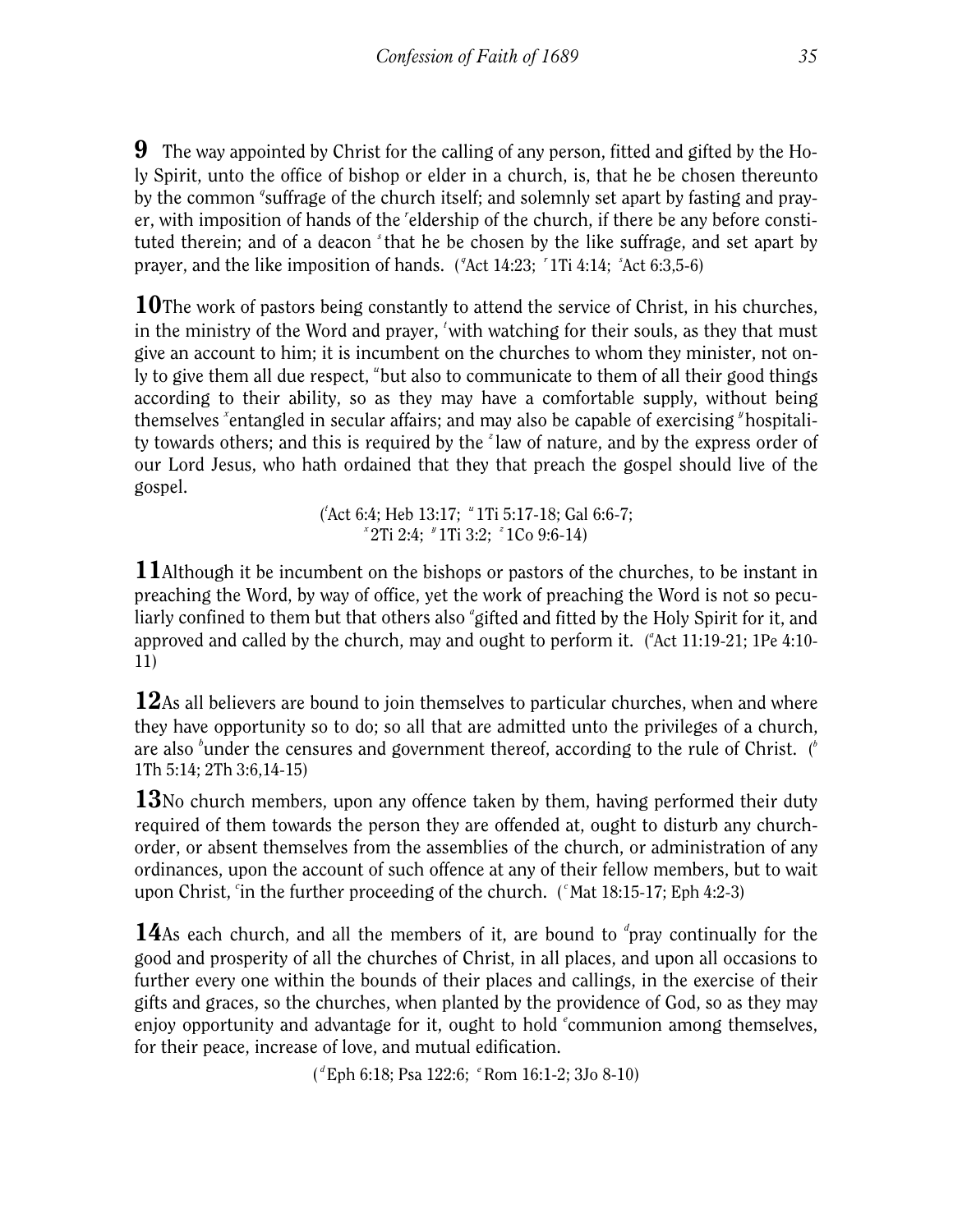**9** The way appointed by Christ for the calling of any person, fitted and gifted by the Holy Spirit, unto the office of bishop or elder in a church, is, that he be chosen thereunto by the common [q]suffrage of the church itself; and solemnly set apart by fasting and prayer, with imposition of hands of the [r]eldership of the church, if there be any before constituted therein; and of a deacon [s]that he be chosen by the like suffrage, and set apart by prayer, and the like imposition of hands. ([q]Act 14:23; [r]1Ti 4:14; [s]Act 6:3,5-6)

**10** The work of pastors being constantly to attend the service of Christ, in his churches, in the ministry of the Word and prayer, [t]with watching for their souls, as they that must give an account to him; it is incumbent on the churches to whom they minister, not only to give them all due respect, [u]but also to communicate to them of all their good things according to their ability, so as they may have a comfortable supply, without being themselves [x]entangled in secular affairs; and may also be capable of exercising [y]hospitality towards others; and this is required by the [z]law of nature, and by the express order of our Lord Jesus, who hath ordained that they that preach the gospel should live of the gospel.

([t]Act 6:4; Heb 13:17; [u]1Ti 5:17-18; Gal 6:6-7; [x]2Ti 2:4; [y]1Ti 3:2; [z]1Co 9:6-14)

**11** Although it be incumbent on the bishops or pastors of the churches, to be instant in preaching the Word, by way of office, yet the work of preaching the Word is not so peculiarly confined to them but that others also [a]gifted and fitted by the Holy Spirit for it, and approved and called by the church, may and ought to perform it. ([a]Act 11:19-21; 1Pe 4:10-11)

**12** As all believers are bound to join themselves to particular churches, when and where they have opportunity so to do; so all that are admitted unto the privileges of a church, are also [b]under the censures and government thereof, according to the rule of Christ. ([b]1Th 5:14; 2Th 3:6,14-15)

**13** No church members, upon any offence taken by them, having performed their duty required of them towards the person they are offended at, ought to disturb any church-order, or absent themselves from the assemblies of the church, or administration of any ordinances, upon the account of such offence at any of their fellow members, but to wait upon Christ, [c]in the further proceeding of the church. ([c]Mat 18:15-17; Eph 4:2-3)

**14** As each church, and all the members of it, are bound to [d]pray continually for the good and prosperity of all the churches of Christ, in all places, and upon all occasions to further every one within the bounds of their places and callings, in the exercise of their gifts and graces, so the churches, when planted by the providence of God, so as they may enjoy opportunity and advantage for it, ought to hold [e]communion among themselves, for their peace, increase of love, and mutual edification.

([d]Eph 6:18; Psa 122:6; [e]Rom 16:1-2; 3Jo 8-10)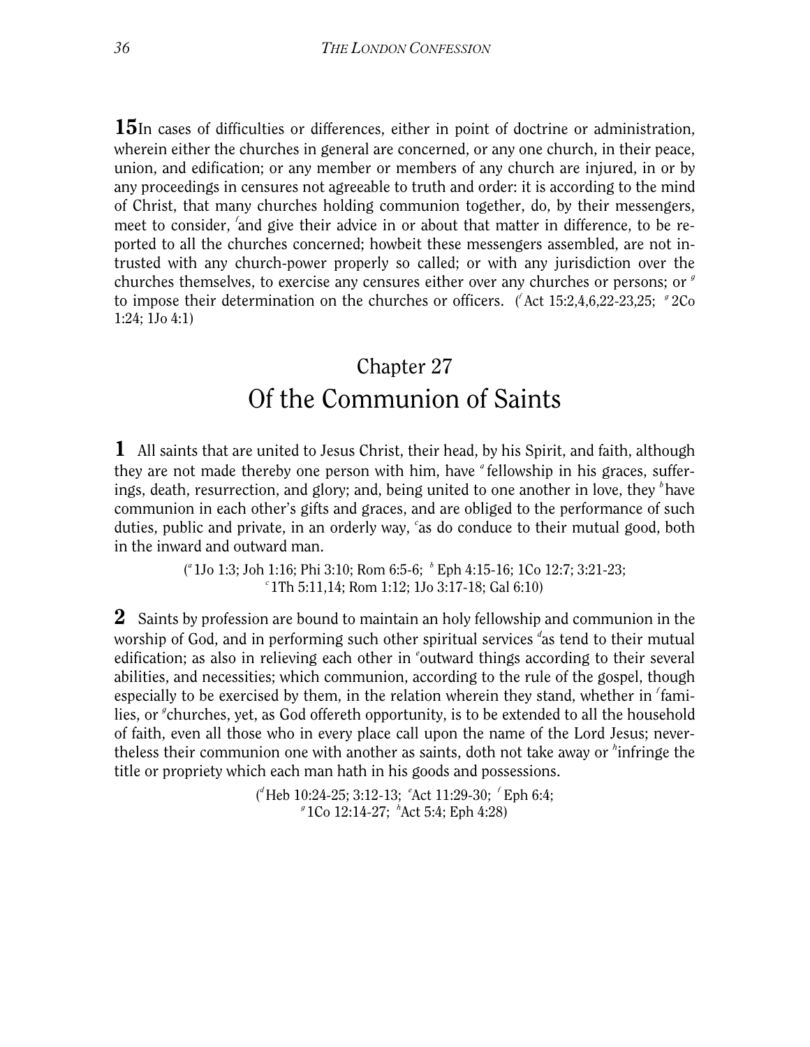**15** In cases of difficulties or differences, either in point of doctrine or administration, wherein either the churches in general are concerned, or any one church, in their peace, union, and edification; or any member or members of any church are injured, in or by any proceedings in censures not agreeable to truth and order: it is according to the mind of Christ, that many churches holding communion together, do, by their messengers, meet to consider, [f]and give their advice in or about that matter in difference, to be reported to all the churches concerned; howbeit these messengers assembled, are not intrusted with any church-power properly so called; or with any jurisdiction over the churches themselves, to exercise any censures either over any churches or persons; or [g] to impose their determination on the churches or officers. ([f] Act 15:2,4,6,22-23,25; [g] 2Co 1:24; 1Jo 4:1)

## Chapter 27
# Of the Communion of Saints

**1** All saints that are united to Jesus Christ, their head, by his Spirit, and faith, although they are not made thereby one person with him, have [a] fellowship in his graces, sufferings, death, resurrection, and glory; and, being united to one another in love, they [b] have communion in each other's gifts and graces, and are obliged to the performance of such duties, public and private, in an orderly way, [c]as do conduce to their mutual good, both in the inward and outward man.

([a] 1Jo 1:3; Joh 1:16; Phi 3:10; Rom 6:5-6; [b] Eph 4:15-16; 1Co 12:7; 3:21-23; [c] 1Th 5:11,14; Rom 1:12; 1Jo 3:17-18; Gal 6:10)

**2** Saints by profession are bound to maintain an holy fellowship and communion in the worship of God, and in performing such other spiritual services [d]as tend to their mutual edification; as also in relieving each other in [e]outward things according to their several abilities, and necessities; which communion, according to the rule of the gospel, though especially to be exercised by them, in the relation wherein they stand, whether in [f]families, or [g]churches, yet, as God offereth opportunity, is to be extended to all the household of faith, even all those who in every place call upon the name of the Lord Jesus; nevertheless their communion one with another as saints, doth not take away or [h]infringe the title or propriety which each man hath in his goods and possessions.

([d]Heb 10:24-25; 3:12-13; [e]Act 11:29-30; [f] Eph 6:4; [g] 1Co 12:14-27; [h]Act 5:4; Eph 4:28)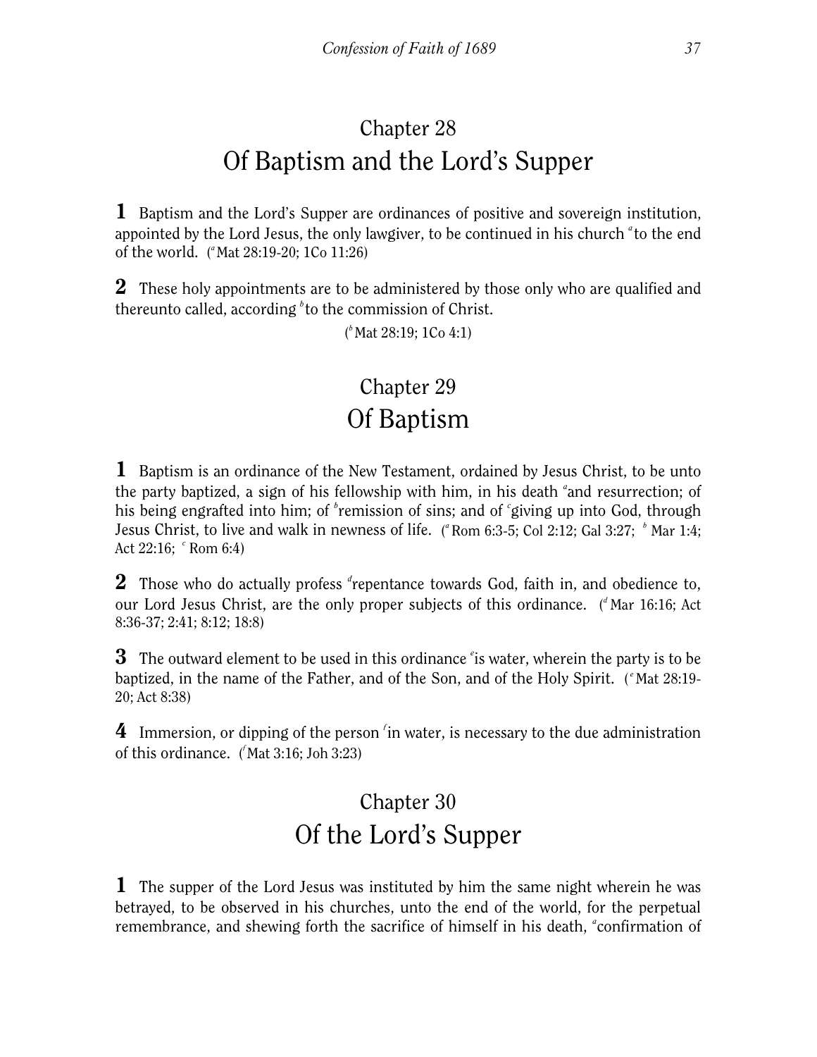## Chapter 28
# Of Baptism and the Lord's Supper

**1** Baptism and the Lord's Supper are ordinances of positive and sovereign institution, appointed by the Lord Jesus, the only lawgiver, to be continued in his church [a]to the end of the world. ([a] Mat 28:19-20; 1Co 11:26)

**2** These holy appointments are to be administered by those only who are qualified and thereunto called, according [b]to the commission of Christ.

([b] Mat 28:19; 1Co 4:1)

## Chapter 29
# Of Baptism

**1** Baptism is an ordinance of the New Testament, ordained by Jesus Christ, to be unto the party baptized, a sign of his fellowship with him, in his death [a]and resurrection; of his being engrafted into him; of [b]remission of sins; and of [c]giving up into God, through Jesus Christ, to live and walk in newness of life. ([a] Rom 6:3-5; Col 2:12; Gal 3:27; [b] Mar 1:4; Act 22:16; [c] Rom 6:4)

**2** Those who do actually profess [d]repentance towards God, faith in, and obedience to, our Lord Jesus Christ, are the only proper subjects of this ordinance. ([d] Mar 16:16; Act 8:36-37; 2:41; 8:12; 18:8)

**3** The outward element to be used in this ordinance [e]is water, wherein the party is to be baptized, in the name of the Father, and of the Son, and of the Holy Spirit. ([e] Mat 28:19-20; Act 8:38)

**4** Immersion, or dipping of the person [f]in water, is necessary to the due administration of this ordinance. ([f] Mat 3:16; Joh 3:23)

## Chapter 30
# Of the Lord's Supper

**1** The supper of the Lord Jesus was instituted by him the same night wherein he was betrayed, to be observed in his churches, unto the end of the world, for the perpetual remembrance, and shewing forth the sacrifice of himself in his death, [a]confirmation of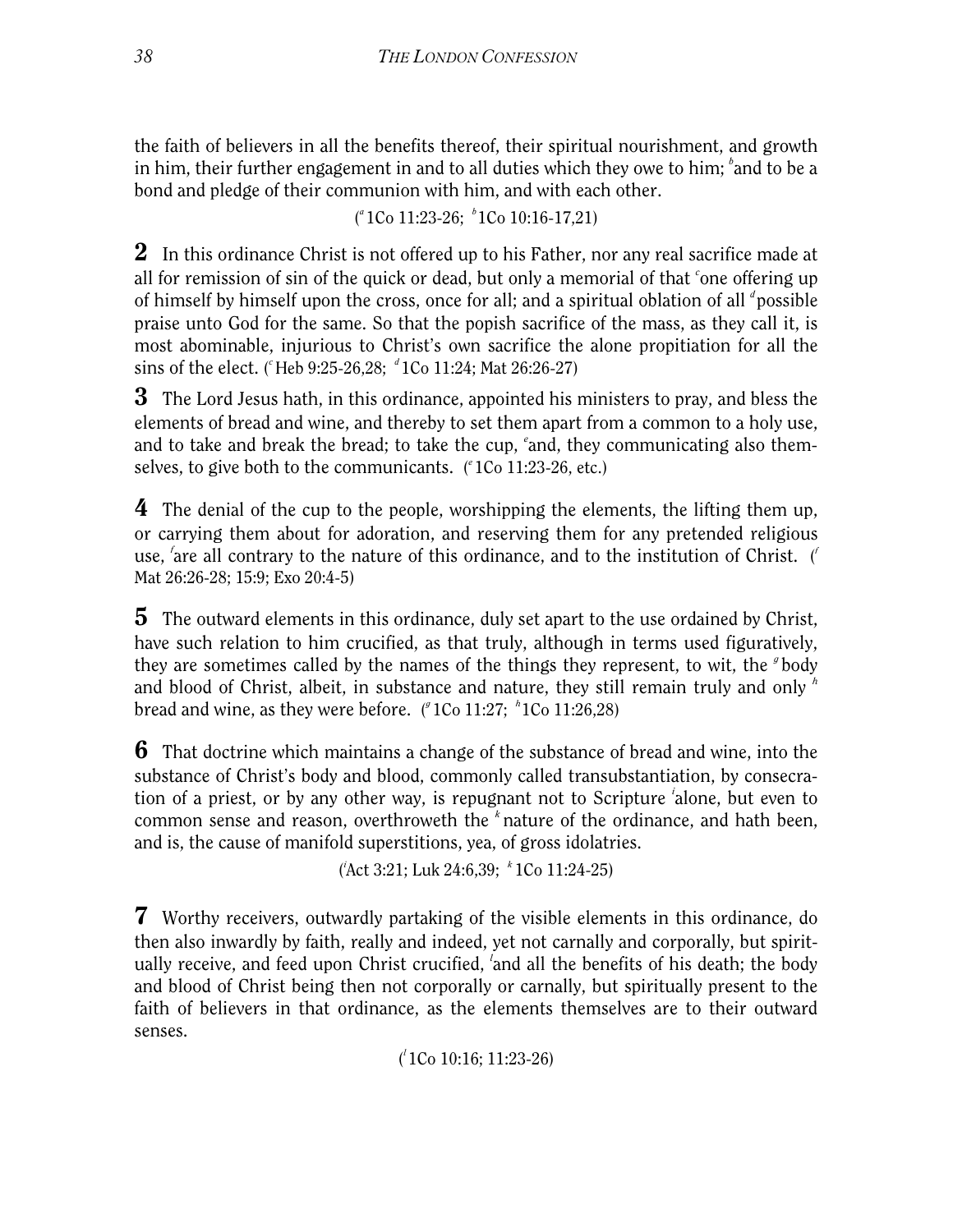the faith of believers in all the benefits thereof, their spiritual nourishment, and growth in him, their further engagement in and to all duties which they owe to him; [b]and to be a bond and pledge of their communion with him, and with each other.

([a] 1Co 11:23-26; [b] 1Co 10:16-17,21)

**2** In this ordinance Christ is not offered up to his Father, nor any real sacrifice made at all for remission of sin of the quick or dead, but only a memorial of that [c]one offering up of himself by himself upon the cross, once for all; and a spiritual oblation of all [d]possible praise unto God for the same. So that the popish sacrifice of the mass, as they call it, is most abominable, injurious to Christ's own sacrifice the alone propitiation for all the sins of the elect. ([c] Heb 9:25-26,28; [d] 1Co 11:24; Mat 26:26-27)

**3** The Lord Jesus hath, in this ordinance, appointed his ministers to pray, and bless the elements of bread and wine, and thereby to set them apart from a common to a holy use, and to take and break the bread; to take the cup, [e]and, they communicating also themselves, to give both to the communicants. ([e] 1Co 11:23-26, etc.)

**4** The denial of the cup to the people, worshipping the elements, the lifting them up, or carrying them about for adoration, and reserving them for any pretended religious use, [f]are all contrary to the nature of this ordinance, and to the institution of Christ. ([f] Mat 26:26-28; 15:9; Exo 20:4-5)

**5** The outward elements in this ordinance, duly set apart to the use ordained by Christ, have such relation to him crucified, as that truly, although in terms used figuratively, they are sometimes called by the names of the things they represent, to wit, the [g]body and blood of Christ, albeit, in substance and nature, they still remain truly and only [h] bread and wine, as they were before. ([g] 1Co 11:27; [h] 1Co 11:26,28)

**6** That doctrine which maintains a change of the substance of bread and wine, into the substance of Christ's body and blood, commonly called transubstantiation, by consecration of a priest, or by any other way, is repugnant not to Scripture [i]alone, but even to common sense and reason, overthroweth the [k]nature of the ordinance, and hath been, and is, the cause of manifold superstitions, yea, of gross idolatries.

([i] Act 3:21; Luk 24:6,39; [k] 1Co 11:24-25)

**7** Worthy receivers, outwardly partaking of the visible elements in this ordinance, do then also inwardly by faith, really and indeed, yet not carnally and corporally, but spiritually receive, and feed upon Christ crucified, [l]and all the benefits of his death; the body and blood of Christ being then not corporally or carnally, but spiritually present to the faith of believers in that ordinance, as the elements themselves are to their outward senses.

([l] 1Co 10:16; 11:23-26)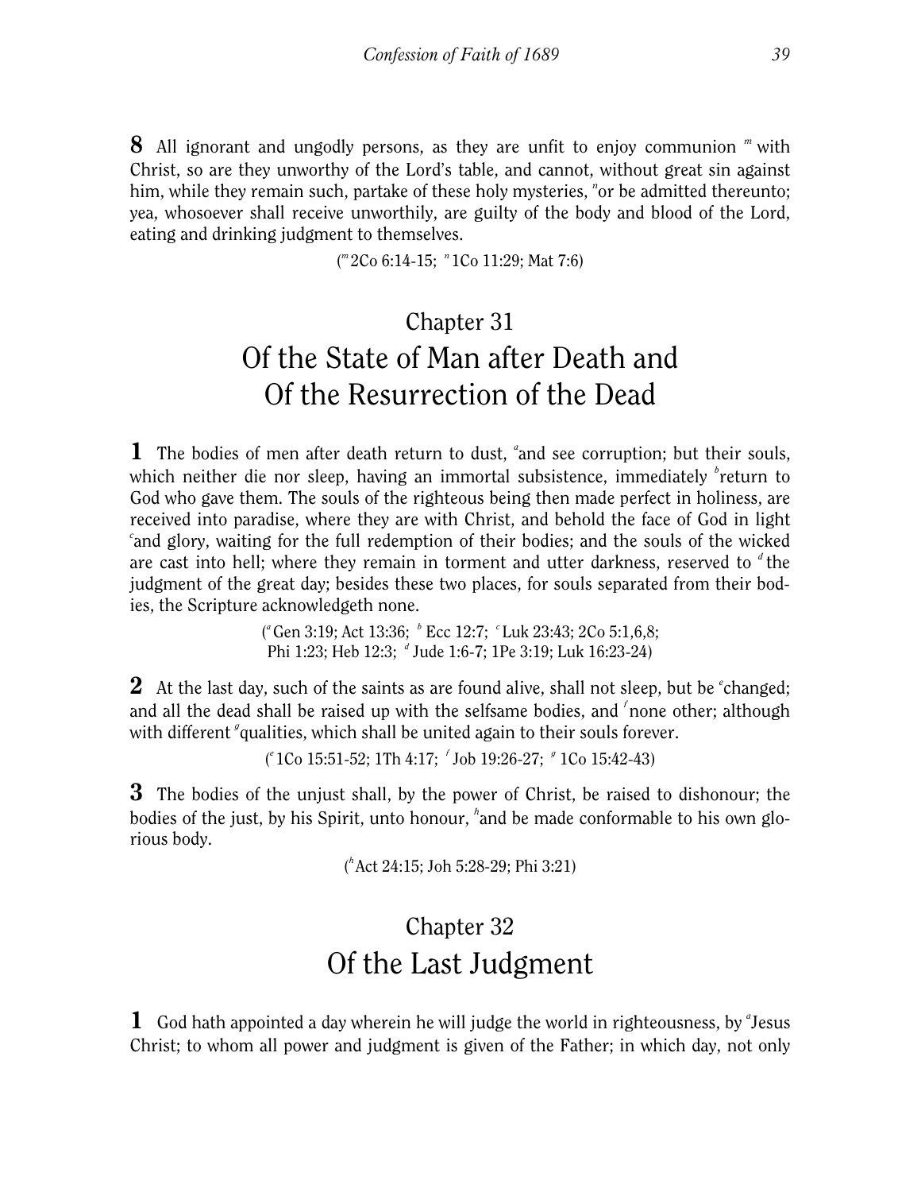**8** All ignorant and ungodly persons, as they are unfit to enjoy communion [m] with Christ, so are they unworthy of the Lord's table, and cannot, without great sin against him, while they remain such, partake of these holy mysteries, [n]or be admitted thereunto; yea, whosoever shall receive unworthily, are guilty of the body and blood of the Lord, eating and drinking judgment to themselves.

([m] 2Co 6:14-15; [n] 1Co 11:29; Mat 7:6)

## Chapter 31
# Of the State of Man after Death and Of the Resurrection of the Dead

**1** The bodies of men after death return to dust, [a]and see corruption; but their souls, which neither die nor sleep, having an immortal subsistence, immediately [b]return to God who gave them. The souls of the righteous being then made perfect in holiness, are received into paradise, where they are with Christ, and behold the face of God in light [c]and glory, waiting for the full redemption of their bodies; and the souls of the wicked are cast into hell; where they remain in torment and utter darkness, reserved to [d] the judgment of the great day; besides these two places, for souls separated from their bodies, the Scripture acknowledgeth none.

([a] Gen 3:19; Act 13:36; [b] Ecc 12:7; [c] Luk 23:43; 2Co 5:1,6,8; Phi 1:23; Heb 12:3; [d] Jude 1:6-7; 1Pe 3:19; Luk 16:23-24)

**2** At the last day, such of the saints as are found alive, shall not sleep, but be [e]changed; and all the dead shall be raised up with the selfsame bodies, and [f]none other; although with different [g]qualities, which shall be united again to their souls forever.

([e] 1Co 15:51-52; 1Th 4:17; [f] Job 19:26-27; [g] 1Co 15:42-43)

**3** The bodies of the unjust shall, by the power of Christ, be raised to dishonour; the bodies of the just, by his Spirit, unto honour, [h]and be made conformable to his own glorious body.

([h] Act 24:15; Joh 5:28-29; Phi 3:21)

## Chapter 32
# Of the Last Judgment

**1** God hath appointed a day wherein he will judge the world in righteousness, by [a]Jesus Christ; to whom all power and judgment is given of the Father; in which day, not only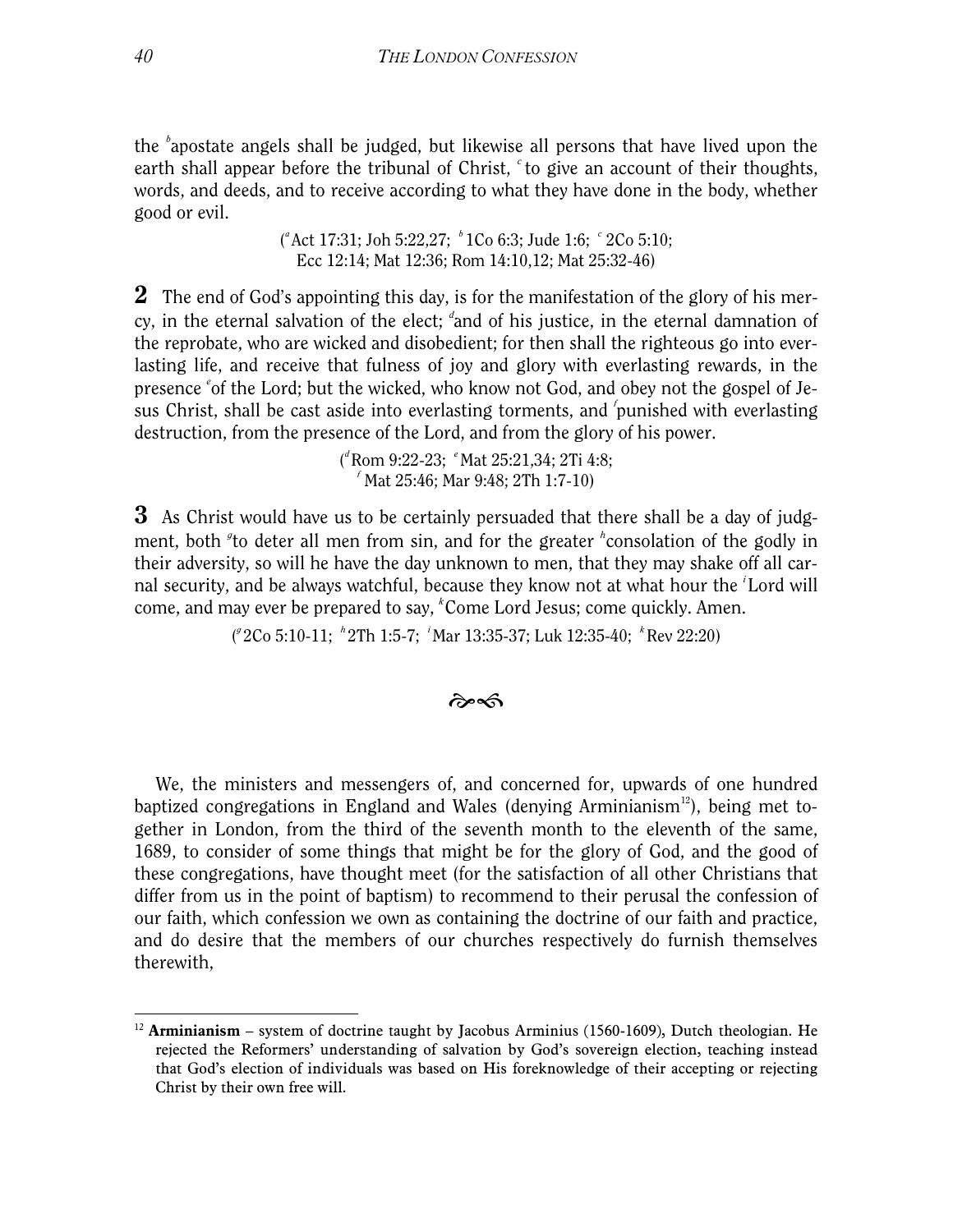the [b]apostate angels shall be judged, but likewise all persons that have lived upon the earth shall appear before the tribunal of Christ, [c]to give an account of their thoughts, words, and deeds, and to receive according to what they have done in the body, whether good or evil.

([a]Act 17:31; Joh 5:22,27; [b]1Co 6:3; Jude 1:6; [c]2Co 5:10; Ecc 12:14; Mat 12:36; Rom 14:10,12; Mat 25:32-46)

**2** The end of God's appointing this day, is for the manifestation of the glory of his mercy, in the eternal salvation of the elect; [d]and of his justice, in the eternal damnation of the reprobate, who are wicked and disobedient; for then shall the righteous go into everlasting life, and receive that fulness of joy and glory with everlasting rewards, in the presence [e]of the Lord; but the wicked, who know not God, and obey not the gospel of Jesus Christ, shall be cast aside into everlasting torments, and [f]punished with everlasting destruction, from the presence of the Lord, and from the glory of his power.

([d]Rom 9:22-23; [e]Mat 25:21,34; 2Ti 4:8; [f]Mat 25:46; Mar 9:48; 2Th 1:7-10)

**3** As Christ would have us to be certainly persuaded that there shall be a day of judgment, both [g]to deter all men from sin, and for the greater [h]consolation of the godly in their adversity, so will he have the day unknown to men, that they may shake off all carnal security, and be always watchful, because they know not at what hour the [i]Lord will come, and may ever be prepared to say, [k]Come Lord Jesus; come quickly. Amen.

([g]2Co 5:10-11; [h]2Th 1:5-7; [i]Mar 13:35-37; Luk 12:35-40; [k]Rev 22:20)

We, the ministers and messengers of, and concerned for, upwards of one hundred baptized congregations in England and Wales (denying Arminianism[12]), being met together in London, from the third of the seventh month to the eleventh of the same, 1689, to consider of some things that might be for the glory of God, and the good of these congregations, have thought meet (for the satisfaction of all other Christians that differ from us in the point of baptism) to recommend to their perusal the confession of our faith, which confession we own as containing the doctrine of our faith and practice, and do desire that the members of our churches respectively do furnish themselves therewith,

[12] **Arminianism** – system of doctrine taught by Jacobus Arminius (1560-1609), Dutch theologian. He rejected the Reformers' understanding of salvation by God's sovereign election, teaching instead that God's election of individuals was based on His foreknowledge of their accepting or rejecting Christ by their own free will.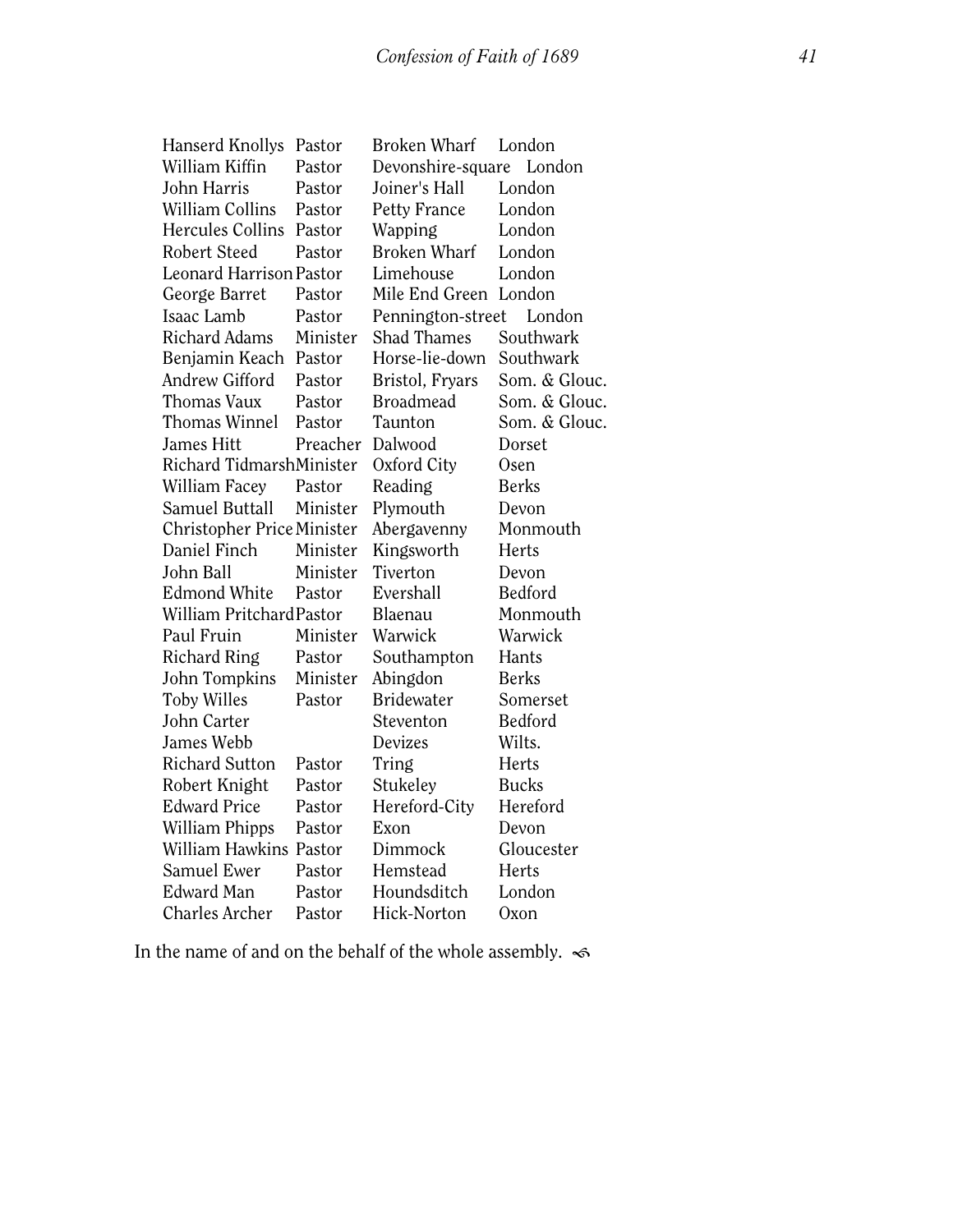| | | | |
|---|---|---|---|
| Hanserd Knollys | Pastor | Broken Wharf | London |
| William Kiffin | Pastor | Devonshire-square | London |
| John Harris | Pastor | Joiner's Hall | London |
| William Collins | Pastor | Petty France | London |
| Hercules Collins | Pastor | Wapping | London |
| Robert Steed | Pastor | Broken Wharf | London |
| Leonard Harrison | Pastor | Limehouse | London |
| George Barret | Pastor | Mile End Green | London |
| Isaac Lamb | Pastor | Pennington-street | London |
| Richard Adams | Minister | Shad Thames | Southwark |
| Benjamin Keach | Pastor | Horse-lie-down | Southwark |
| Andrew Gifford | Pastor | Bristol, Fryars | Som. & Glouc. |
| Thomas Vaux | Pastor | Broadmead | Som. & Glouc. |
| Thomas Winnel | Pastor | Taunton | Som. & Glouc. |
| James Hitt | Preacher | Dalwood | Dorset |
| Richard Tidmarsh | Minister | Oxford City | Oxen |
| William Facey | Pastor | Reading | Berks |
| Samuel Buttall | Minister | Plymouth | Devon |
| Christopher Price | Minister | Abergavenny | Monmouth |
| Daniel Finch | Minister | Kingsworth | Herts |
| John Ball | Minister | Tiverton | Devon |
| Edmond White | Pastor | Evershall | Bedford |
| William Pritchard | Pastor | Blaenau | Monmouth |
| Paul Fruin | Minister | Warwick | Warwick |
| Richard Ring | Pastor | Southampton | Hants |
| John Tompkins | Minister | Abingdon | Berks |
| Toby Willes | Pastor | Bridewater | Somerset |
| John Carter | | Steventon | Bedford |
| James Webb | | Devizes | Wilts. |
| Richard Sutton | Pastor | Tring | Herts |
| Robert Knight | Pastor | Stukeley | Bucks |
| Edward Price | Pastor | Hereford-City | Hereford |
| William Phipps | Pastor | Exon | Devon |
| William Hawkins | Pastor | Dimmock | Gloucester |
| Samuel Ewer | Pastor | Hemstead | Herts |
| Edward Man | Pastor | Houndsditch | London |
| Charles Archer | Pastor | Hick-Norton | Oxon |

In the name of and on the behalf of the whole assembly.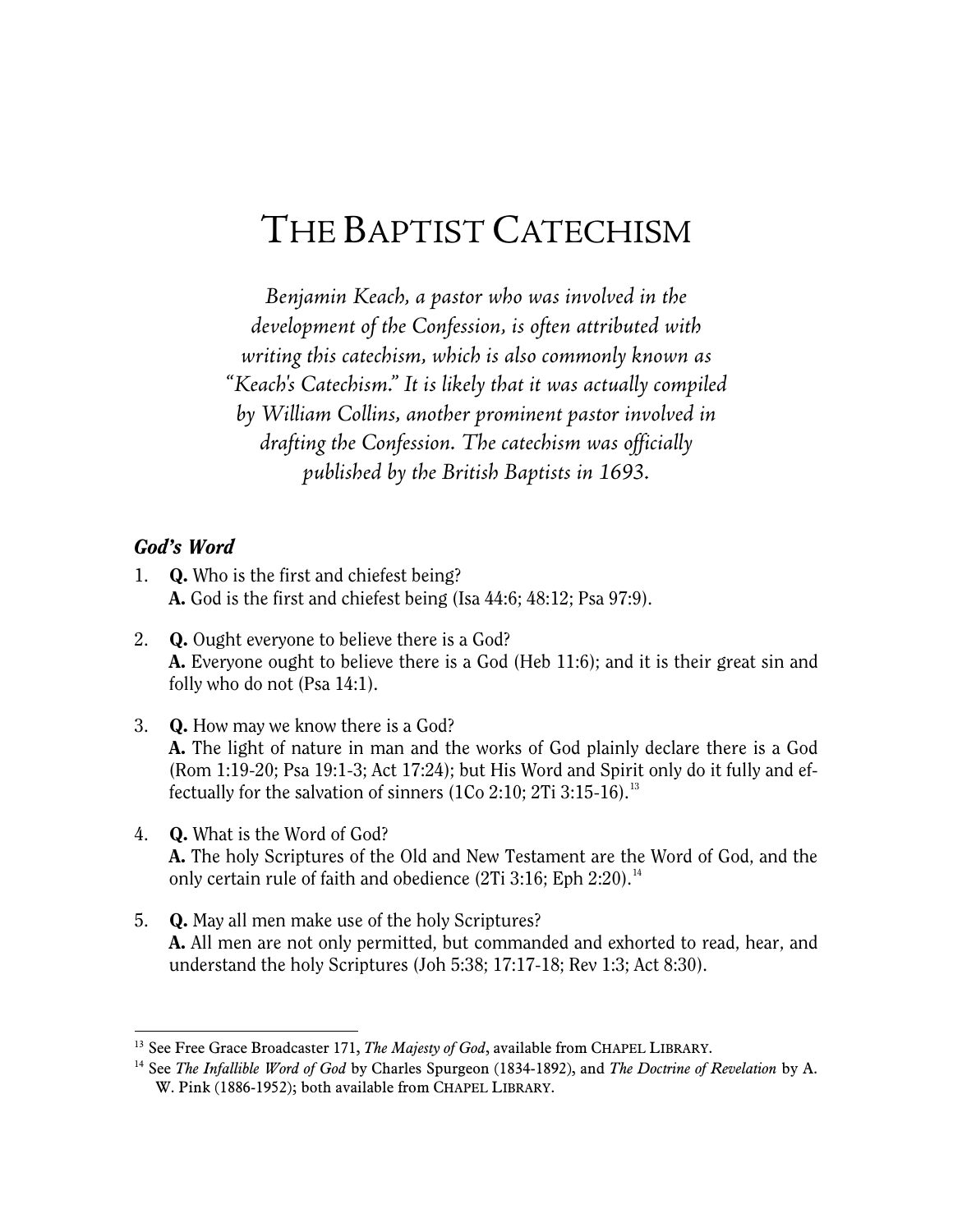# The Baptist Catechism

*Benjamin Keach, a pastor who was involved in the development of the Confession, is often attributed with writing this catechism, which is also commonly known as "Keach's Catechism." It is likely that it was actually compiled by William Collins, another prominent pastor involved in drafting the Confession. The catechism was officially published by the British Baptists in 1693.*

### *God's Word*

1. **Q.** Who is the first and chiefest being?
   **A.** God is the first and chiefest being (Isa 44:6; 48:12; Psa 97:9).

2. **Q.** Ought everyone to believe there is a God?
   **A.** Everyone ought to believe there is a God (Heb 11:6); and it is their great sin and folly who do not (Psa 14:1).

3. **Q.** How may we know there is a God?
   **A.** The light of nature in man and the works of God plainly declare there is a God (Rom 1:19-20; Psa 19:1-3; Act 17:24); but His Word and Spirit only do it fully and effectually for the salvation of sinners (1Co 2:10; 2Ti 3:15-16).[13]

4. **Q.** What is the Word of God?
   **A.** The holy Scriptures of the Old and New Testament are the Word of God, and the only certain rule of faith and obedience (2Ti 3:16; Eph 2:20).[14]

5. **Q.** May all men make use of the holy Scriptures?
   **A.** All men are not only permitted, but commanded and exhorted to read, hear, and understand the holy Scriptures (Joh 5:38; 17:17-18; Rev 1:3; Act 8:30).

---

[13] See Free Grace Broadcaster 171, *The Majesty of God*, available from Chapel Library.

[14] See *The Infallible Word of God* by Charles Spurgeon (1834-1892), and *The Doctrine of Revelation* by A. W. Pink (1886-1952); both available from Chapel Library.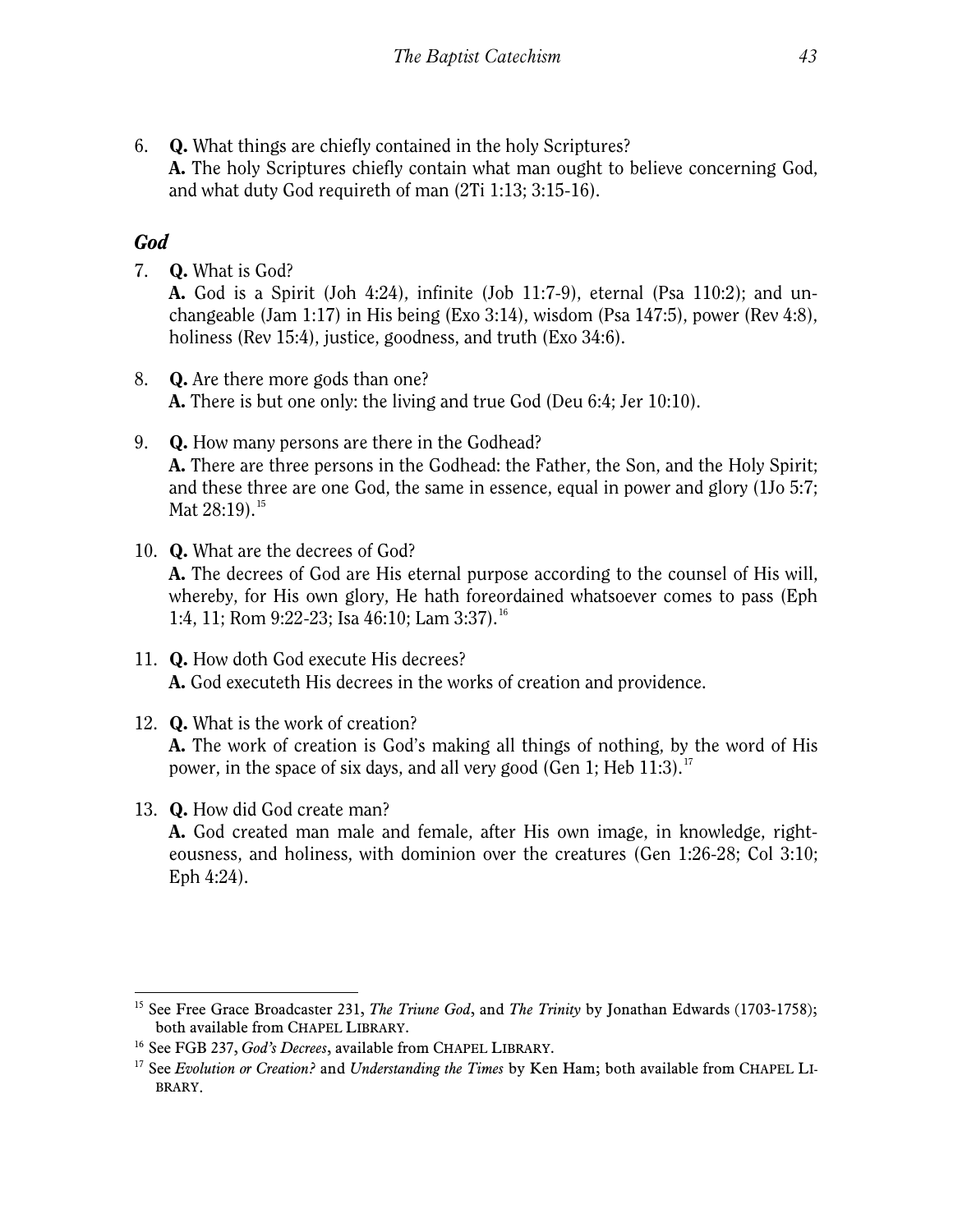6. **Q.** What things are chiefly contained in the holy Scriptures?
   **A.** The holy Scriptures chiefly contain what man ought to believe concerning God, and what duty God requireth of man (2Ti 1:13; 3:15-16).

### *God*

7. **Q.** What is God?
   **A.** God is a Spirit (Joh 4:24), infinite (Job 11:7-9), eternal (Psa 110:2); and unchangeable (Jam 1:17) in His being (Exo 3:14), wisdom (Psa 147:5), power (Rev 4:8), holiness (Rev 15:4), justice, goodness, and truth (Exo 34:6).

8. **Q.** Are there more gods than one?
   **A.** There is but one only: the living and true God (Deu 6:4; Jer 10:10).

9. **Q.** How many persons are there in the Godhead?
   **A.** There are three persons in the Godhead: the Father, the Son, and the Holy Spirit; and these three are one God, the same in essence, equal in power and glory (1Jo 5:7; Mat 28:19).[15]

10. **Q.** What are the decrees of God?
    **A.** The decrees of God are His eternal purpose according to the counsel of His will, whereby, for His own glory, He hath foreordained whatsoever comes to pass (Eph 1:4, 11; Rom 9:22-23; Isa 46:10; Lam 3:37).[16]

11. **Q.** How doth God execute His decrees?
    **A.** God executeth His decrees in the works of creation and providence.

12. **Q.** What is the work of creation?
    **A.** The work of creation is God's making all things of nothing, by the word of His power, in the space of six days, and all very good (Gen 1; Heb 11:3).[17]

13. **Q.** How did God create man?
    **A.** God created man male and female, after His own image, in knowledge, righteousness, and holiness, with dominion over the creatures (Gen 1:26-28; Col 3:10; Eph 4:24).

---

[15] See Free Grace Broadcaster 231, *The Triune God*, and *The Trinity* by Jonathan Edwards (1703-1758); both available from CHAPEL LIBRARY.

[16] See FGB 237, *God's Decrees*, available from CHAPEL LIBRARY.

[17] See *Evolution or Creation?* and *Understanding the Times* by Ken Ham; both available from CHAPEL LIBRARY.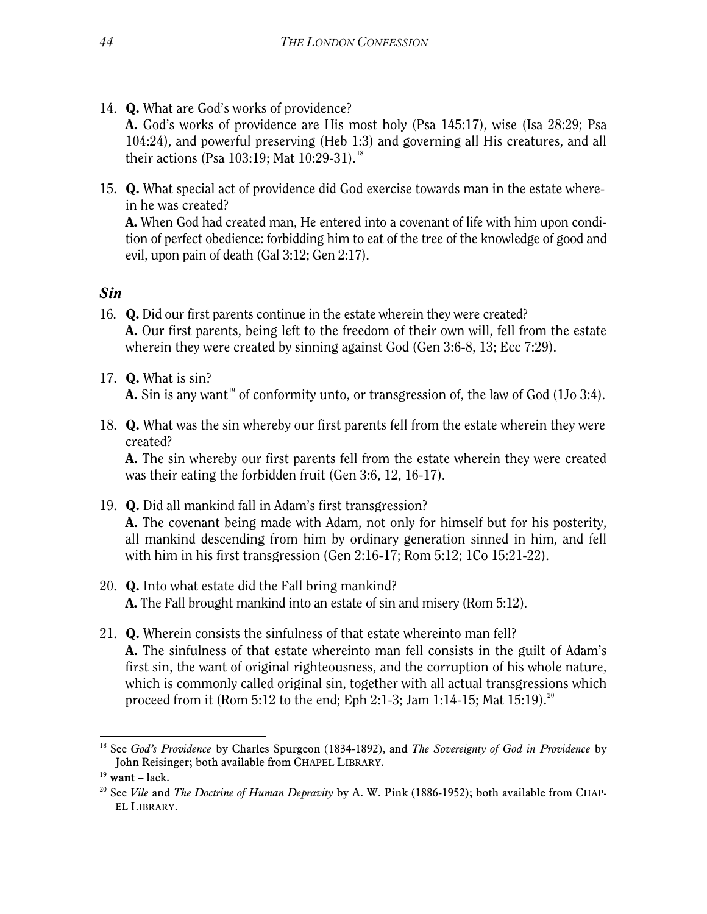14. **Q.** What are God's works of providence?
    **A.** God's works of providence are His most holy (Psa 145:17), wise (Isa 28:29; Psa 104:24), and powerful preserving (Heb 1:3) and governing all His creatures, and all their actions (Psa 103:19; Mat 10:29-31).[18]

15. **Q.** What special act of providence did God exercise towards man in the estate wherein he was created?
    **A.** When God had created man, He entered into a covenant of life with him upon condition of perfect obedience: forbidding him to eat of the tree of the knowledge of good and evil, upon pain of death (Gal 3:12; Gen 2:17).

### *Sin*

16. **Q.** Did our first parents continue in the estate wherein they were created?
    **A.** Our first parents, being left to the freedom of their own will, fell from the estate wherein they were created by sinning against God (Gen 3:6-8, 13; Ecc 7:29).

17. **Q.** What is sin?
    **A.** Sin is any want[19] of conformity unto, or transgression of, the law of God (1Jo 3:4).

18. **Q.** What was the sin whereby our first parents fell from the estate wherein they were created?
    **A.** The sin whereby our first parents fell from the estate wherein they were created was their eating the forbidden fruit (Gen 3:6, 12, 16-17).

19. **Q.** Did all mankind fall in Adam's first transgression?
    **A.** The covenant being made with Adam, not only for himself but for his posterity, all mankind descending from him by ordinary generation sinned in him, and fell with him in his first transgression (Gen 2:16-17; Rom 5:12; 1Co 15:21-22).

20. **Q.** Into what estate did the Fall bring mankind?
    **A.** The Fall brought mankind into an estate of sin and misery (Rom 5:12).

21. **Q.** Wherein consists the sinfulness of that estate whereinto man fell?
    **A.** The sinfulness of that estate whereinto man fell consists in the guilt of Adam's first sin, the want of original righteousness, and the corruption of his whole nature, which is commonly called original sin, together with all actual transgressions which proceed from it (Rom 5:12 to the end; Eph 2:1-3; Jam 1:14-15; Mat 15:19).[20]

---

[18] See *God's Providence* by Charles Spurgeon (1834-1892), and *The Sovereignty of God in Providence* by John Reisinger; both available from CHAPEL LIBRARY.

[19] **want** – lack.

[20] See *Vile* and *The Doctrine of Human Depravity* by A. W. Pink (1886-1952); both available from CHAPEL LIBRARY.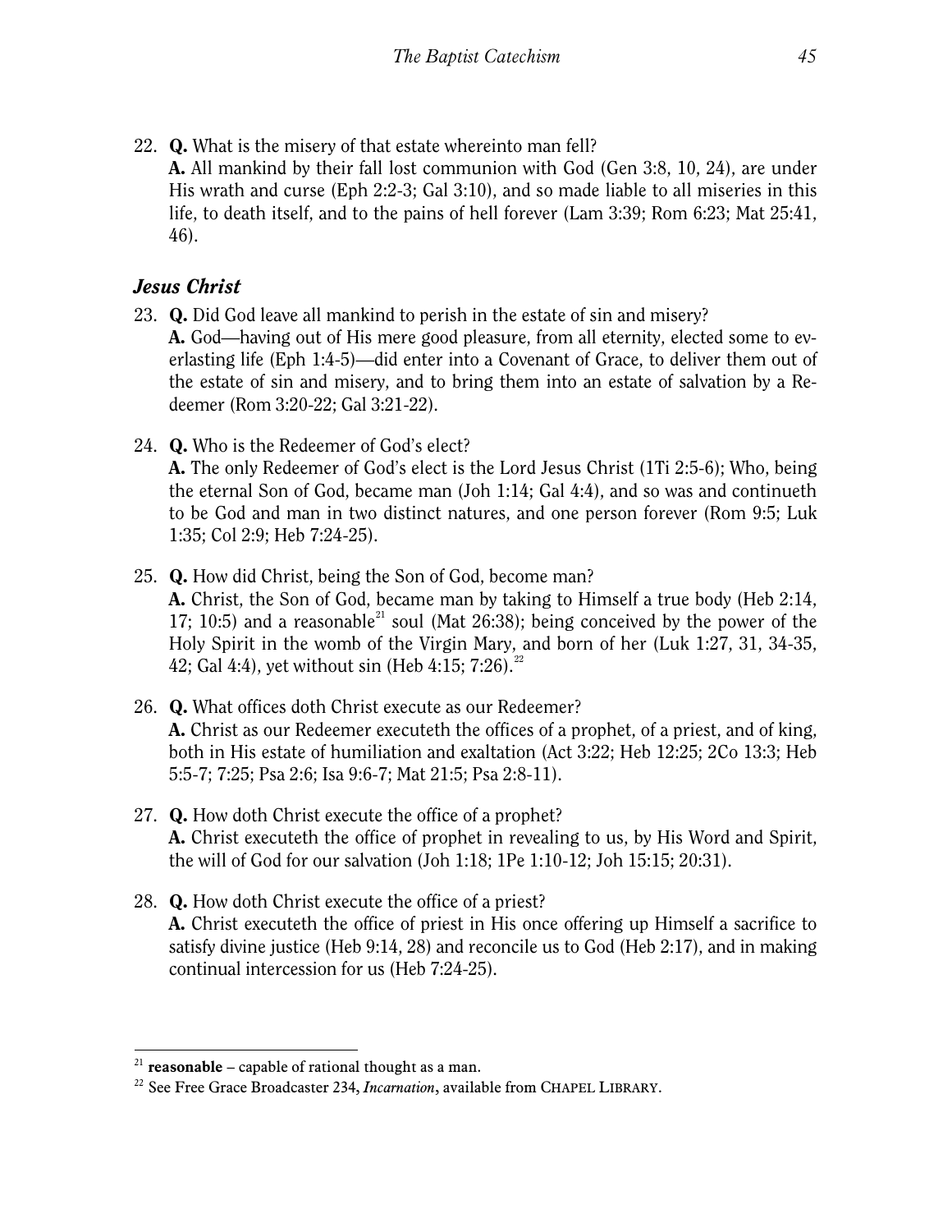22. **Q.** What is the misery of that estate whereinto man fell?
    **A.** All mankind by their fall lost communion with God (Gen 3:8, 10, 24), are under His wrath and curse (Eph 2:2-3; Gal 3:10), and so made liable to all miseries in this life, to death itself, and to the pains of hell forever (Lam 3:39; Rom 6:23; Mat 25:41, 46).

### *Jesus Christ*

23. **Q.** Did God leave all mankind to perish in the estate of sin and misery?
    **A.** God—having out of His mere good pleasure, from all eternity, elected some to everlasting life (Eph 1:4-5)—did enter into a Covenant of Grace, to deliver them out of the estate of sin and misery, and to bring them into an estate of salvation by a Redeemer (Rom 3:20-22; Gal 3:21-22).

24. **Q.** Who is the Redeemer of God's elect?
    **A.** The only Redeemer of God's elect is the Lord Jesus Christ (1Ti 2:5-6); Who, being the eternal Son of God, became man (Joh 1:14; Gal 4:4), and so was and continueth to be God and man in two distinct natures, and one person forever (Rom 9:5; Luk 1:35; Col 2:9; Heb 7:24-25).

25. **Q.** How did Christ, being the Son of God, become man?
    **A.** Christ, the Son of God, became man by taking to Himself a true body (Heb 2:14, 17; 10:5) and a reasonable[21] soul (Mat 26:38); being conceived by the power of the Holy Spirit in the womb of the Virgin Mary, and born of her (Luk 1:27, 31, 34-35, 42; Gal 4:4), yet without sin (Heb 4:15; 7:26).[22]

26. **Q.** What offices doth Christ execute as our Redeemer?
    **A.** Christ as our Redeemer executeth the offices of a prophet, of a priest, and of king, both in His estate of humiliation and exaltation (Act 3:22; Heb 12:25; 2Co 13:3; Heb 5:5-7; 7:25; Psa 2:6; Isa 9:6-7; Mat 21:5; Psa 2:8-11).

27. **Q.** How doth Christ execute the office of a prophet?
    **A.** Christ executeth the office of prophet in revealing to us, by His Word and Spirit, the will of God for our salvation (Joh 1:18; 1Pe 1:10-12; Joh 15:15; 20:31).

28. **Q.** How doth Christ execute the office of a priest?
    **A.** Christ executeth the office of priest in His once offering up Himself a sacrifice to satisfy divine justice (Heb 9:14, 28) and reconcile us to God (Heb 2:17), and in making continual intercession for us (Heb 7:24-25).

---

[21] **reasonable** – capable of rational thought as a man.

[22] See Free Grace Broadcaster 234, *Incarnation*, available from CHAPEL LIBRARY.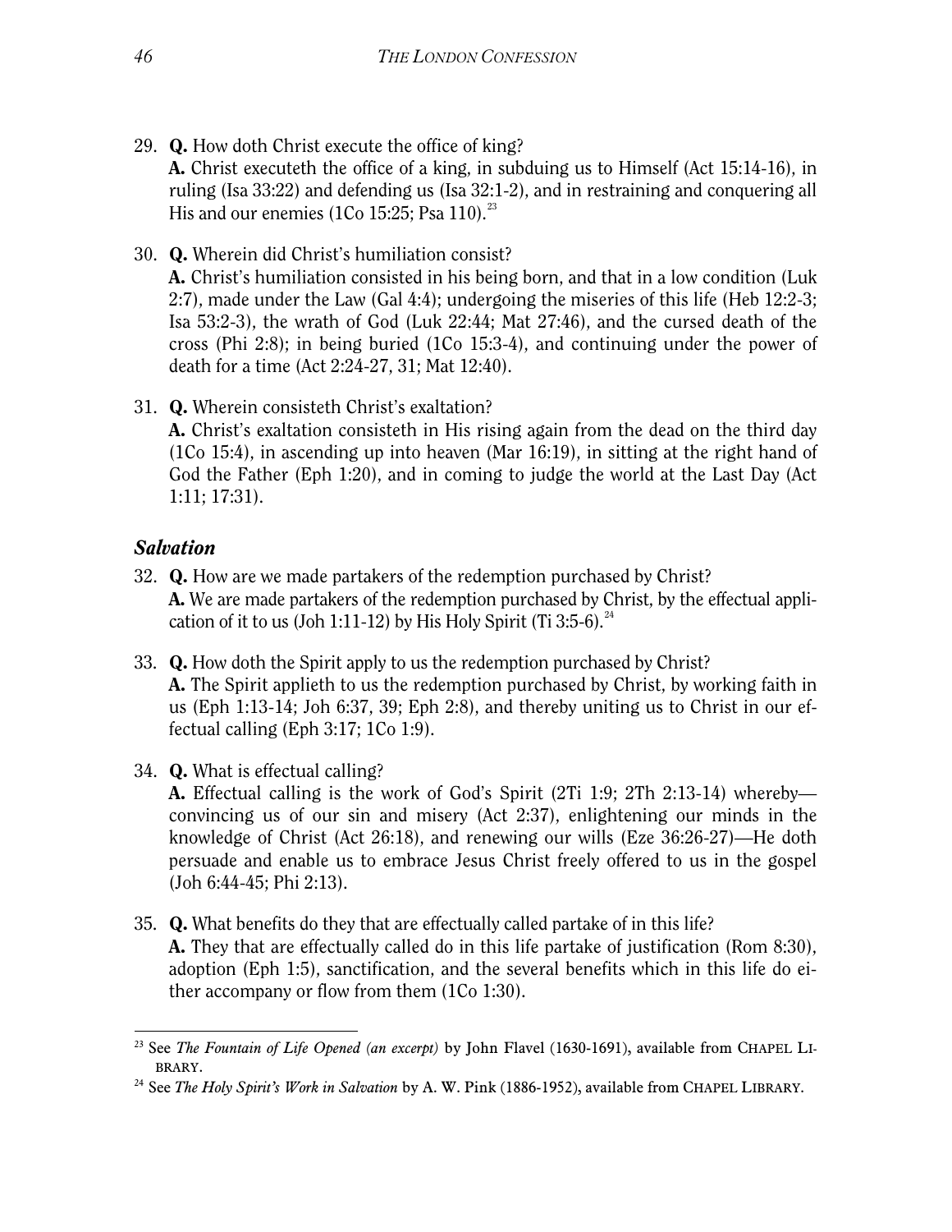29. **Q.** How doth Christ execute the office of king?
    **A.** Christ executeth the office of a king, in subduing us to Himself (Act 15:14-16), in ruling (Isa 33:22) and defending us (Isa 32:1-2), and in restraining and conquering all His and our enemies (1Co 15:25; Psa 110).[23]

30. **Q.** Wherein did Christ's humiliation consist?
    **A.** Christ's humiliation consisted in his being born, and that in a low condition (Luk 2:7), made under the Law (Gal 4:4); undergoing the miseries of this life (Heb 12:2-3; Isa 53:2-3), the wrath of God (Luk 22:44; Mat 27:46), and the cursed death of the cross (Phi 2:8); in being buried (1Co 15:3-4), and continuing under the power of death for a time (Act 2:24-27, 31; Mat 12:40).

31. **Q.** Wherein consisteth Christ's exaltation?
    **A.** Christ's exaltation consisteth in His rising again from the dead on the third day (1Co 15:4), in ascending up into heaven (Mar 16:19), in sitting at the right hand of God the Father (Eph 1:20), and in coming to judge the world at the Last Day (Act 1:11; 17:31).

### *Salvation*

32. **Q.** How are we made partakers of the redemption purchased by Christ?
    **A.** We are made partakers of the redemption purchased by Christ, by the effectual application of it to us (Joh 1:11-12) by His Holy Spirit (Ti 3:5-6).[24]

33. **Q.** How doth the Spirit apply to us the redemption purchased by Christ?
    **A.** The Spirit applieth to us the redemption purchased by Christ, by working faith in us (Eph 1:13-14; Joh 6:37, 39; Eph 2:8), and thereby uniting us to Christ in our effectual calling (Eph 3:17; 1Co 1:9).

34. **Q.** What is effectual calling?
    **A.** Effectual calling is the work of God's Spirit (2Ti 1:9; 2Th 2:13-14) whereby—convincing us of our sin and misery (Act 2:37), enlightening our minds in the knowledge of Christ (Act 26:18), and renewing our wills (Eze 36:26-27)—He doth persuade and enable us to embrace Jesus Christ freely offered to us in the gospel (Joh 6:44-45; Phi 2:13).

35. **Q.** What benefits do they that are effectually called partake of in this life?
    **A.** They that are effectually called do in this life partake of justification (Rom 8:30), adoption (Eph 1:5), sanctification, and the several benefits which in this life do either accompany or flow from them (1Co 1:30).

---

[23] See *The Fountain of Life Opened (an excerpt)* by John Flavel (1630-1691), available from CHAPEL LIBRARY.

[24] See *The Holy Spirit's Work in Salvation* by A. W. Pink (1886-1952), available from CHAPEL LIBRARY.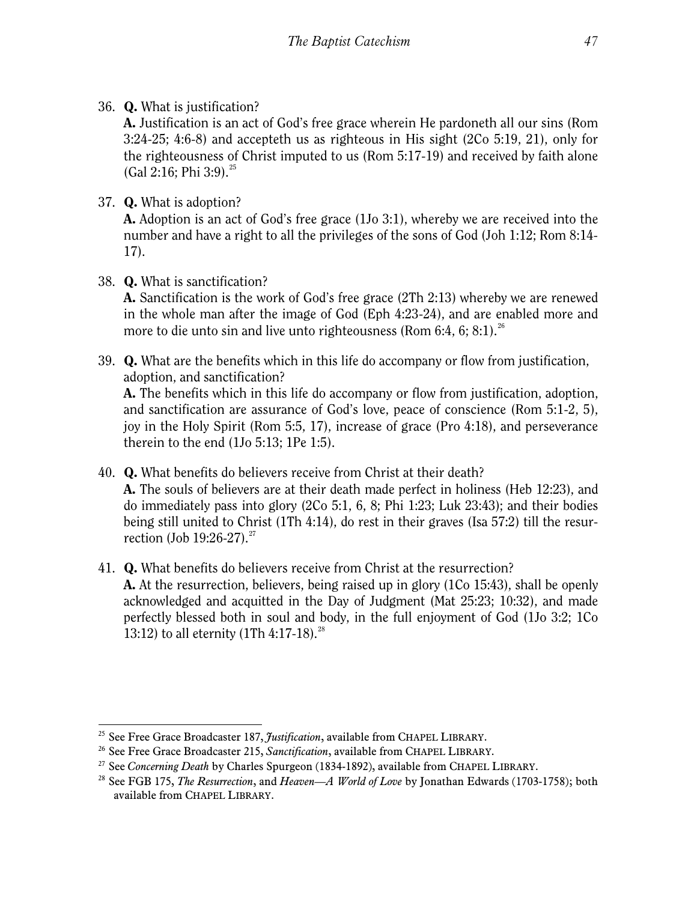36. **Q.** What is justification?
    **A.** Justification is an act of God's free grace wherein He pardoneth all our sins (Rom 3:24-25; 4:6-8) and accepteth us as righteous in His sight (2Co 5:19, 21), only for the righteousness of Christ imputed to us (Rom 5:17-19) and received by faith alone (Gal 2:16; Phi 3:9).[25]

37. **Q.** What is adoption?
    **A.** Adoption is an act of God's free grace (1Jo 3:1), whereby we are received into the number and have a right to all the privileges of the sons of God (Joh 1:12; Rom 8:14-17).

38. **Q.** What is sanctification?
    **A.** Sanctification is the work of God's free grace (2Th 2:13) whereby we are renewed in the whole man after the image of God (Eph 4:23-24), and are enabled more and more to die unto sin and live unto righteousness (Rom 6:4, 6; 8:1).[26]

39. **Q.** What are the benefits which in this life do accompany or flow from justification, adoption, and sanctification?
    **A.** The benefits which in this life do accompany or flow from justification, adoption, and sanctification are assurance of God's love, peace of conscience (Rom 5:1-2, 5), joy in the Holy Spirit (Rom 5:5, 17), increase of grace (Pro 4:18), and perseverance therein to the end (1Jo 5:13; 1Pe 1:5).

40. **Q.** What benefits do believers receive from Christ at their death?
    **A.** The souls of believers are at their death made perfect in holiness (Heb 12:23), and do immediately pass into glory (2Co 5:1, 6, 8; Phi 1:23; Luk 23:43); and their bodies being still united to Christ (1Th 4:14), do rest in their graves (Isa 57:2) till the resurrection (Job 19:26-27).[27]

41. **Q.** What benefits do believers receive from Christ at the resurrection?
    **A.** At the resurrection, believers, being raised up in glory (1Co 15:43), shall be openly acknowledged and acquitted in the Day of Judgment (Mat 25:23; 10:32), and made perfectly blessed both in soul and body, in the full enjoyment of God (1Jo 3:2; 1Co 13:12) to all eternity (1Th 4:17-18).[28]

---

[25] See Free Grace Broadcaster 187, *Justification*, available from CHAPEL LIBRARY.

[26] See Free Grace Broadcaster 215, *Sanctification*, available from CHAPEL LIBRARY.

[27] See *Concerning Death* by Charles Spurgeon (1834-1892), available from CHAPEL LIBRARY.

[28] See FGB 175, *The Resurrection*, and *Heaven—A World of Love* by Jonathan Edwards (1703-1758); both available from CHAPEL LIBRARY.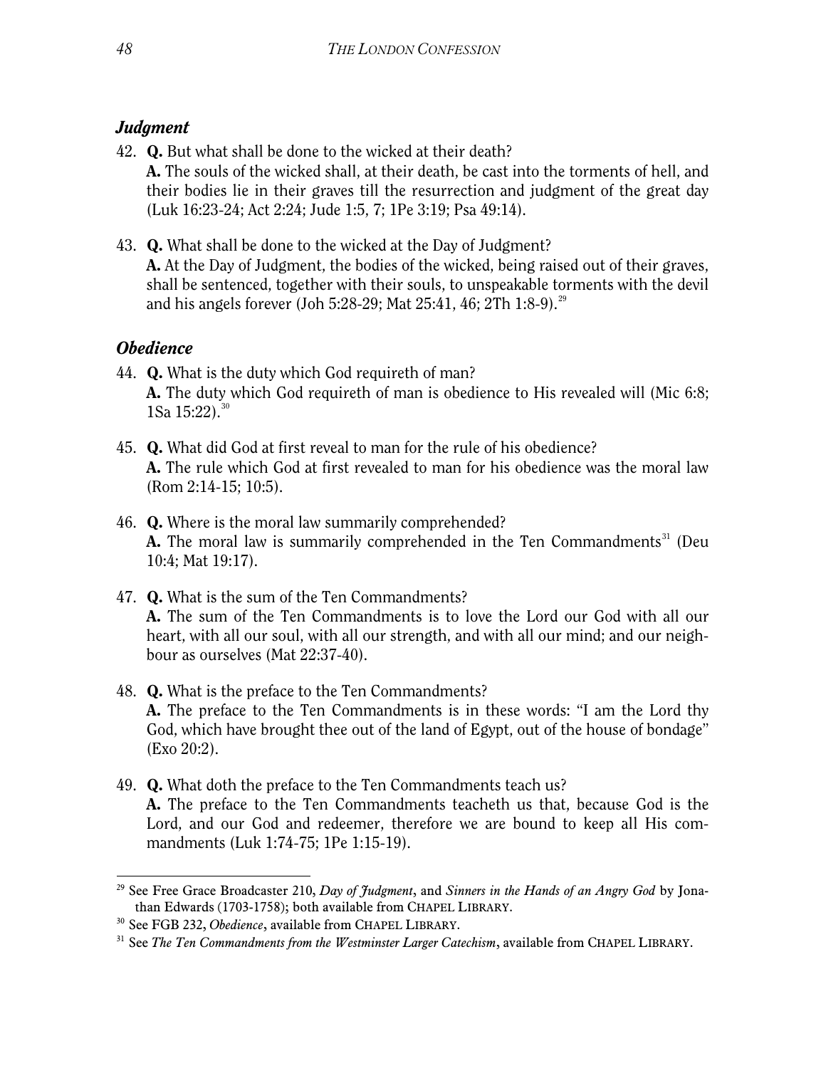### *Judgment*

42. **Q.** But what shall be done to the wicked at their death?
    **A.** The souls of the wicked shall, at their death, be cast into the torments of hell, and their bodies lie in their graves till the resurrection and judgment of the great day (Luk 16:23-24; Act 2:24; Jude 1:5, 7; 1Pe 3:19; Psa 49:14).

43. **Q.** What shall be done to the wicked at the Day of Judgment?
    **A.** At the Day of Judgment, the bodies of the wicked, being raised out of their graves, shall be sentenced, together with their souls, to unspeakable torments with the devil and his angels forever (Joh 5:28-29; Mat 25:41, 46; 2Th 1:8-9).[29]

### *Obedience*

44. **Q.** What is the duty which God requireth of man?
    **A.** The duty which God requireth of man is obedience to His revealed will (Mic 6:8; 1Sa 15:22).[30]

45. **Q.** What did God at first reveal to man for the rule of his obedience?
    **A.** The rule which God at first revealed to man for his obedience was the moral law (Rom 2:14-15; 10:5).

46. **Q.** Where is the moral law summarily comprehended?
    **A.** The moral law is summarily comprehended in the Ten Commandments[31] (Deu 10:4; Mat 19:17).

47. **Q.** What is the sum of the Ten Commandments?
    **A.** The sum of the Ten Commandments is to love the Lord our God with all our heart, with all our soul, with all our strength, and with all our mind; and our neighbour as ourselves (Mat 22:37-40).

48. **Q.** What is the preface to the Ten Commandments?
    **A.** The preface to the Ten Commandments is in these words: "I am the Lord thy God, which have brought thee out of the land of Egypt, out of the house of bondage" (Exo 20:2).

49. **Q.** What doth the preface to the Ten Commandments teach us?
    **A.** The preface to the Ten Commandments teacheth us that, because God is the Lord, and our God and redeemer, therefore we are bound to keep all His commandments (Luk 1:74-75; 1Pe 1:15-19).

---

[29] See Free Grace Broadcaster 210, *Day of Judgment*, and *Sinners in the Hands of an Angry God* by Jonathan Edwards (1703-1758); both available from CHAPEL LIBRARY.

[30] See FGB 232, *Obedience*, available from CHAPEL LIBRARY.

[31] See *The Ten Commandments from the Westminster Larger Catechism*, available from CHAPEL LIBRARY.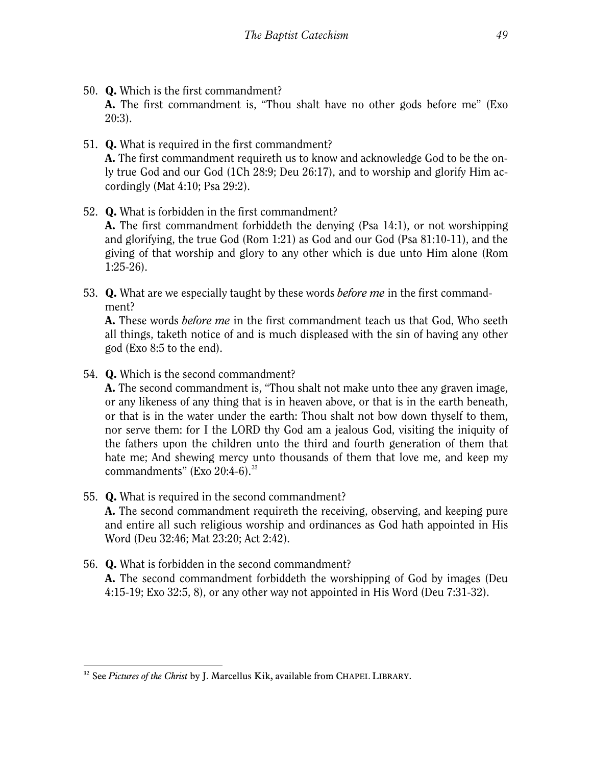50. **Q.** Which is the first commandment?
**A.** The first commandment is, "Thou shalt have no other gods before me" (Exo 20:3).

51. **Q.** What is required in the first commandment?
**A.** The first commandment requireth us to know and acknowledge God to be the only true God and our God (1Ch 28:9; Deu 26:17), and to worship and glorify Him accordingly (Mat 4:10; Psa 29:2).

52. **Q.** What is forbidden in the first commandment?
**A.** The first commandment forbiddeth the denying (Psa 14:1), or not worshipping and glorifying, the true God (Rom 1:21) as God and our God (Psa 81:10-11), and the giving of that worship and glory to any other which is due unto Him alone (Rom 1:25-26).

53. **Q.** What are we especially taught by these words *before me* in the first commandment?
**A.** These words *before me* in the first commandment teach us that God, Who seeth all things, taketh notice of and is much displeased with the sin of having any other god (Exo 8:5 to the end).

54. **Q.** Which is the second commandment?
**A.** The second commandment is, "Thou shalt not make unto thee any graven image, or any likeness of any thing that is in heaven above, or that is in the earth beneath, or that is in the water under the earth: Thou shalt not bow down thyself to them, nor serve them: for I the LORD thy God am a jealous God, visiting the iniquity of the fathers upon the children unto the third and fourth generation of them that hate me; And shewing mercy unto thousands of them that love me, and keep my commandments" (Exo 20:4-6).[32]

55. **Q.** What is required in the second commandment?
**A.** The second commandment requireth the receiving, observing, and keeping pure and entire all such religious worship and ordinances as God hath appointed in His Word (Deu 32:46; Mat 23:20; Act 2:42).

56. **Q.** What is forbidden in the second commandment?
**A.** The second commandment forbiddeth the worshipping of God by images (Deu 4:15-19; Exo 32:5, 8), or any other way not appointed in His Word (Deu 7:31-32).

---

[32] See *Pictures of the Christ* by J. Marcellus Kik, available from CHAPEL LIBRARY.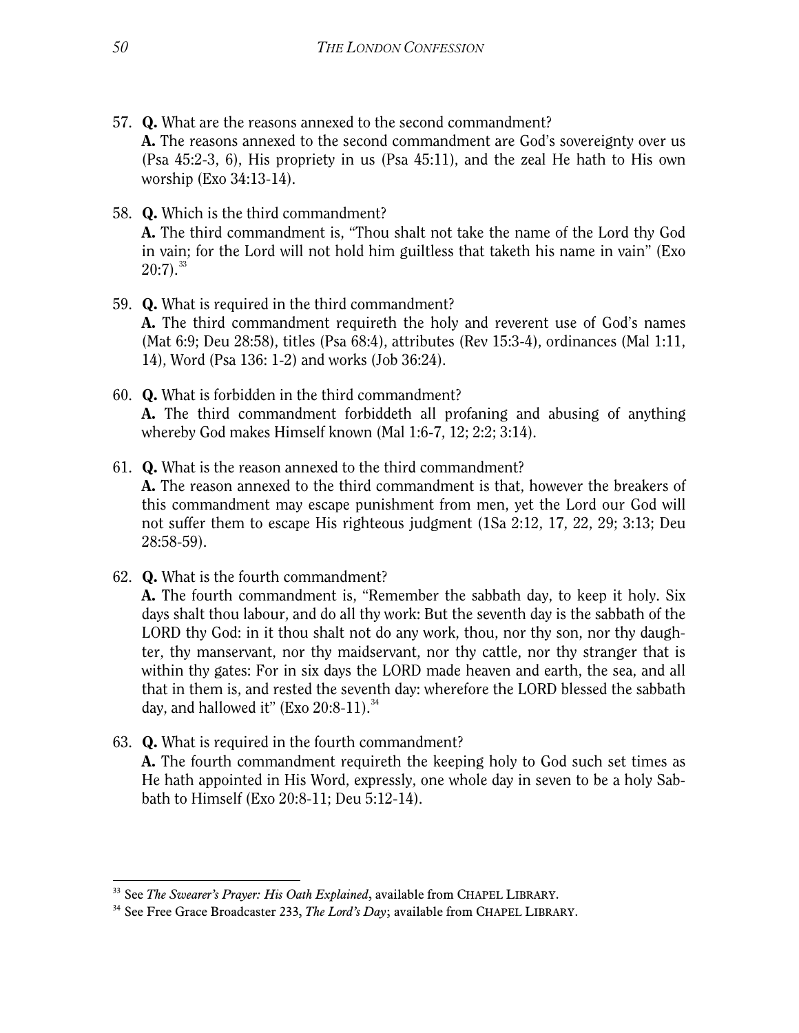57. **Q.** What are the reasons annexed to the second commandment?
    **A.** The reasons annexed to the second commandment are God's sovereignty over us (Psa 45:2-3, 6), His propriety in us (Psa 45:11), and the zeal He hath to His own worship (Exo 34:13-14).

58. **Q.** Which is the third commandment?
    **A.** The third commandment is, "Thou shalt not take the name of the Lord thy God in vain; for the Lord will not hold him guiltless that taketh his name in vain" (Exo 20:7).[33]

59. **Q.** What is required in the third commandment?
    **A.** The third commandment requireth the holy and reverent use of God's names (Mat 6:9; Deu 28:58), titles (Psa 68:4), attributes (Rev 15:3-4), ordinances (Mal 1:11, 14), Word (Psa 136: 1-2) and works (Job 36:24).

60. **Q.** What is forbidden in the third commandment?
    **A.** The third commandment forbiddeth all profaning and abusing of anything whereby God makes Himself known (Mal 1:6-7, 12; 2:2; 3:14).

61. **Q.** What is the reason annexed to the third commandment?
    **A.** The reason annexed to the third commandment is that, however the breakers of this commandment may escape punishment from men, yet the Lord our God will not suffer them to escape His righteous judgment (1Sa 2:12, 17, 22, 29; 3:13; Deu 28:58-59).

62. **Q.** What is the fourth commandment?
    **A.** The fourth commandment is, "Remember the sabbath day, to keep it holy. Six days shalt thou labour, and do all thy work: But the seventh day is the sabbath of the LORD thy God: in it thou shalt not do any work, thou, nor thy son, nor thy daughter, thy manservant, nor thy maidservant, nor thy cattle, nor thy stranger that is within thy gates: For in six days the LORD made heaven and earth, the sea, and all that in them is, and rested the seventh day: wherefore the LORD blessed the sabbath day, and hallowed it" (Exo 20:8-11).[34]

63. **Q.** What is required in the fourth commandment?
    **A.** The fourth commandment requireth the keeping holy to God such set times as He hath appointed in His Word, expressly, one whole day in seven to be a holy Sabbath to Himself (Exo 20:8-11; Deu 5:12-14).

---

[33] See *The Swearer's Prayer: His Oath Explained*, available from CHAPEL LIBRARY.

[34] See Free Grace Broadcaster 233, *The Lord's Day*; available from CHAPEL LIBRARY.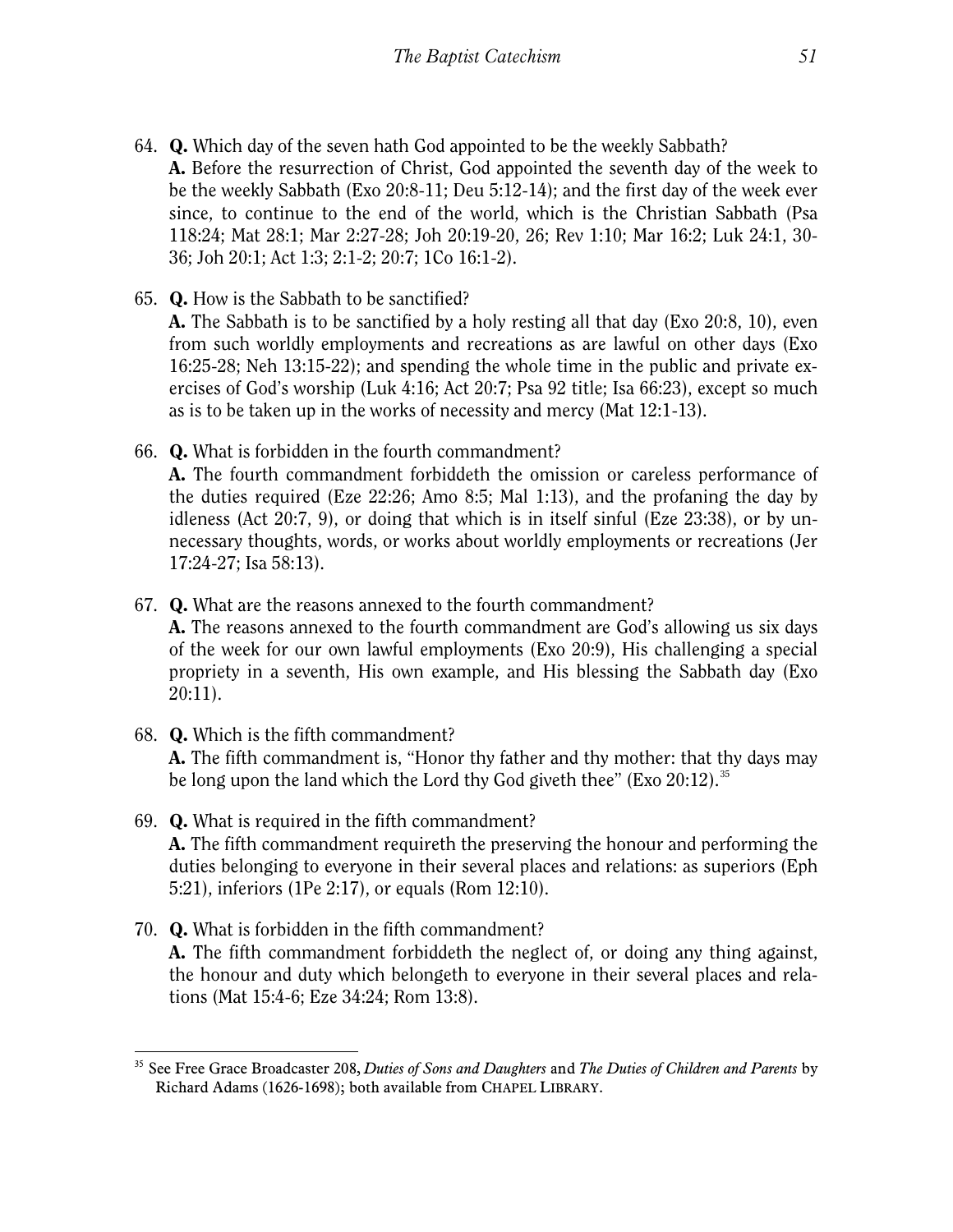64. **Q.** Which day of the seven hath God appointed to be the weekly Sabbath?
**A.** Before the resurrection of Christ, God appointed the seventh day of the week to be the weekly Sabbath (Exo 20:8-11; Deu 5:12-14); and the first day of the week ever since, to continue to the end of the world, which is the Christian Sabbath (Psa 118:24; Mat 28:1; Mar 2:27-28; Joh 20:19-20, 26; Rev 1:10; Mar 16:2; Luk 24:1, 30-36; Joh 20:1; Act 1:3; 2:1-2; 20:7; 1Co 16:1-2).

65. **Q.** How is the Sabbath to be sanctified?
**A.** The Sabbath is to be sanctified by a holy resting all that day (Exo 20:8, 10), even from such worldly employments and recreations as are lawful on other days (Exo 16:25-28; Neh 13:15-22); and spending the whole time in the public and private exercises of God's worship (Luk 4:16; Act 20:7; Psa 92 title; Isa 66:23), except so much as is to be taken up in the works of necessity and mercy (Mat 12:1-13).

66. **Q.** What is forbidden in the fourth commandment?
**A.** The fourth commandment forbiddeth the omission or careless performance of the duties required (Eze 22:26; Amo 8:5; Mal 1:13), and the profaning the day by idleness (Act 20:7, 9), or doing that which is in itself sinful (Eze 23:38), or by unnecessary thoughts, words, or works about worldly employments or recreations (Jer 17:24-27; Isa 58:13).

67. **Q.** What are the reasons annexed to the fourth commandment?
**A.** The reasons annexed to the fourth commandment are God's allowing us six days of the week for our own lawful employments (Exo 20:9), His challenging a special propriety in a seventh, His own example, and His blessing the Sabbath day (Exo 20:11).

68. **Q.** Which is the fifth commandment?
**A.** The fifth commandment is, "Honor thy father and thy mother: that thy days may be long upon the land which the Lord thy God giveth thee" (Exo 20:12).[35]

69. **Q.** What is required in the fifth commandment?
**A.** The fifth commandment requireth the preserving the honour and performing the duties belonging to everyone in their several places and relations: as superiors (Eph 5:21), inferiors (1Pe 2:17), or equals (Rom 12:10).

70. **Q.** What is forbidden in the fifth commandment?
**A.** The fifth commandment forbiddeth the neglect of, or doing any thing against, the honour and duty which belongeth to everyone in their several places and relations (Mat 15:4-6; Eze 34:24; Rom 13:8).

---

[35] See Free Grace Broadcaster 208, *Duties of Sons and Daughters* and *The Duties of Children and Parents* by Richard Adams (1626-1698); both available from Chapel Library.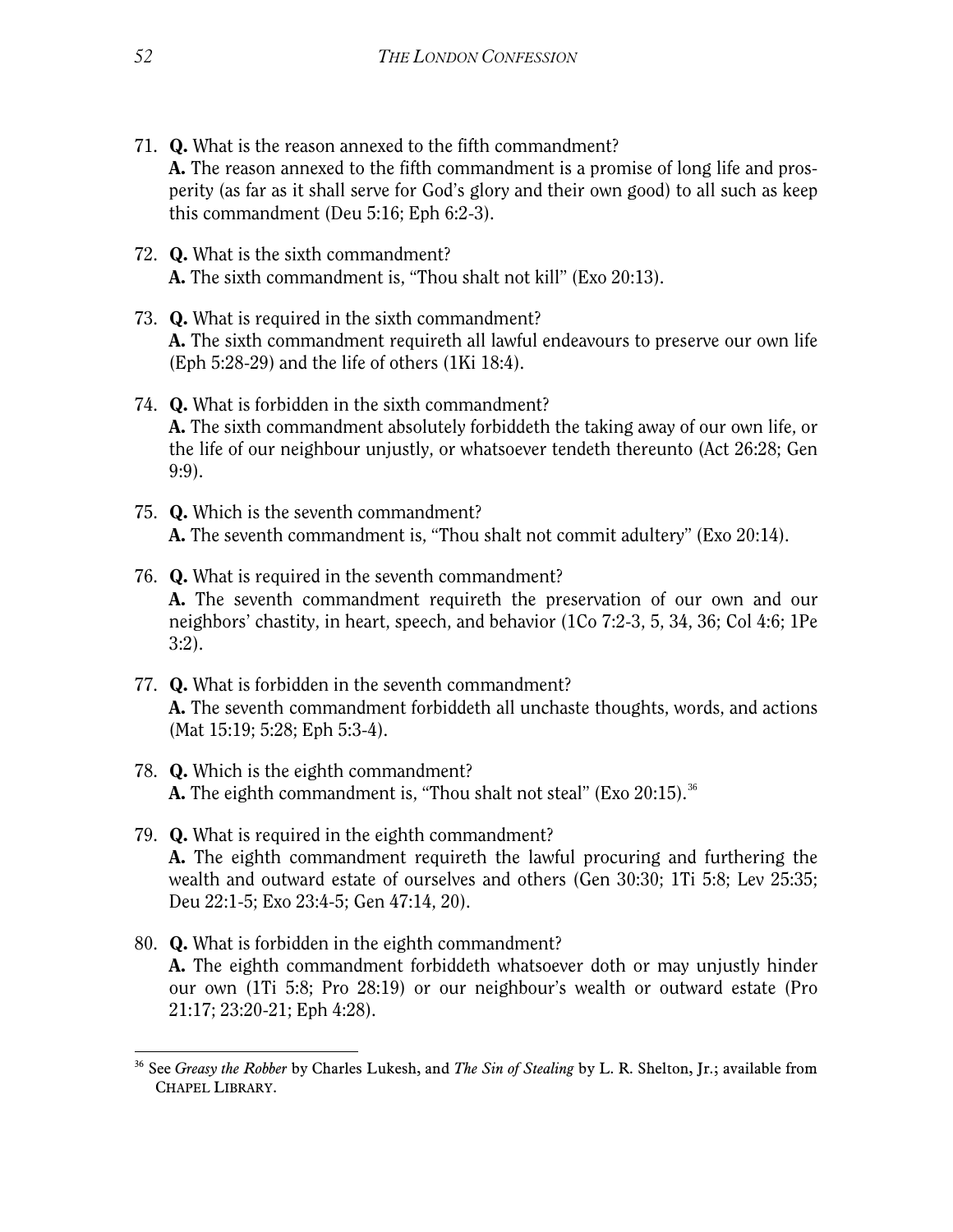71. **Q.** What is the reason annexed to the fifth commandment?
    **A.** The reason annexed to the fifth commandment is a promise of long life and prosperity (as far as it shall serve for God's glory and their own good) to all such as keep this commandment (Deu 5:16; Eph 6:2-3).

72. **Q.** What is the sixth commandment?
    **A.** The sixth commandment is, "Thou shalt not kill" (Exo 20:13).

73. **Q.** What is required in the sixth commandment?
    **A.** The sixth commandment requireth all lawful endeavours to preserve our own life (Eph 5:28-29) and the life of others (1Ki 18:4).

74. **Q.** What is forbidden in the sixth commandment?
    **A.** The sixth commandment absolutely forbiddeth the taking away of our own life, or the life of our neighbour unjustly, or whatsoever tendeth thereunto (Act 26:28; Gen 9:9).

75. **Q.** Which is the seventh commandment?
    **A.** The seventh commandment is, "Thou shalt not commit adultery" (Exo 20:14).

76. **Q.** What is required in the seventh commandment?
    **A.** The seventh commandment requireth the preservation of our own and our neighbors' chastity, in heart, speech, and behavior (1Co 7:2-3, 5, 34, 36; Col 4:6; 1Pe 3:2).

77. **Q.** What is forbidden in the seventh commandment?
    **A.** The seventh commandment forbiddeth all unchaste thoughts, words, and actions (Mat 15:19; 5:28; Eph 5:3-4).

78. **Q.** Which is the eighth commandment?
    **A.** The eighth commandment is, "Thou shalt not steal" (Exo 20:15).[36]

79. **Q.** What is required in the eighth commandment?
    **A.** The eighth commandment requireth the lawful procuring and furthering the wealth and outward estate of ourselves and others (Gen 30:30; 1Ti 5:8; Lev 25:35; Deu 22:1-5; Exo 23:4-5; Gen 47:14, 20).

80. **Q.** What is forbidden in the eighth commandment?
    **A.** The eighth commandment forbiddeth whatsoever doth or may unjustly hinder our own (1Ti 5:8; Pro 28:19) or our neighbour's wealth or outward estate (Pro 21:17; 23:20-21; Eph 4:28).

---

[36] See *Greasy the Robber* by Charles Lukesh, and *The Sin of Stealing* by L. R. Shelton, Jr.; available from CHAPEL LIBRARY.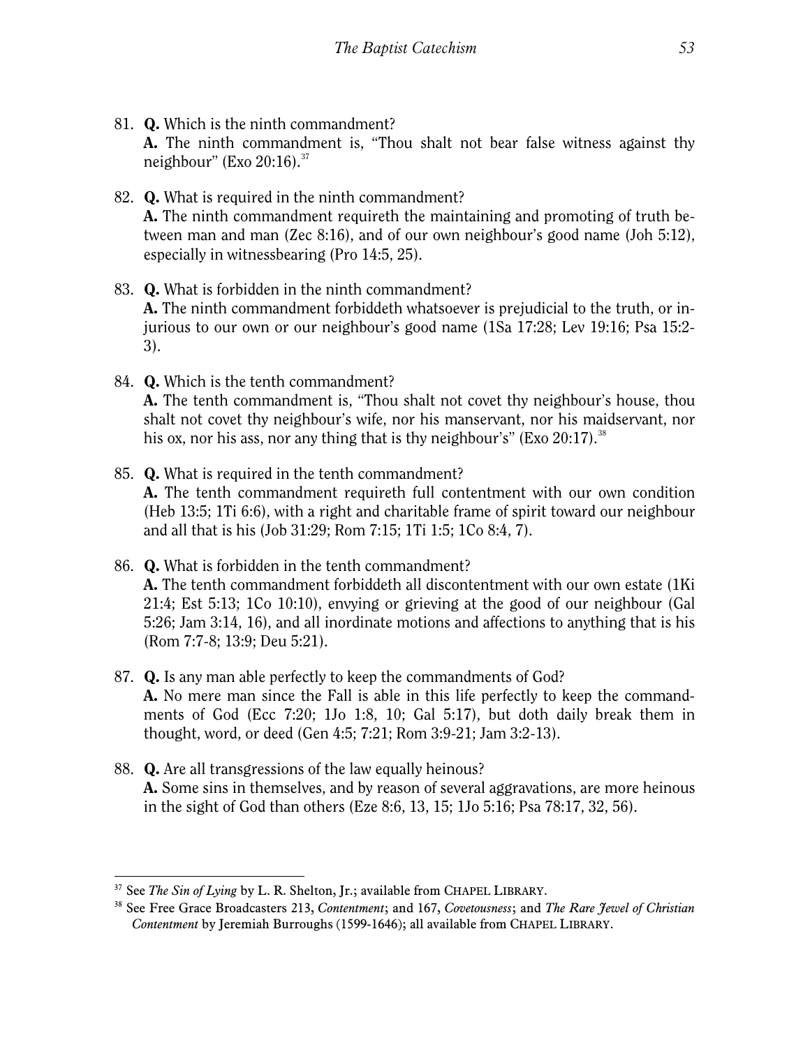81. **Q.** Which is the ninth commandment?
**A.** The ninth commandment is, "Thou shalt not bear false witness against thy neighbour" (Exo 20:16).[37]

82. **Q.** What is required in the ninth commandment?
**A.** The ninth commandment requireth the maintaining and promoting of truth between man and man (Zec 8:16), and of our own neighbour's good name (Joh 5:12), especially in witnessbearing (Pro 14:5, 25).

83. **Q.** What is forbidden in the ninth commandment?
**A.** The ninth commandment forbiddeth whatsoever is prejudicial to the truth, or injurious to our own or our neighbour's good name (1Sa 17:28; Lev 19:16; Psa 15:2-3).

84. **Q.** Which is the tenth commandment?
**A.** The tenth commandment is, "Thou shalt not covet thy neighbour's house, thou shalt not covet thy neighbour's wife, nor his manservant, nor his maidservant, nor his ox, nor his ass, nor any thing that is thy neighbour's" (Exo 20:17).[38]

85. **Q.** What is required in the tenth commandment?
**A.** The tenth commandment requireth full contentment with our own condition (Heb 13:5; 1Ti 6:6), with a right and charitable frame of spirit toward our neighbour and all that is his (Job 31:29; Rom 7:15; 1Ti 1:5; 1Co 8:4, 7).

86. **Q.** What is forbidden in the tenth commandment?
**A.** The tenth commandment forbiddeth all discontentment with our own estate (1Ki 21:4; Est 5:13; 1Co 10:10), envying or grieving at the good of our neighbour (Gal 5:26; Jam 3:14, 16), and all inordinate motions and affections to anything that is his (Rom 7:7-8; 13:9; Deu 5:21).

87. **Q.** Is any man able perfectly to keep the commandments of God?
**A.** No mere man since the Fall is able in this life perfectly to keep the commandments of God (Ecc 7:20; 1Jo 1:8, 10; Gal 5:17), but doth daily break them in thought, word, or deed (Gen 4:5; 7:21; Rom 3:9-21; Jam 3:2-13).

88. **Q.** Are all transgressions of the law equally heinous?
**A.** Some sins in themselves, and by reason of several aggravations, are more heinous in the sight of God than others (Eze 8:6, 13, 15; 1Jo 5:16; Psa 78:17, 32, 56).

---

[37] See *The Sin of Lying* by L. R. Shelton, Jr.; available from CHAPEL LIBRARY.

[38] See Free Grace Broadcasters 213, *Contentment*; and 167, *Covetousness*; and *The Rare Jewel of Christian Contentment* by Jeremiah Burroughs (1599-1646); all available from CHAPEL LIBRARY.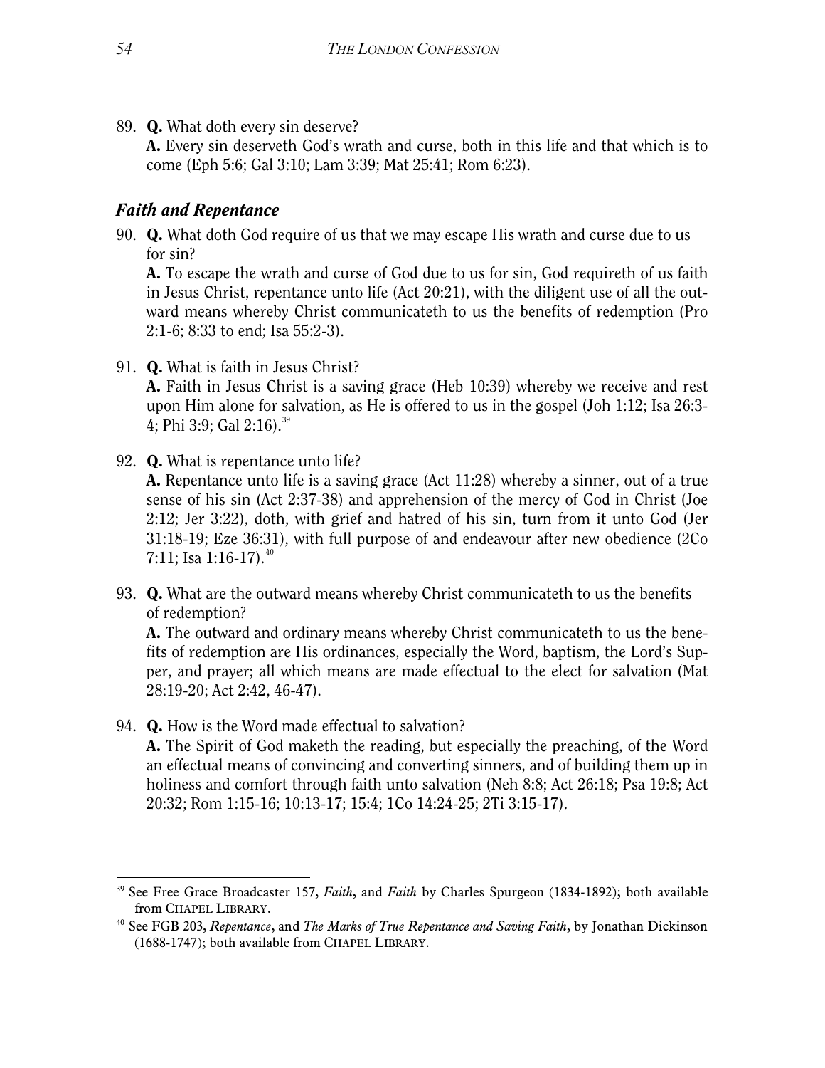89. **Q.** What doth every sin deserve?
    **A.** Every sin deserveth God's wrath and curse, both in this life and that which is to come (Eph 5:6; Gal 3:10; Lam 3:39; Mat 25:41; Rom 6:23).

### *Faith and Repentance*

90. **Q.** What doth God require of us that we may escape His wrath and curse due to us for sin?
    **A.** To escape the wrath and curse of God due to us for sin, God requireth of us faith in Jesus Christ, repentance unto life (Act 20:21), with the diligent use of all the outward means whereby Christ communicateth to us the benefits of redemption (Pro 2:1-6; 8:33 to end; Isa 55:2-3).

91. **Q.** What is faith in Jesus Christ?
    **A.** Faith in Jesus Christ is a saving grace (Heb 10:39) whereby we receive and rest upon Him alone for salvation, as He is offered to us in the gospel (Joh 1:12; Isa 26:3-4; Phi 3:9; Gal 2:16).[39]

92. **Q.** What is repentance unto life?
    **A.** Repentance unto life is a saving grace (Act 11:28) whereby a sinner, out of a true sense of his sin (Act 2:37-38) and apprehension of the mercy of God in Christ (Joe 2:12; Jer 3:22), doth, with grief and hatred of his sin, turn from it unto God (Jer 31:18-19; Eze 36:31), with full purpose of and endeavour after new obedience (2Co 7:11; Isa 1:16-17).[40]

93. **Q.** What are the outward means whereby Christ communicateth to us the benefits of redemption?
    **A.** The outward and ordinary means whereby Christ communicateth to us the benefits of redemption are His ordinances, especially the Word, baptism, the Lord's Supper, and prayer; all which means are made effectual to the elect for salvation (Mat 28:19-20; Act 2:42, 46-47).

94. **Q.** How is the Word made effectual to salvation?
    **A.** The Spirit of God maketh the reading, but especially the preaching, of the Word an effectual means of convincing and converting sinners, and of building them up in holiness and comfort through faith unto salvation (Neh 8:8; Act 26:18; Psa 19:8; Act 20:32; Rom 1:15-16; 10:13-17; 15:4; 1Co 14:24-25; 2Ti 3:15-17).

---

[39] See Free Grace Broadcaster 157, *Faith*, and *Faith* by Charles Spurgeon (1834-1892); both available from CHAPEL LIBRARY.

[40] See FGB 203, *Repentance*, and *The Marks of True Repentance and Saving Faith*, by Jonathan Dickinson (1688-1747); both available from CHAPEL LIBRARY.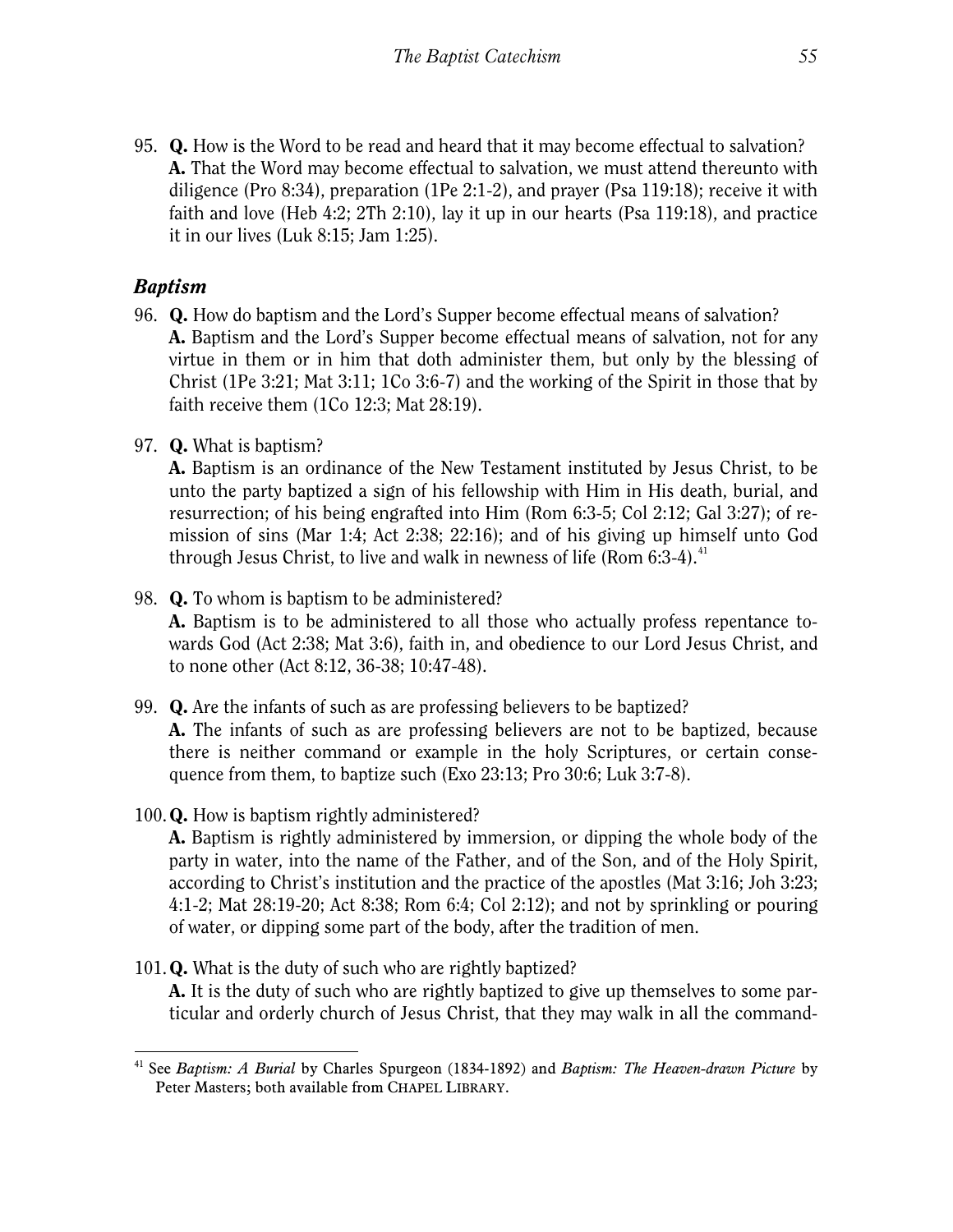95. **Q.** How is the Word to be read and heard that it may become effectual to salvation?
**A.** That the Word may become effectual to salvation, we must attend thereunto with diligence (Pro 8:34), preparation (1Pe 2:1-2), and prayer (Psa 119:18); receive it with faith and love (Heb 4:2; 2Th 2:10), lay it up in our hearts (Psa 119:18), and practice it in our lives (Luk 8:15; Jam 1:25).

### *Baptism*

96. **Q.** How do baptism and the Lord's Supper become effectual means of salvation?
**A.** Baptism and the Lord's Supper become effectual means of salvation, not for any virtue in them or in him that doth administer them, but only by the blessing of Christ (1Pe 3:21; Mat 3:11; 1Co 3:6-7) and the working of the Spirit in those that by faith receive them (1Co 12:3; Mat 28:19).

97. **Q.** What is baptism?
**A.** Baptism is an ordinance of the New Testament instituted by Jesus Christ, to be unto the party baptized a sign of his fellowship with Him in His death, burial, and resurrection; of his being engrafted into Him (Rom 6:3-5; Col 2:12; Gal 3:27); of remission of sins (Mar 1:4; Act 2:38; 22:16); and of his giving up himself unto God through Jesus Christ, to live and walk in newness of life (Rom 6:3-4).[41]

98. **Q.** To whom is baptism to be administered?
**A.** Baptism is to be administered to all those who actually profess repentance towards God (Act 2:38; Mat 3:6), faith in, and obedience to our Lord Jesus Christ, and to none other (Act 8:12, 36-38; 10:47-48).

99. **Q.** Are the infants of such as are professing believers to be baptized?
**A.** The infants of such as are professing believers are not to be baptized, because there is neither command or example in the holy Scriptures, or certain consequence from them, to baptize such (Exo 23:13; Pro 30:6; Luk 3:7-8).

100. **Q.** How is baptism rightly administered?
**A.** Baptism is rightly administered by immersion, or dipping the whole body of the party in water, into the name of the Father, and of the Son, and of the Holy Spirit, according to Christ's institution and the practice of the apostles (Mat 3:16; Joh 3:23; 4:1-2; Mat 28:19-20; Act 8:38; Rom 6:4; Col 2:12); and not by sprinkling or pouring of water, or dipping some part of the body, after the tradition of men.

101. **Q.** What is the duty of such who are rightly baptized?
**A.** It is the duty of such who are rightly baptized to give up themselves to some particular and orderly church of Jesus Christ, that they may walk in all the command-

---

[41] See *Baptism: A Burial* by Charles Spurgeon (1834-1892) and *Baptism: The Heaven-drawn Picture* by Peter Masters; both available from CHAPEL LIBRARY.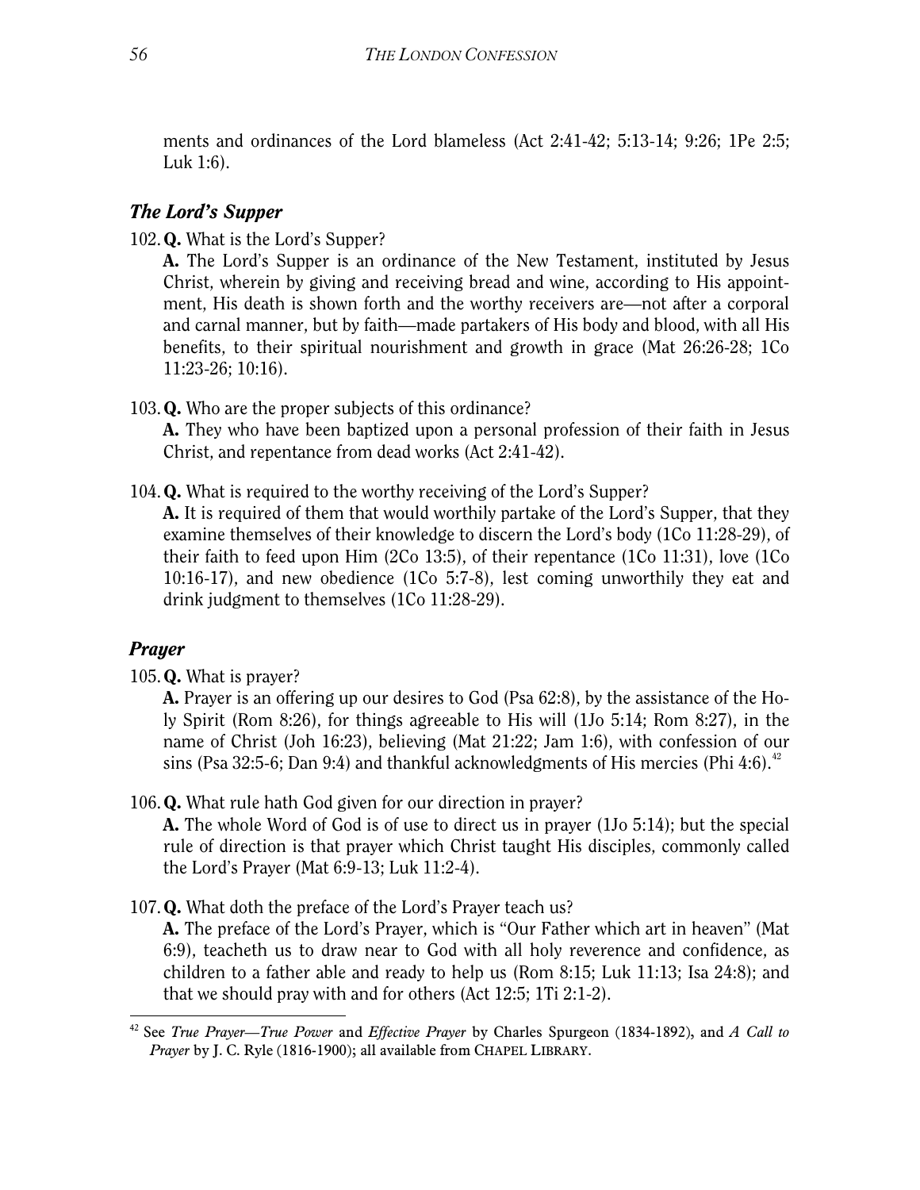ments and ordinances of the Lord blameless (Act 2:41-42; 5:13-14; 9:26; 1Pe 2:5; Luk 1:6).

### *The Lord's Supper*

102. **Q.** What is the Lord's Supper?

**A.** The Lord's Supper is an ordinance of the New Testament, instituted by Jesus Christ, wherein by giving and receiving bread and wine, according to His appointment, His death is shown forth and the worthy receivers are—not after a corporal and carnal manner, but by faith—made partakers of His body and blood, with all His benefits, to their spiritual nourishment and growth in grace (Mat 26:26-28; 1Co 11:23-26; 10:16).

103. **Q.** Who are the proper subjects of this ordinance?

**A.** They who have been baptized upon a personal profession of their faith in Jesus Christ, and repentance from dead works (Act 2:41-42).

104. **Q.** What is required to the worthy receiving of the Lord's Supper?

**A.** It is required of them that would worthily partake of the Lord's Supper, that they examine themselves of their knowledge to discern the Lord's body (1Co 11:28-29), of their faith to feed upon Him (2Co 13:5), of their repentance (1Co 11:31), love (1Co 10:16-17), and new obedience (1Co 5:7-8), lest coming unworthily they eat and drink judgment to themselves (1Co 11:28-29).

### *Prayer*

105. **Q.** What is prayer?

**A.** Prayer is an offering up our desires to God (Psa 62:8), by the assistance of the Holy Spirit (Rom 8:26), for things agreeable to His will (1Jo 5:14; Rom 8:27), in the name of Christ (Joh 16:23), believing (Mat 21:22; Jam 1:6), with confession of our sins (Psa 32:5-6; Dan 9:4) and thankful acknowledgments of His mercies (Phi 4:6).[42]

106. **Q.** What rule hath God given for our direction in prayer?

**A.** The whole Word of God is of use to direct us in prayer (1Jo 5:14); but the special rule of direction is that prayer which Christ taught His disciples, commonly called the Lord's Prayer (Mat 6:9-13; Luk 11:2-4).

107. **Q.** What doth the preface of the Lord's Prayer teach us?

**A.** The preface of the Lord's Prayer, which is "Our Father which art in heaven" (Mat 6:9), teacheth us to draw near to God with all holy reverence and confidence, as children to a father able and ready to help us (Rom 8:15; Luk 11:13; Isa 24:8); and that we should pray with and for others (Act 12:5; 1Ti 2:1-2).

---

[42] See *True Prayer—True Power* and *Effective Prayer* by Charles Spurgeon (1834-1892), and *A Call to Prayer* by J. C. Ryle (1816-1900); all available from CHAPEL LIBRARY.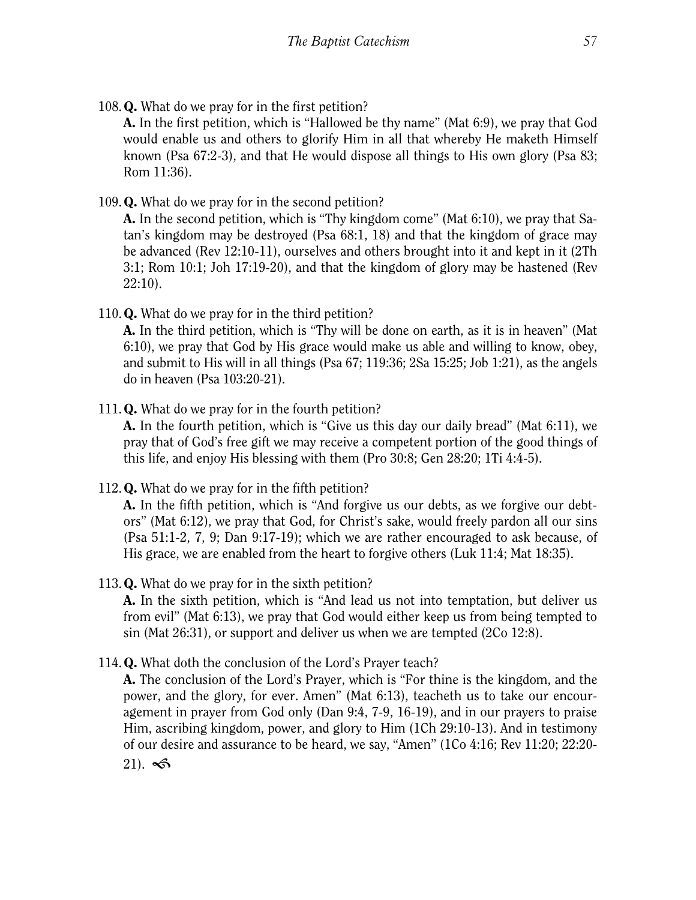108. **Q.** What do we pray for in the first petition?
**A.** In the first petition, which is "Hallowed be thy name" (Mat 6:9), we pray that God would enable us and others to glorify Him in all that whereby He maketh Himself known (Psa 67:2-3), and that He would dispose all things to His own glory (Psa 83; Rom 11:36).

109. **Q.** What do we pray for in the second petition?
**A.** In the second petition, which is "Thy kingdom come" (Mat 6:10), we pray that Satan's kingdom may be destroyed (Psa 68:1, 18) and that the kingdom of grace may be advanced (Rev 12:10-11), ourselves and others brought into it and kept in it (2Th 3:1; Rom 10:1; Joh 17:19-20), and that the kingdom of glory may be hastened (Rev 22:10).

110. **Q.** What do we pray for in the third petition?
**A.** In the third petition, which is "Thy will be done on earth, as it is in heaven" (Mat 6:10), we pray that God by His grace would make us able and willing to know, obey, and submit to His will in all things (Psa 67; 119:36; 2Sa 15:25; Job 1:21), as the angels do in heaven (Psa 103:20-21).

111. **Q.** What do we pray for in the fourth petition?
**A.** In the fourth petition, which is "Give us this day our daily bread" (Mat 6:11), we pray that of God's free gift we may receive a competent portion of the good things of this life, and enjoy His blessing with them (Pro 30:8; Gen 28:20; 1Ti 4:4-5).

112. **Q.** What do we pray for in the fifth petition?
**A.** In the fifth petition, which is "And forgive us our debts, as we forgive our debtors" (Mat 6:12), we pray that God, for Christ's sake, would freely pardon all our sins (Psa 51:1-2, 7, 9; Dan 9:17-19); which we are rather encouraged to ask because, of His grace, we are enabled from the heart to forgive others (Luk 11:4; Mat 18:35).

113. **Q.** What do we pray for in the sixth petition?
**A.** In the sixth petition, which is "And lead us not into temptation, but deliver us from evil" (Mat 6:13), we pray that God would either keep us from being tempted to sin (Mat 26:31), or support and deliver us when we are tempted (2Co 12:8).

114. **Q.** What doth the conclusion of the Lord's Prayer teach?
**A.** The conclusion of the Lord's Prayer, which is "For thine is the kingdom, and the power, and the glory, for ever. Amen" (Mat 6:13), teacheth us to take our encouragement in prayer from God only (Dan 9:4, 7-9, 16-19), and in our prayers to praise Him, ascribing kingdom, power, and glory to Him (1Ch 29:10-13). And in testimony of our desire and assurance to be heard, we say, "Amen" (1Co 4:16; Rev 11:20; 22:20-21).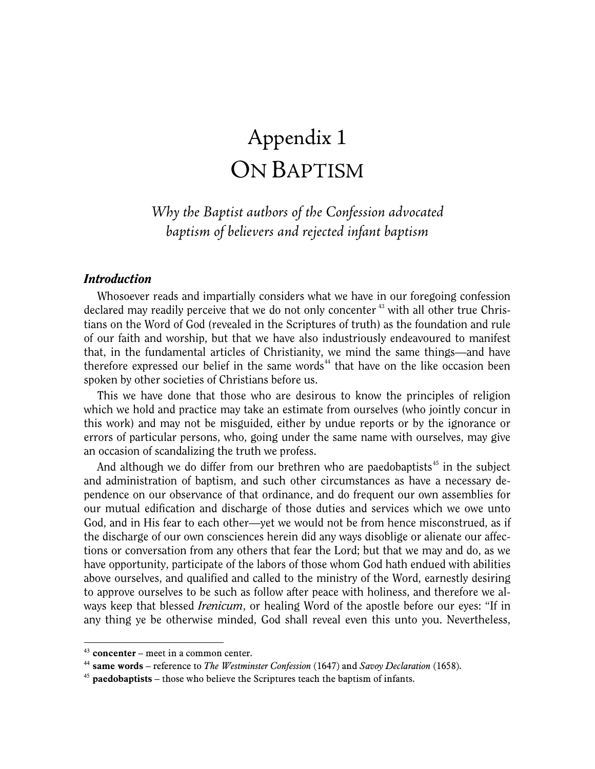# Appendix 1
# On Baptism

*Why the Baptist authors of the Confession advocated baptism of believers and rejected infant baptism*

### *Introduction*

Whosoever reads and impartially considers what we have in our foregoing confession declared may readily perceive that we do not only concenter[43] with all other true Christians on the Word of God (revealed in the Scriptures of truth) as the foundation and rule of our faith and worship, but that we have also industriously endeavoured to manifest that, in the fundamental articles of Christianity, we mind the same things—and have therefore expressed our belief in the same words[44] that have on the like occasion been spoken by other societies of Christians before us.

This we have done that those who are desirous to know the principles of religion which we hold and practice may take an estimate from ourselves (who jointly concur in this work) and may not be misguided, either by undue reports or by the ignorance or errors of particular persons, who, going under the same name with ourselves, may give an occasion of scandalizing the truth we profess.

And although we do differ from our brethren who are paedobaptists[45] in the subject and administration of baptism, and such other circumstances as have a necessary dependence on our observance of that ordinance, and do frequent our own assemblies for our mutual edification and discharge of those duties and services which we owe unto God, and in His fear to each other—yet we would not be from hence misconstrued, as if the discharge of our own consciences herein did any ways disoblige or alienate our affections or conversation from any others that fear the Lord; but that we may and do, as we have opportunity, participate of the labors of those whom God hath endued with abilities above ourselves, and qualified and called to the ministry of the Word, earnestly desiring to approve ourselves to be such as follow after peace with holiness, and therefore we always keep that blessed *Irenicum*, or healing Word of the apostle before our eyes: "If in any thing ye be otherwise minded, God shall reveal even this unto you. Nevertheless,

---

[43] **concenter** – meet in a common center.

[44] **same words** – reference to *The Westminster Confession* (1647) and *Savoy Declaration* (1658).

[45] **paedobaptists** – those who believe the Scriptures teach the baptism of infants.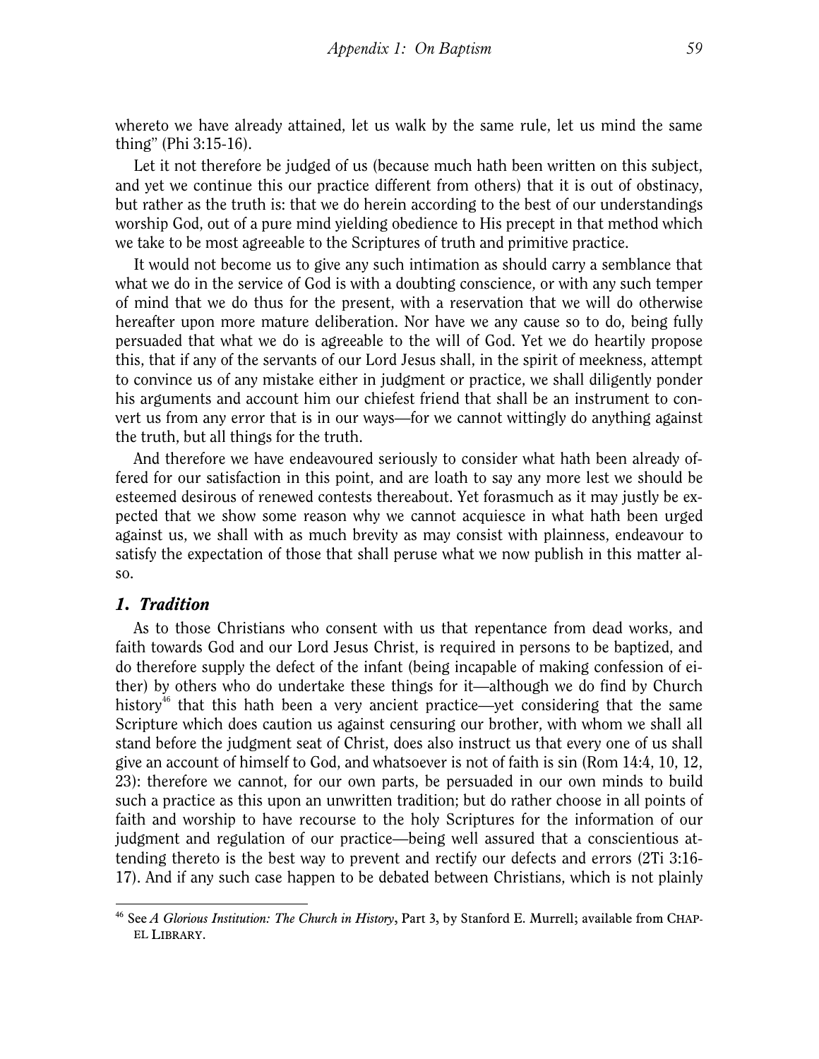whereto we have already attained, let us walk by the same rule, let us mind the same thing" (Phi 3:15-16).

Let it not therefore be judged of us (because much hath been written on this subject, and yet we continue this our practice different from others) that it is out of obstinacy, but rather as the truth is: that we do herein according to the best of our understandings worship God, out of a pure mind yielding obedience to His precept in that method which we take to be most agreeable to the Scriptures of truth and primitive practice.

It would not become us to give any such intimation as should carry a semblance that what we do in the service of God is with a doubting conscience, or with any such temper of mind that we do thus for the present, with a reservation that we will do otherwise hereafter upon more mature deliberation. Nor have we any cause so to do, being fully persuaded that what we do is agreeable to the will of God. Yet we do heartily propose this, that if any of the servants of our Lord Jesus shall, in the spirit of meekness, attempt to convince us of any mistake either in judgment or practice, we shall diligently ponder his arguments and account him our chiefest friend that shall be an instrument to convert us from any error that is in our ways—for we cannot wittingly do anything against the truth, but all things for the truth.

And therefore we have endeavoured seriously to consider what hath been already offered for our satisfaction in this point, and are loath to say any more lest we should be esteemed desirous of renewed contests thereabout. Yet forasmuch as it may justly be expected that we show some reason why we cannot acquiesce in what hath been urged against us, we shall with as much brevity as may consist with plainness, endeavour to satisfy the expectation of those that shall peruse what we now publish in this matter also.

## *1. Tradition*

As to those Christians who consent with us that repentance from dead works, and faith towards God and our Lord Jesus Christ, is required in persons to be baptized, and do therefore supply the defect of the infant (being incapable of making confession of either) by others who do undertake these things for it—although we do find by Church history[46] that this hath been a very ancient practice—yet considering that the same Scripture which does caution us against censuring our brother, with whom we shall all stand before the judgment seat of Christ, does also instruct us that every one of us shall give an account of himself to God, and whatsoever is not of faith is sin (Rom 14:4, 10, 12, 23): therefore we cannot, for our own parts, be persuaded in our own minds to build such a practice as this upon an unwritten tradition; but do rather choose in all points of faith and worship to have recourse to the holy Scriptures for the information of our judgment and regulation of our practice—being well assured that a conscientious attending thereto is the best way to prevent and rectify our defects and errors (2Ti 3:16-17). And if any such case happen to be debated between Christians, which is not plainly

---

[46] See *A Glorious Institution: The Church in History*, Part 3, by Stanford E. Murrell; available from CHAPEL LIBRARY.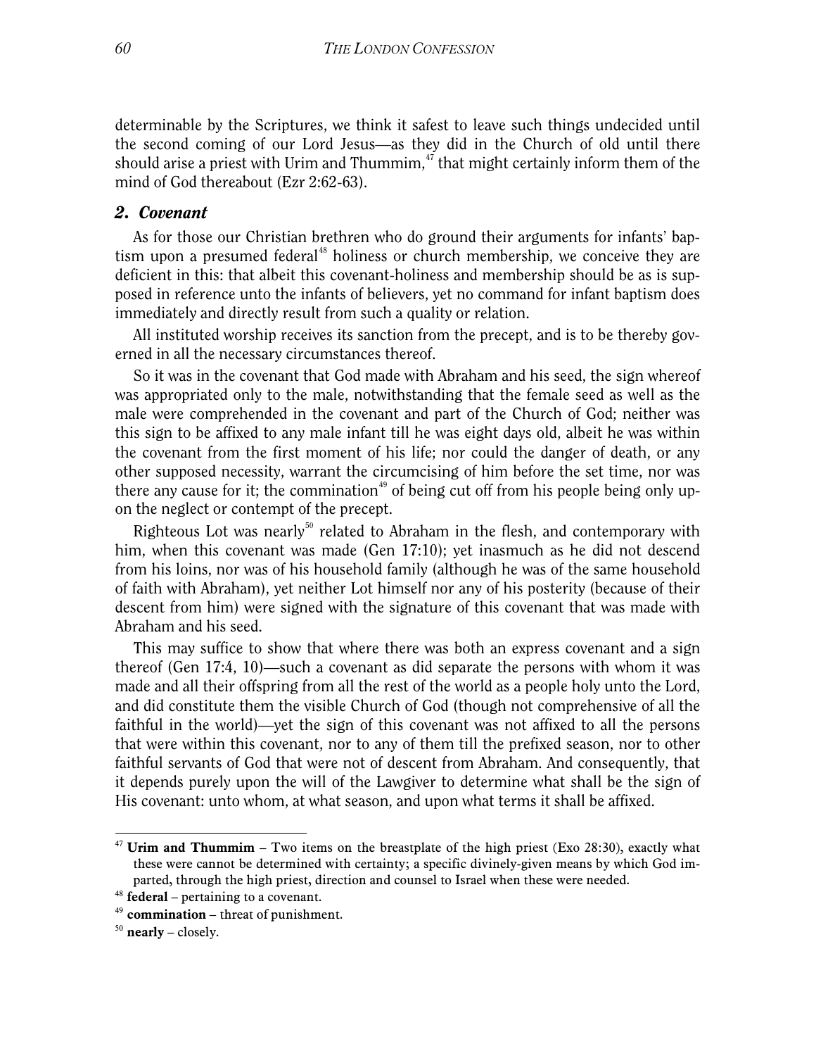determinable by the Scriptures, we think it safest to leave such things undecided until the second coming of our Lord Jesus—as they did in the Church of old until there should arise a priest with Urim and Thummim,[47] that might certainly inform them of the mind of God thereabout (Ezr 2:62-63).

### 2. Covenant

As for those our Christian brethren who do ground their arguments for infants' baptism upon a presumed federal[48] holiness or church membership, we conceive they are deficient in this: that albeit this covenant-holiness and membership should be as is supposed in reference unto the infants of believers, yet no command for infant baptism does immediately and directly result from such a quality or relation.

All instituted worship receives its sanction from the precept, and is to be thereby governed in all the necessary circumstances thereof.

So it was in the covenant that God made with Abraham and his seed, the sign whereof was appropriated only to the male, notwithstanding that the female seed as well as the male were comprehended in the covenant and part of the Church of God; neither was this sign to be affixed to any male infant till he was eight days old, albeit he was within the covenant from the first moment of his life; nor could the danger of death, or any other supposed necessity, warrant the circumcising of him before the set time, nor was there any cause for it; the commination[49] of being cut off from his people being only upon the neglect or contempt of the precept.

Righteous Lot was nearly[50] related to Abraham in the flesh, and contemporary with him, when this covenant was made (Gen 17:10); yet inasmuch as he did not descend from his loins, nor was of his household family (although he was of the same household of faith with Abraham), yet neither Lot himself nor any of his posterity (because of their descent from him) were signed with the signature of this covenant that was made with Abraham and his seed.

This may suffice to show that where there was both an express covenant and a sign thereof (Gen 17:4, 10)—such a covenant as did separate the persons with whom it was made and all their offspring from all the rest of the world as a people holy unto the Lord, and did constitute them the visible Church of God (though not comprehensive of all the faithful in the world)—yet the sign of this covenant was not affixed to all the persons that were within this covenant, nor to any of them till the prefixed season, nor to other faithful servants of God that were not of descent from Abraham. And consequently, that it depends purely upon the will of the Lawgiver to determine what shall be the sign of His covenant: unto whom, at what season, and upon what terms it shall be affixed.

---

[47] **Urim and Thummim** – Two items on the breastplate of the high priest (Exo 28:30), exactly what these were cannot be determined with certainty; a specific divinely-given means by which God imparted, through the high priest, direction and counsel to Israel when these were needed.

[48] **federal** – pertaining to a covenant.

[49] **commination** – threat of punishment.

[50] **nearly** – closely.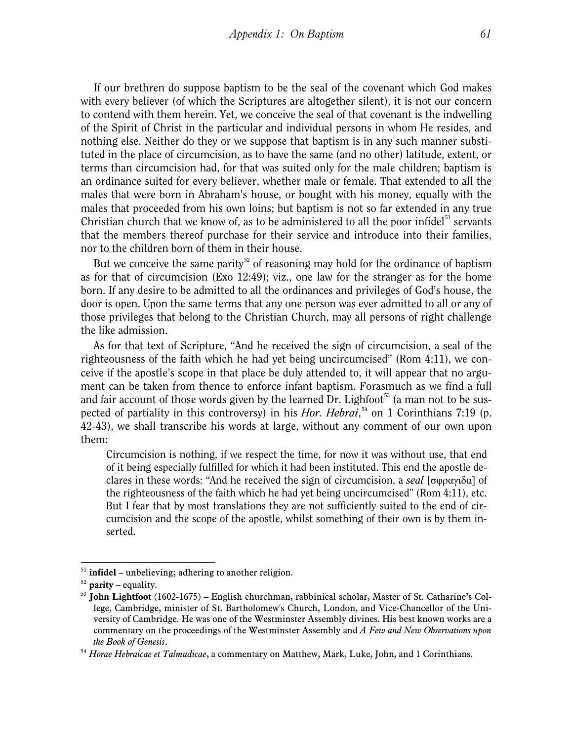If our brethren do suppose baptism to be the seal of the covenant which God makes with every believer (of which the Scriptures are altogether silent), it is not our concern to contend with them herein. Yet, we conceive the seal of that covenant is the indwelling of the Spirit of Christ in the particular and individual persons in whom He resides, and nothing else. Neither do they or we suppose that baptism is in any such manner substituted in the place of circumcision, as to have the same (and no other) latitude, extent, or terms than circumcision had, for that was suited only for the male children; baptism is an ordinance suited for every believer, whether male or female. That extended to all the males that were born in Abraham's house, or bought with his money, equally with the males that proceeded from his own loins; but baptism is not so far extended in any true Christian church that we know of, as to be administered to all the poor infidel[51] servants that the members thereof purchase for their service and introduce into their families, nor to the children born of them in their house.

But we conceive the same parity[52] of reasoning may hold for the ordinance of baptism as for that of circumcision (Exo 12:49); viz., one law for the stranger as for the home born. If any desire to be admitted to all the ordinances and privileges of God's house, the door is open. Upon the same terms that any one person was ever admitted to all or any of those privileges that belong to the Christian Church, may all persons of right challenge the like admission.

As for that text of Scripture, "And he received the sign of circumcision, a seal of the righteousness of the faith which he had yet being uncircumcised" (Rom 4:11), we conceive if the apostle's scope in that place be duly attended to, it will appear that no argument can be taken from thence to enforce infant baptism. Forasmuch as we find a full and fair account of those words given by the learned Dr. Lighfoot[53] (a man not to be suspected of partiality in this controversy) in his *Hor. Hebrai*,[54] on 1 Corinthians 7:19 (p. 42-43), we shall transcribe his words at large, without any comment of our own upon them:

> Circumcision is nothing, if we respect the time, for now it was without use, that end of it being especially fulfilled for which it had been instituted. This end the apostle declares in these words: "And he received the sign of circumcision, a *seal* [σφραγιδα] of the righteousness of the faith which he had yet being uncircumcised" (Rom 4:11), etc. But I fear that by most translations they are not sufficiently suited to the end of circumcision and the scope of the apostle, whilst something of their own is by them inserted.

---

[51] **infidel** – unbelieving; adhering to another religion.

[52] **parity** – equality.

[53] **John Lightfoot** (1602-1675) – English churchman, rabbinical scholar, Master of St. Catharine's College, Cambridge, minister of St. Bartholomew's Church, London, and Vice-Chancellor of the University of Cambridge. He was one of the Westminster Assembly divines. His best known works are a commentary on the proceedings of the Westminster Assembly and *A Few and New Observations upon the Book of Genesis*.

[54] *Horae Hebraicae et Talmudicae*, a commentary on Matthew, Mark, Luke, John, and 1 Corinthians.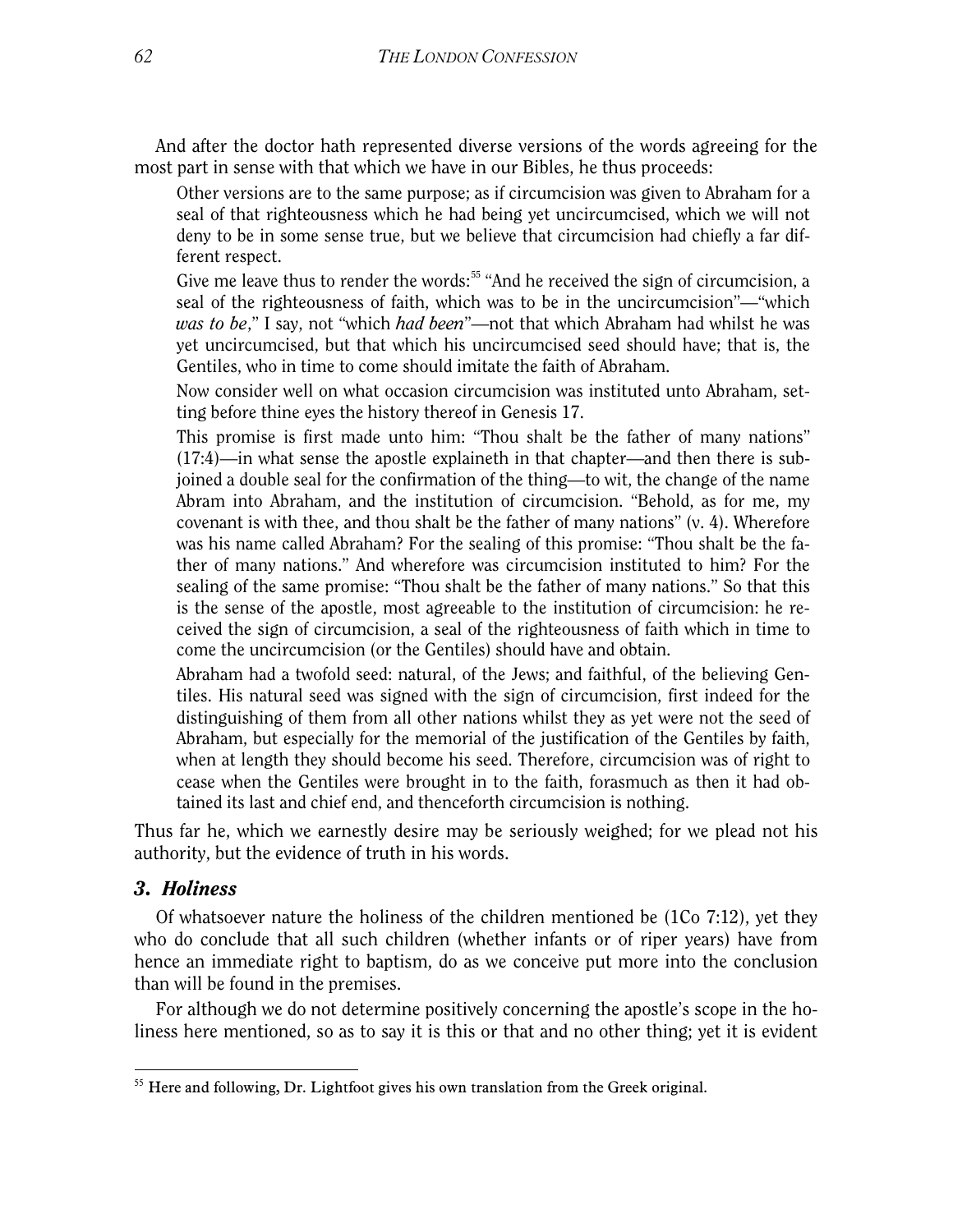And after the doctor hath represented diverse versions of the words agreeing for the most part in sense with that which we have in our Bibles, he thus proceeds:

> Other versions are to the same purpose; as if circumcision was given to Abraham for a seal of that righteousness which he had being yet uncircumcised, which we will not deny to be in some sense true, but we believe that circumcision had chiefly a far different respect.
>
> Give me leave thus to render the words:[55] "And he received the sign of circumcision, a seal of the righteousness of faith, which was to be in the uncircumcision"—"which *was to be*," I say, not "which *had been*"—not that which Abraham had whilst he was yet uncircumcised, but that which his uncircumcised seed should have; that is, the Gentiles, who in time to come should imitate the faith of Abraham.
>
> Now consider well on what occasion circumcision was instituted unto Abraham, setting before thine eyes the history thereof in Genesis 17.
>
> This promise is first made unto him: "Thou shalt be the father of many nations" (17:4)—in what sense the apostle explaineth in that chapter—and then there is subjoined a double seal for the confirmation of the thing—to wit, the change of the name Abram into Abraham, and the institution of circumcision. "Behold, as for me, my covenant is with thee, and thou shalt be the father of many nations" (v. 4). Wherefore was his name called Abraham? For the sealing of this promise: "Thou shalt be the father of many nations." And wherefore was circumcision instituted to him? For the sealing of the same promise: "Thou shalt be the father of many nations." So that this is the sense of the apostle, most agreeable to the institution of circumcision: he received the sign of circumcision, a seal of the righteousness of faith which in time to come the uncircumcision (or the Gentiles) should have and obtain.
>
> Abraham had a twofold seed: natural, of the Jews; and faithful, of the believing Gentiles. His natural seed was signed with the sign of circumcision, first indeed for the distinguishing of them from all other nations whilst they as yet were not the seed of Abraham, but especially for the memorial of the justification of the Gentiles by faith, when at length they should become his seed. Therefore, circumcision was of right to cease when the Gentiles were brought in to the faith, forasmuch as then it had obtained its last and chief end, and thenceforth circumcision is nothing.

Thus far he, which we earnestly desire may be seriously weighed; for we plead not his authority, but the evidence of truth in his words.

### *3. Holiness*

Of whatsoever nature the holiness of the children mentioned be (1Co 7:12), yet they who do conclude that all such children (whether infants or of riper years) have from hence an immediate right to baptism, do as we conceive put more into the conclusion than will be found in the premises.

For although we do not determine positively concerning the apostle's scope in the holiness here mentioned, so as to say it is this or that and no other thing; yet it is evident

---

[55] Here and following, Dr. Lightfoot gives his own translation from the Greek original.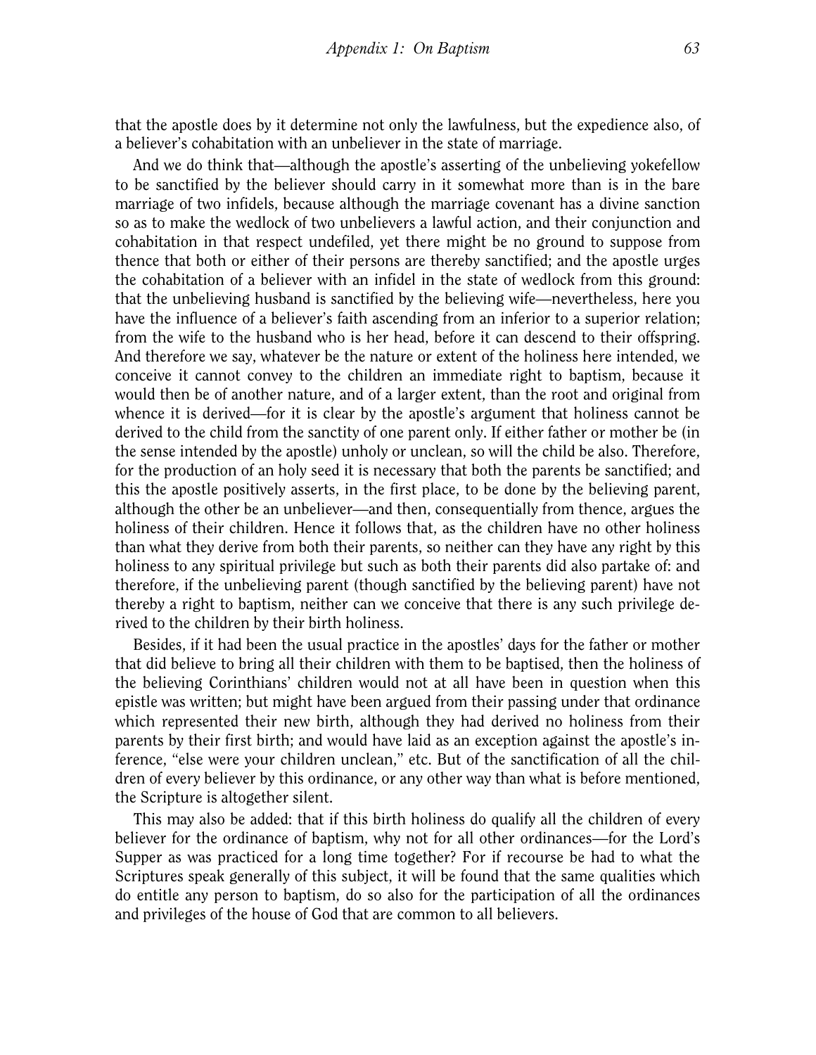that the apostle does by it determine not only the lawfulness, but the expedience also, of a believer's cohabitation with an unbeliever in the state of marriage.

And we do think that—although the apostle's asserting of the unbelieving yokefellow to be sanctified by the believer should carry in it somewhat more than is in the bare marriage of two infidels, because although the marriage covenant has a divine sanction so as to make the wedlock of two unbelievers a lawful action, and their conjunction and cohabitation in that respect undefiled, yet there might be no ground to suppose from thence that both or either of their persons are thereby sanctified; and the apostle urges the cohabitation of a believer with an infidel in the state of wedlock from this ground: that the unbelieving husband is sanctified by the believing wife—nevertheless, here you have the influence of a believer's faith ascending from an inferior to a superior relation; from the wife to the husband who is her head, before it can descend to their offspring. And therefore we say, whatever be the nature or extent of the holiness here intended, we conceive it cannot convey to the children an immediate right to baptism, because it would then be of another nature, and of a larger extent, than the root and original from whence it is derived—for it is clear by the apostle's argument that holiness cannot be derived to the child from the sanctity of one parent only. If either father or mother be (in the sense intended by the apostle) unholy or unclean, so will the child be also. Therefore, for the production of an holy seed it is necessary that both the parents be sanctified; and this the apostle positively asserts, in the first place, to be done by the believing parent, although the other be an unbeliever—and then, consequentially from thence, argues the holiness of their children. Hence it follows that, as the children have no other holiness than what they derive from both their parents, so neither can they have any right by this holiness to any spiritual privilege but such as both their parents did also partake of: and therefore, if the unbelieving parent (though sanctified by the believing parent) have not thereby a right to baptism, neither can we conceive that there is any such privilege derived to the children by their birth holiness.

Besides, if it had been the usual practice in the apostles' days for the father or mother that did believe to bring all their children with them to be baptised, then the holiness of the believing Corinthians' children would not at all have been in question when this epistle was written; but might have been argued from their passing under that ordinance which represented their new birth, although they had derived no holiness from their parents by their first birth; and would have laid as an exception against the apostle's inference, "else were your children unclean," etc. But of the sanctification of all the children of every believer by this ordinance, or any other way than what is before mentioned, the Scripture is altogether silent.

This may also be added: that if this birth holiness do qualify all the children of every believer for the ordinance of baptism, why not for all other ordinances—for the Lord's Supper as was practiced for a long time together? For if recourse be had to what the Scriptures speak generally of this subject, it will be found that the same qualities which do entitle any person to baptism, do so also for the participation of all the ordinances and privileges of the house of God that are common to all believers.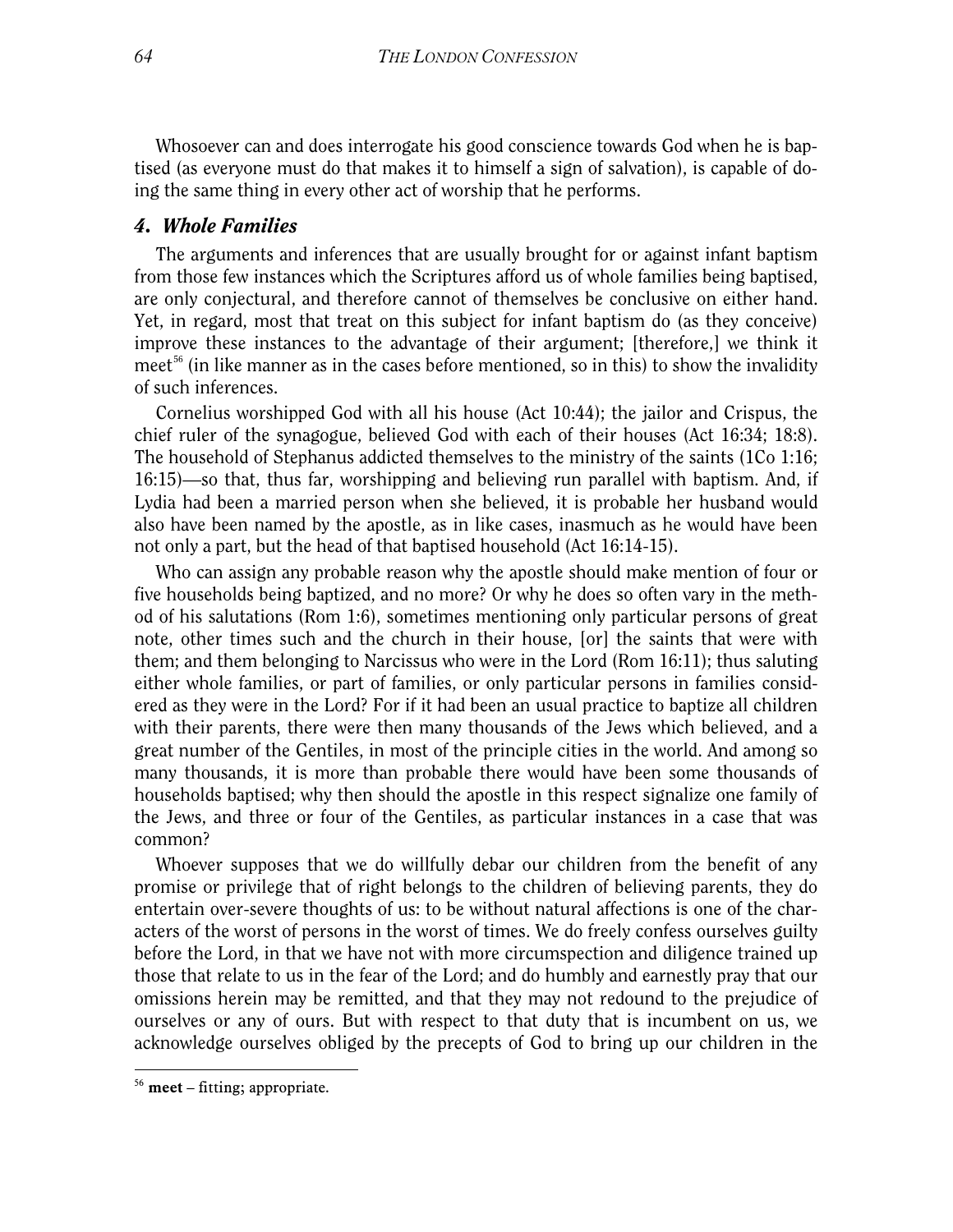Whosoever can and does interrogate his good conscience towards God when he is baptised (as everyone must do that makes it to himself a sign of salvation), is capable of doing the same thing in every other act of worship that he performs.

### *4. Whole Families*

The arguments and inferences that are usually brought for or against infant baptism from those few instances which the Scriptures afford us of whole families being baptised, are only conjectural, and therefore cannot of themselves be conclusive on either hand. Yet, in regard, most that treat on this subject for infant baptism do (as they conceive) improve these instances to the advantage of their argument; [therefore,] we think it meet[56] (in like manner as in the cases before mentioned, so in this) to show the invalidity of such inferences.

Cornelius worshipped God with all his house (Act 10:44); the jailor and Crispus, the chief ruler of the synagogue, believed God with each of their houses (Act 16:34; 18:8). The household of Stephanus addicted themselves to the ministry of the saints (1Co 1:16; 16:15)—so that, thus far, worshipping and believing run parallel with baptism. And, if Lydia had been a married person when she believed, it is probable her husband would also have been named by the apostle, as in like cases, inasmuch as he would have been not only a part, but the head of that baptised household (Act 16:14-15).

Who can assign any probable reason why the apostle should make mention of four or five households being baptized, and no more? Or why he does so often vary in the method of his salutations (Rom 1:6), sometimes mentioning only particular persons of great note, other times such and the church in their house, [or] the saints that were with them; and them belonging to Narcissus who were in the Lord (Rom 16:11); thus saluting either whole families, or part of families, or only particular persons in families considered as they were in the Lord? For if it had been an usual practice to baptize all children with their parents, there were then many thousands of the Jews which believed, and a great number of the Gentiles, in most of the principle cities in the world. And among so many thousands, it is more than probable there would have been some thousands of households baptised; why then should the apostle in this respect signalize one family of the Jews, and three or four of the Gentiles, as particular instances in a case that was common?

Whoever supposes that we do willfully debar our children from the benefit of any promise or privilege that of right belongs to the children of believing parents, they do entertain over-severe thoughts of us: to be without natural affections is one of the characters of the worst of persons in the worst of times. We do freely confess ourselves guilty before the Lord, in that we have not with more circumspection and diligence trained up those that relate to us in the fear of the Lord; and do humbly and earnestly pray that our omissions herein may be remitted, and that they may not redound to the prejudice of ourselves or any of ours. But with respect to that duty that is incumbent on us, we acknowledge ourselves obliged by the precepts of God to bring up our children in the

---

[56] **meet** – fitting; appropriate.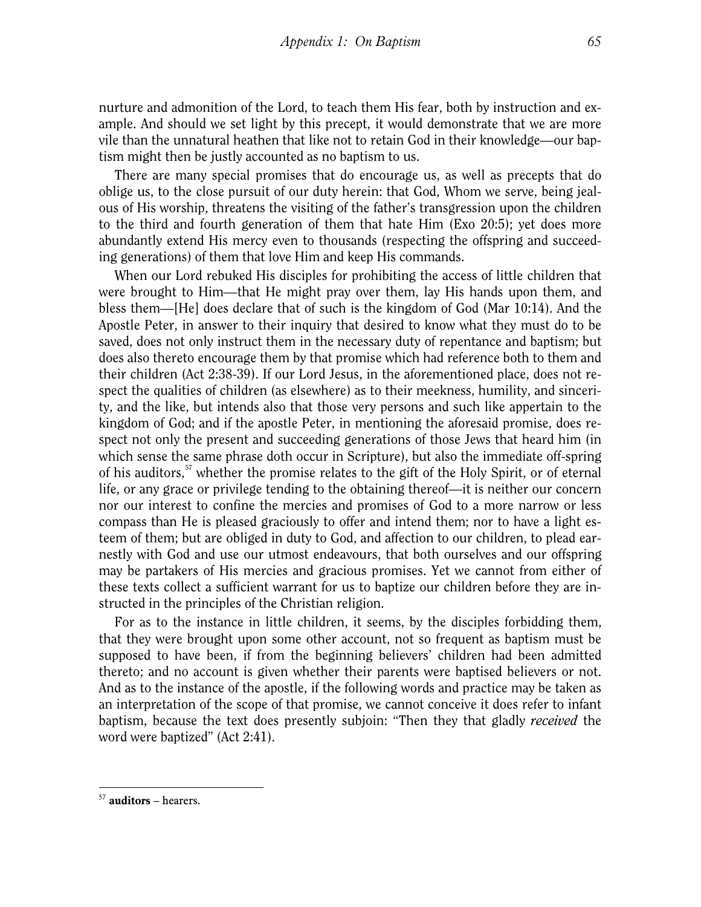nurture and admonition of the Lord, to teach them His fear, both by instruction and example. And should we set light by this precept, it would demonstrate that we are more vile than the unnatural heathen that like not to retain God in their knowledge—our baptism might then be justly accounted as no baptism to us.

There are many special promises that do encourage us, as well as precepts that do oblige us, to the close pursuit of our duty herein: that God, Whom we serve, being jealous of His worship, threatens the visiting of the father's transgression upon the children to the third and fourth generation of them that hate Him (Exo 20:5); yet does more abundantly extend His mercy even to thousands (respecting the offspring and succeeding generations) of them that love Him and keep His commands.

When our Lord rebuked His disciples for prohibiting the access of little children that were brought to Him—that He might pray over them, lay His hands upon them, and bless them—[He] does declare that of such is the kingdom of God (Mar 10:14). And the Apostle Peter, in answer to their inquiry that desired to know what they must do to be saved, does not only instruct them in the necessary duty of repentance and baptism; but does also thereto encourage them by that promise which had reference both to them and their children (Act 2:38-39). If our Lord Jesus, in the aforementioned place, does not respect the qualities of children (as elsewhere) as to their meekness, humility, and sincerity, and the like, but intends also that those very persons and such like appertain to the kingdom of God; and if the apostle Peter, in mentioning the aforesaid promise, does respect not only the present and succeeding generations of those Jews that heard him (in which sense the same phrase doth occur in Scripture), but also the immediate off-spring of his auditors,[57] whether the promise relates to the gift of the Holy Spirit, or of eternal life, or any grace or privilege tending to the obtaining thereof—it is neither our concern nor our interest to confine the mercies and promises of God to a more narrow or less compass than He is pleased graciously to offer and intend them; nor to have a light esteem of them; but are obliged in duty to God, and affection to our children, to plead earnestly with God and use our utmost endeavours, that both ourselves and our offspring may be partakers of His mercies and gracious promises. Yet we cannot from either of these texts collect a sufficient warrant for us to baptize our children before they are instructed in the principles of the Christian religion.

For as to the instance in little children, it seems, by the disciples forbidding them, that they were brought upon some other account, not so frequent as baptism must be supposed to have been, if from the beginning believers' children had been admitted thereto; and no account is given whether their parents were baptised believers or not. And as to the instance of the apostle, if the following words and practice may be taken as an interpretation of the scope of that promise, we cannot conceive it does refer to infant baptism, because the text does presently subjoin: "Then they that gladly *received* the word were baptized" (Act 2:41).

---

[57] **auditors** – hearers.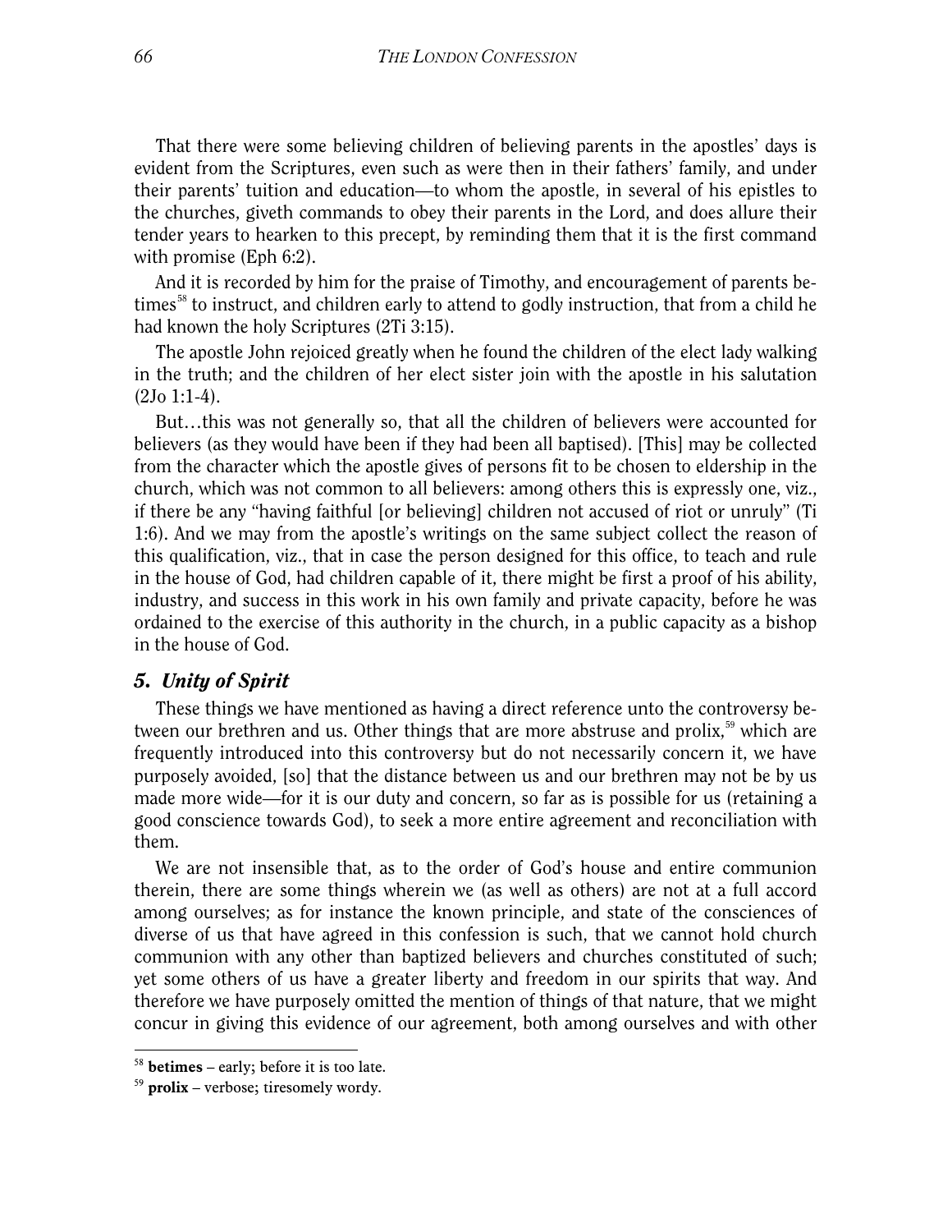That there were some believing children of believing parents in the apostles' days is evident from the Scriptures, even such as were then in their fathers' family, and under their parents' tuition and education—to whom the apostle, in several of his epistles to the churches, giveth commands to obey their parents in the Lord, and does allure their tender years to hearken to this precept, by reminding them that it is the first command with promise (Eph 6:2).

And it is recorded by him for the praise of Timothy, and encouragement of parents betimes[58] to instruct, and children early to attend to godly instruction, that from a child he had known the holy Scriptures (2Ti 3:15).

The apostle John rejoiced greatly when he found the children of the elect lady walking in the truth; and the children of her elect sister join with the apostle in his salutation (2Jo 1:1-4).

But…this was not generally so, that all the children of believers were accounted for believers (as they would have been if they had been all baptised). [This] may be collected from the character which the apostle gives of persons fit to be chosen to eldership in the church, which was not common to all believers: among others this is expressly one, viz., if there be any "having faithful [or believing] children not accused of riot or unruly" (Ti 1:6). And we may from the apostle's writings on the same subject collect the reason of this qualification, viz., that in case the person designed for this office, to teach and rule in the house of God, had children capable of it, there might be first a proof of his ability, industry, and success in this work in his own family and private capacity, before he was ordained to the exercise of this authority in the church, in a public capacity as a bishop in the house of God.

### *5. Unity of Spirit*

These things we have mentioned as having a direct reference unto the controversy between our brethren and us. Other things that are more abstruse and prolix,[59] which are frequently introduced into this controversy but do not necessarily concern it, we have purposely avoided, [so] that the distance between us and our brethren may not be by us made more wide—for it is our duty and concern, so far as is possible for us (retaining a good conscience towards God), to seek a more entire agreement and reconciliation with them.

We are not insensible that, as to the order of God's house and entire communion therein, there are some things wherein we (as well as others) are not at a full accord among ourselves; as for instance the known principle, and state of the consciences of diverse of us that have agreed in this confession is such, that we cannot hold church communion with any other than baptized believers and churches constituted of such; yet some others of us have a greater liberty and freedom in our spirits that way. And therefore we have purposely omitted the mention of things of that nature, that we might concur in giving this evidence of our agreement, both among ourselves and with other

---

[58] **betimes** – early; before it is too late.

[59] **prolix** – verbose; tiresomely wordy.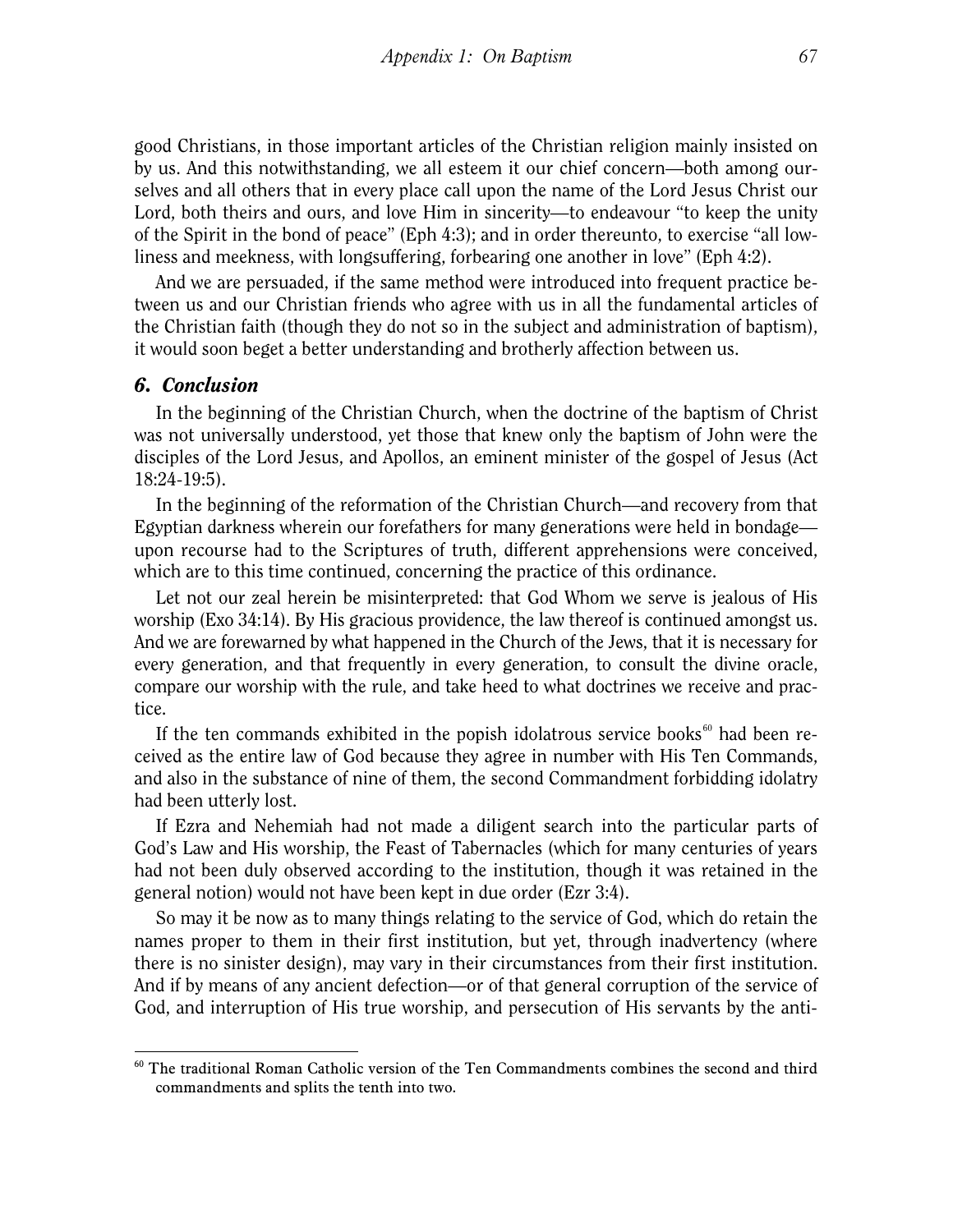good Christians, in those important articles of the Christian religion mainly insisted on by us. And this notwithstanding, we all esteem it our chief concern—both among ourselves and all others that in every place call upon the name of the Lord Jesus Christ our Lord, both theirs and ours, and love Him in sincerity—to endeavour "to keep the unity of the Spirit in the bond of peace" (Eph 4:3); and in order thereunto, to exercise "all lowliness and meekness, with longsuffering, forbearing one another in love" (Eph 4:2).

And we are persuaded, if the same method were introduced into frequent practice between us and our Christian friends who agree with us in all the fundamental articles of the Christian faith (though they do not so in the subject and administration of baptism), it would soon beget a better understanding and brotherly affection between us.

### *6. Conclusion*

In the beginning of the Christian Church, when the doctrine of the baptism of Christ was not universally understood, yet those that knew only the baptism of John were the disciples of the Lord Jesus, and Apollos, an eminent minister of the gospel of Jesus (Act 18:24-19:5).

In the beginning of the reformation of the Christian Church—and recovery from that Egyptian darkness wherein our forefathers for many generations were held in bondage—upon recourse had to the Scriptures of truth, different apprehensions were conceived, which are to this time continued, concerning the practice of this ordinance.

Let not our zeal herein be misinterpreted: that God Whom we serve is jealous of His worship (Exo 34:14). By His gracious providence, the law thereof is continued amongst us. And we are forewarned by what happened in the Church of the Jews, that it is necessary for every generation, and that frequently in every generation, to consult the divine oracle, compare our worship with the rule, and take heed to what doctrines we receive and practice.

If the ten commands exhibited in the popish idolatrous service books[60] had been received as the entire law of God because they agree in number with His Ten Commands, and also in the substance of nine of them, the second Commandment forbidding idolatry had been utterly lost.

If Ezra and Nehemiah had not made a diligent search into the particular parts of God's Law and His worship, the Feast of Tabernacles (which for many centuries of years had not been duly observed according to the institution, though it was retained in the general notion) would not have been kept in due order (Ezr 3:4).

So may it be now as to many things relating to the service of God, which do retain the names proper to them in their first institution, but yet, through inadvertency (where there is no sinister design), may vary in their circumstances from their first institution. And if by means of any ancient defection—or of that general corruption of the service of God, and interruption of His true worship, and persecution of His servants by the anti-

---

[60] The traditional Roman Catholic version of the Ten Commandments combines the second and third commandments and splits the tenth into two.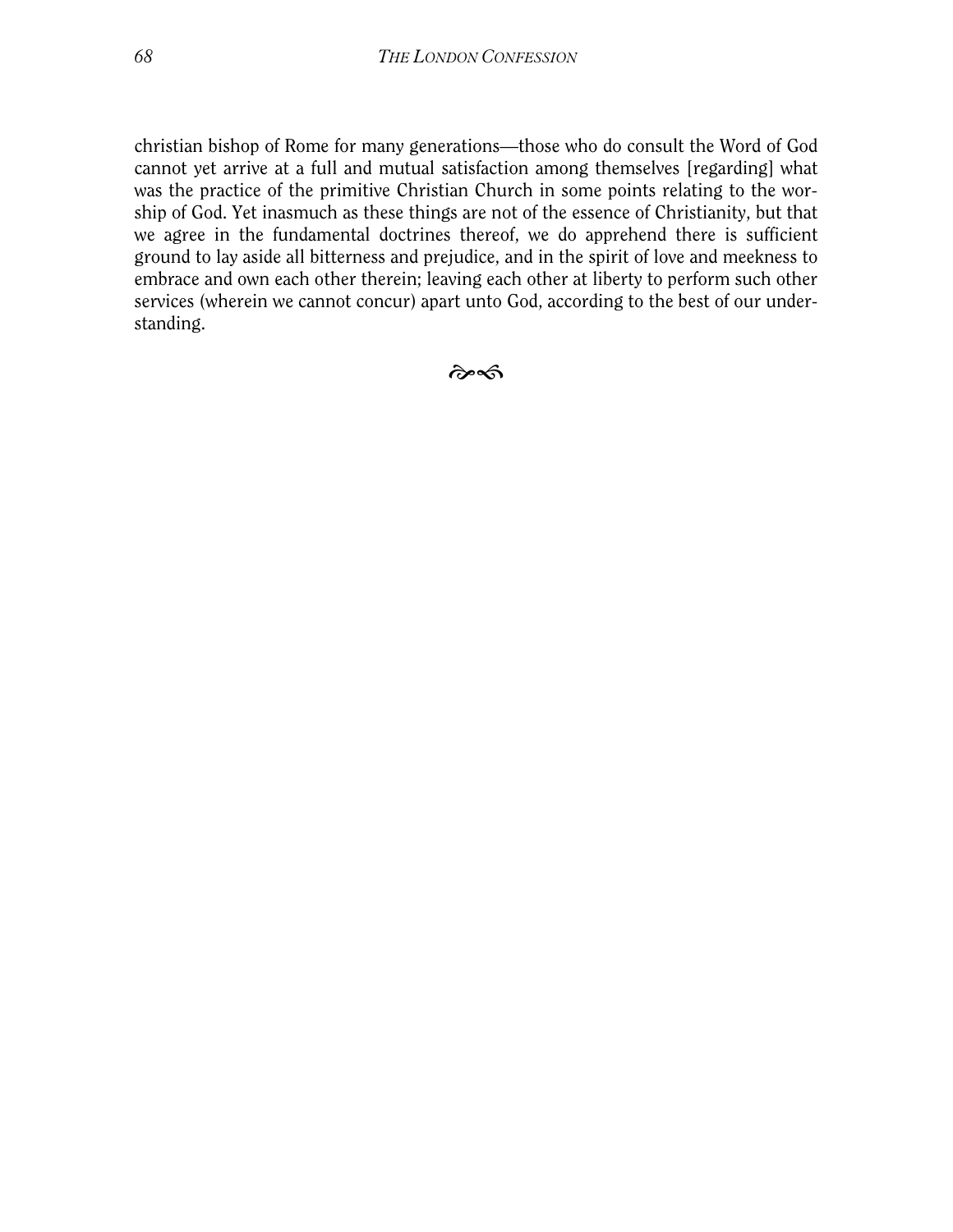christian bishop of Rome for many generations—those who do consult the Word of God cannot yet arrive at a full and mutual satisfaction among themselves [regarding] what was the practice of the primitive Christian Church in some points relating to the worship of God. Yet inasmuch as these things are not of the essence of Christianity, but that we agree in the fundamental doctrines thereof, we do apprehend there is sufficient ground to lay aside all bitterness and prejudice, and in the spirit of love and meekness to embrace and own each other therein; leaving each other at liberty to perform such other services (wherein we cannot concur) apart unto God, according to the best of our understanding.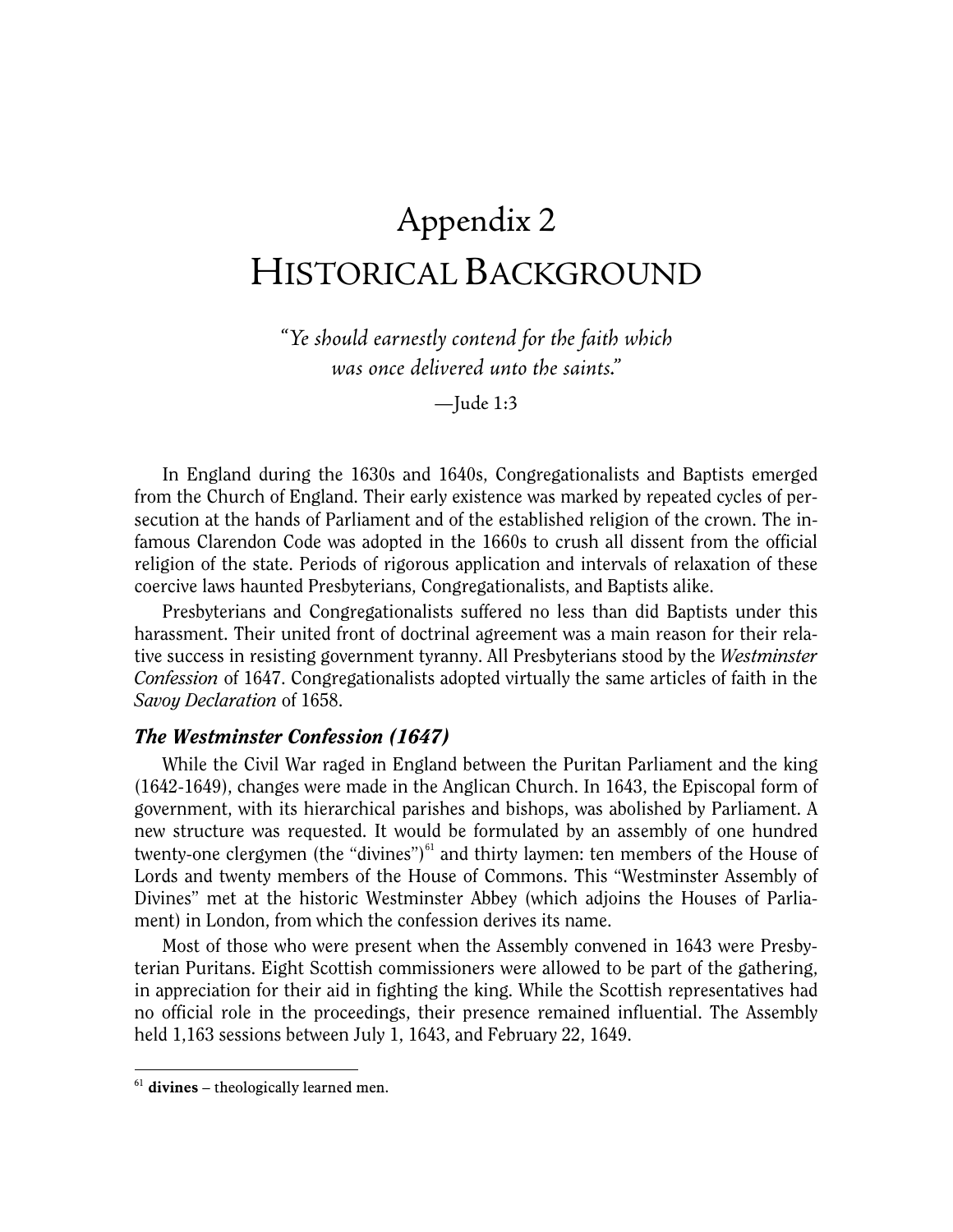# Appendix 2
# Historical Background

*"Ye should earnestly contend for the faith which was once delivered unto the saints."*

—Jude 1:3

In England during the 1630s and 1640s, Congregationalists and Baptists emerged from the Church of England. Their early existence was marked by repeated cycles of persecution at the hands of Parliament and of the established religion of the crown. The infamous Clarendon Code was adopted in the 1660s to crush all dissent from the official religion of the state. Periods of rigorous application and intervals of relaxation of these coercive laws haunted Presbyterians, Congregationalists, and Baptists alike.

Presbyterians and Congregationalists suffered no less than did Baptists under this harassment. Their united front of doctrinal agreement was a main reason for their relative success in resisting government tyranny. All Presbyterians stood by the *Westminster Confession* of 1647. Congregationalists adopted virtually the same articles of faith in the *Savoy Declaration* of 1658.

### *The Westminster Confession (1647)*

While the Civil War raged in England between the Puritan Parliament and the king (1642-1649), changes were made in the Anglican Church. In 1643, the Episcopal form of government, with its hierarchical parishes and bishops, was abolished by Parliament. A new structure was requested. It would be formulated by an assembly of one hundred twenty-one clergymen (the "divines")[61] and thirty laymen: ten members of the House of Lords and twenty members of the House of Commons. This "Westminster Assembly of Divines" met at the historic Westminster Abbey (which adjoins the Houses of Parliament) in London, from which the confession derives its name.

Most of those who were present when the Assembly convened in 1643 were Presbyterian Puritans. Eight Scottish commissioners were allowed to be part of the gathering, in appreciation for their aid in fighting the king. While the Scottish representatives had no official role in the proceedings, their presence remained influential. The Assembly held 1,163 sessions between July 1, 1643, and February 22, 1649.

---

[61] **divines** – theologically learned men.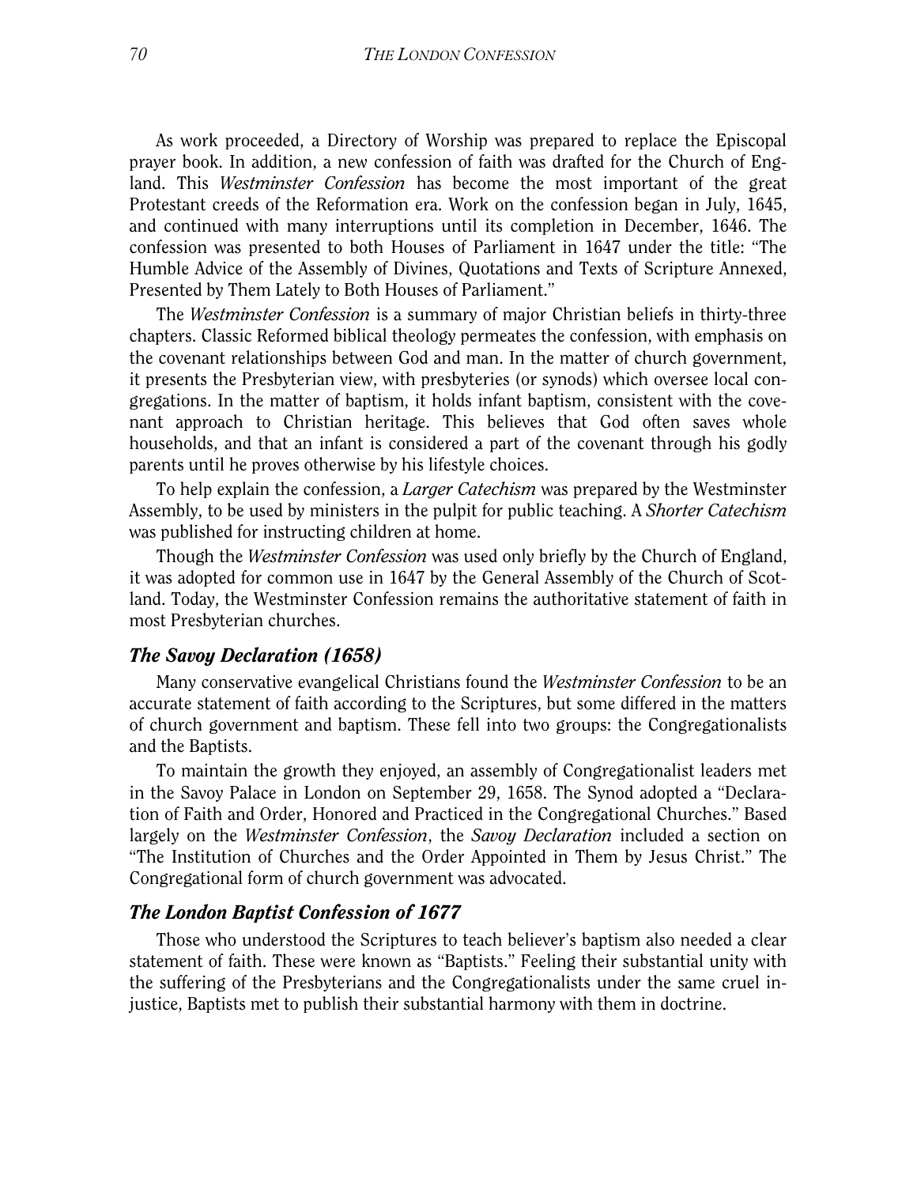As work proceeded, a Directory of Worship was prepared to replace the Episcopal prayer book. In addition, a new confession of faith was drafted for the Church of England. This *Westminster Confession* has become the most important of the great Protestant creeds of the Reformation era. Work on the confession began in July, 1645, and continued with many interruptions until its completion in December, 1646. The confession was presented to both Houses of Parliament in 1647 under the title: "The Humble Advice of the Assembly of Divines, Quotations and Texts of Scripture Annexed, Presented by Them Lately to Both Houses of Parliament."

The *Westminster Confession* is a summary of major Christian beliefs in thirty-three chapters. Classic Reformed biblical theology permeates the confession, with emphasis on the covenant relationships between God and man. In the matter of church government, it presents the Presbyterian view, with presbyteries (or synods) which oversee local congregations. In the matter of baptism, it holds infant baptism, consistent with the covenant approach to Christian heritage. This believes that God often saves whole households, and that an infant is considered a part of the covenant through his godly parents until he proves otherwise by his lifestyle choices.

To help explain the confession, a *Larger Catechism* was prepared by the Westminster Assembly, to be used by ministers in the pulpit for public teaching. A *Shorter Catechism* was published for instructing children at home.

Though the *Westminster Confession* was used only briefly by the Church of England, it was adopted for common use in 1647 by the General Assembly of the Church of Scotland. Today, the Westminster Confession remains the authoritative statement of faith in most Presbyterian churches.

### *The Savoy Declaration (1658)*

Many conservative evangelical Christians found the *Westminster Confession* to be an accurate statement of faith according to the Scriptures, but some differed in the matters of church government and baptism. These fell into two groups: the Congregationalists and the Baptists.

To maintain the growth they enjoyed, an assembly of Congregationalist leaders met in the Savoy Palace in London on September 29, 1658. The Synod adopted a "Declaration of Faith and Order, Honored and Practiced in the Congregational Churches." Based largely on the *Westminster Confession*, the *Savoy Declaration* included a section on "The Institution of Churches and the Order Appointed in Them by Jesus Christ." The Congregational form of church government was advocated.

### *The London Baptist Confession of 1677*

Those who understood the Scriptures to teach believer's baptism also needed a clear statement of faith. These were known as "Baptists." Feeling their substantial unity with the suffering of the Presbyterians and the Congregationalists under the same cruel injustice, Baptists met to publish their substantial harmony with them in doctrine.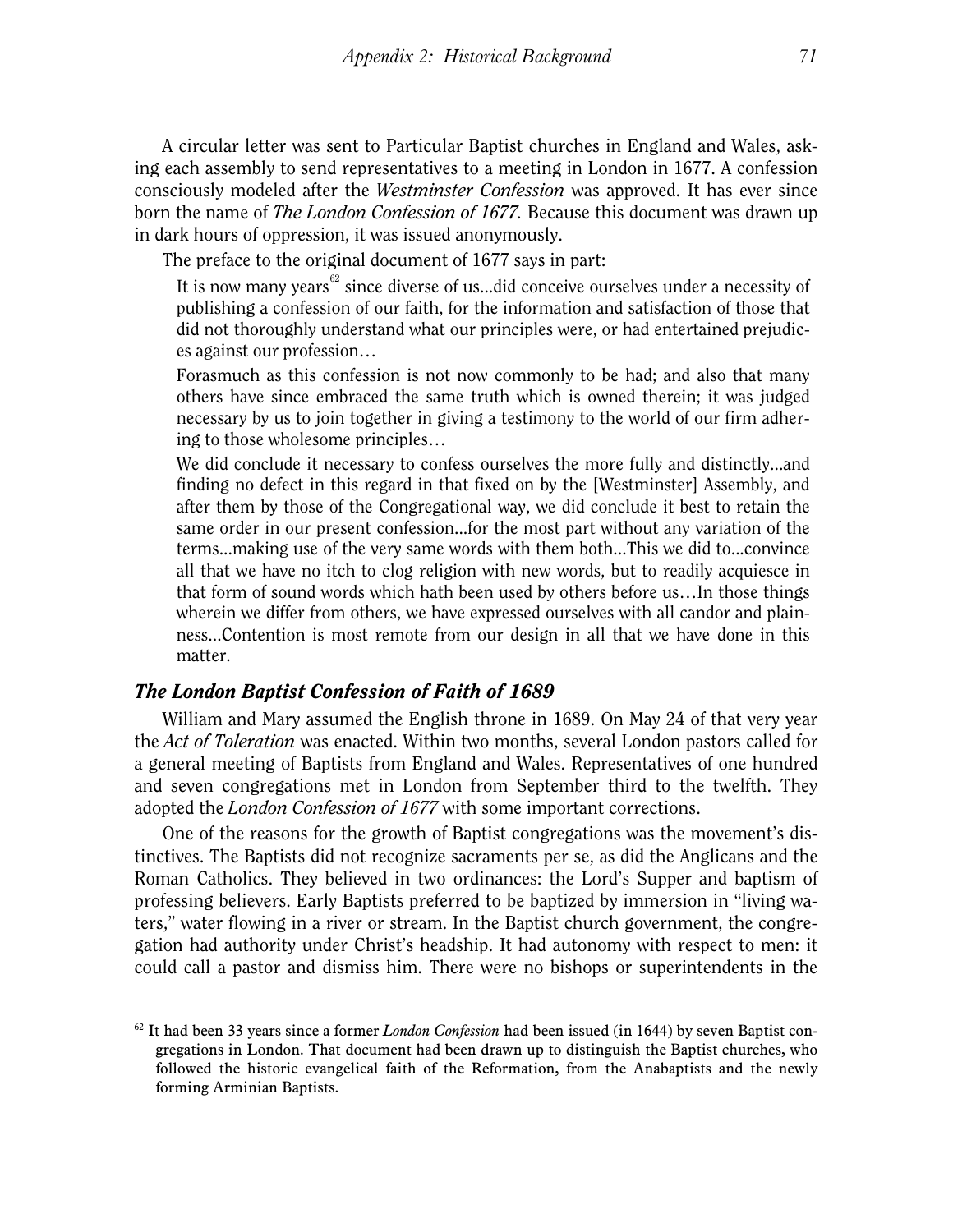A circular letter was sent to Particular Baptist churches in England and Wales, asking each assembly to send representatives to a meeting in London in 1677. A confession consciously modeled after the *Westminster Confession* was approved. It has ever since born the name of *The London Confession of 1677.* Because this document was drawn up in dark hours of oppression, it was issued anonymously.

The preface to the original document of 1677 says in part:

> It is now many years[62] since diverse of us...did conceive ourselves under a necessity of publishing a confession of our faith, for the information and satisfaction of those that did not thoroughly understand what our principles were, or had entertained prejudices against our profession…
>
> Forasmuch as this confession is not now commonly to be had; and also that many others have since embraced the same truth which is owned therein; it was judged necessary by us to join together in giving a testimony to the world of our firm adhering to those wholesome principles…
>
> We did conclude it necessary to confess ourselves the more fully and distinctly...and finding no defect in this regard in that fixed on by the [Westminster] Assembly, and after them by those of the Congregational way, we did conclude it best to retain the same order in our present confession...for the most part without any variation of the terms...making use of the very same words with them both...This we did to...convince all that we have no itch to clog religion with new words, but to readily acquiesce in that form of sound words which hath been used by others before us…In those things wherein we differ from others, we have expressed ourselves with all candor and plainness...Contention is most remote from our design in all that we have done in this matter.

### *The London Baptist Confession of Faith of 1689*

William and Mary assumed the English throne in 1689. On May 24 of that very year the *Act of Toleration* was enacted. Within two months, several London pastors called for a general meeting of Baptists from England and Wales. Representatives of one hundred and seven congregations met in London from September third to the twelfth. They adopted the *London Confession of 1677* with some important corrections.

One of the reasons for the growth of Baptist congregations was the movement's distinctives. The Baptists did not recognize sacraments per se, as did the Anglicans and the Roman Catholics. They believed in two ordinances: the Lord's Supper and baptism of professing believers. Early Baptists preferred to be baptized by immersion in "living waters," water flowing in a river or stream. In the Baptist church government, the congregation had authority under Christ's headship. It had autonomy with respect to men: it could call a pastor and dismiss him. There were no bishops or superintendents in the

---

[62] It had been 33 years since a former *London Confession* had been issued (in 1644) by seven Baptist congregations in London. That document had been drawn up to distinguish the Baptist churches, who followed the historic evangelical faith of the Reformation, from the Anabaptists and the newly forming Arminian Baptists.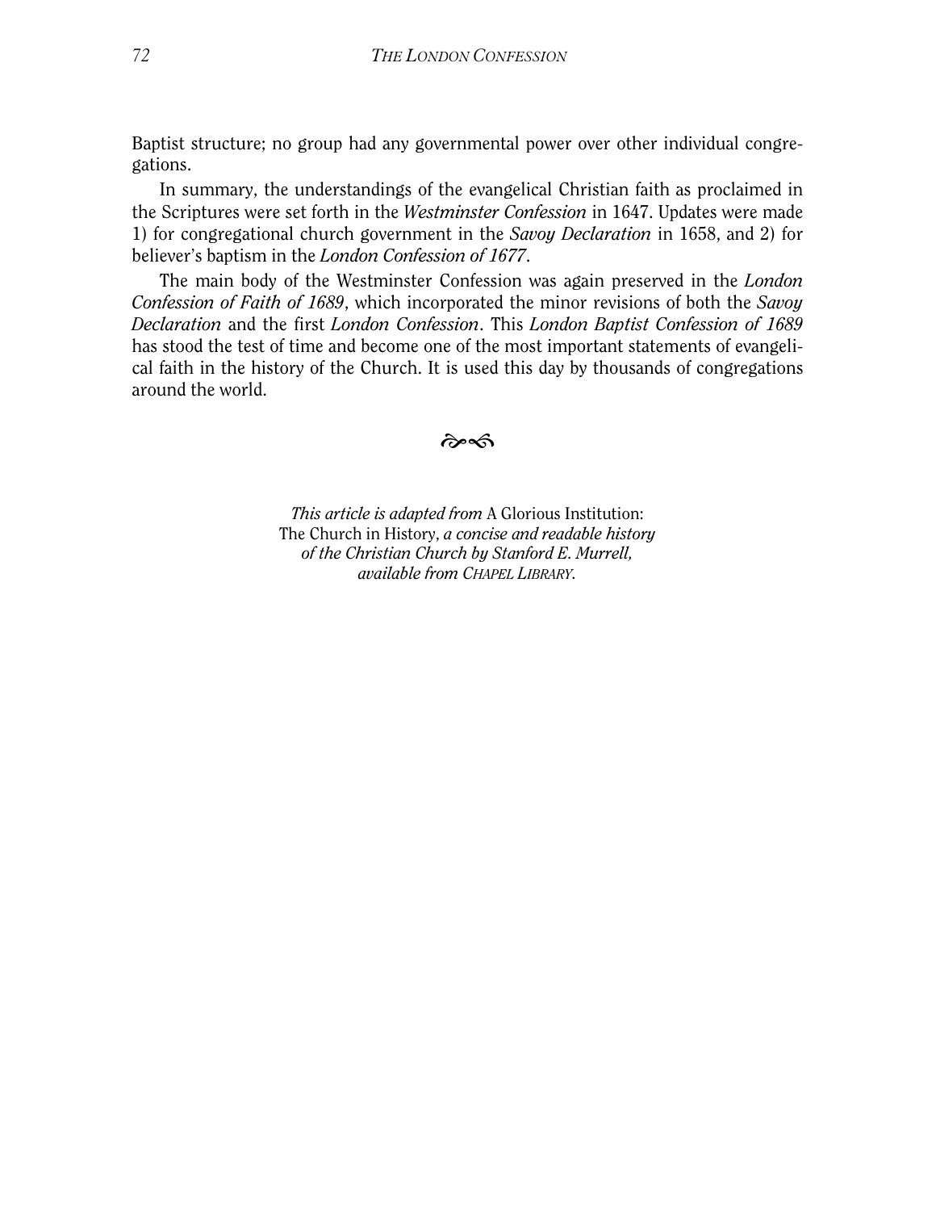Baptist structure; no group had any governmental power over other individual congregations.

In summary, the understandings of the evangelical Christian faith as proclaimed in the Scriptures were set forth in the *Westminster Confession* in 1647. Updates were made 1) for congregational church government in the *Savoy Declaration* in 1658, and 2) for believer's baptism in the *London Confession of 1677*.

The main body of the Westminster Confession was again preserved in the *London Confession of Faith of 1689*, which incorporated the minor revisions of both the *Savoy Declaration* and the first *London Confession*. This *London Baptist Confession of 1689* has stood the test of time and become one of the most important statements of evangelical faith in the history of the Church. It is used this day by thousands of congregations around the world.

*This article is adapted from* A Glorious Institution: The Church in History, *a concise and readable history of the Christian Church by Stanford E. Murrell, available from CHAPEL LIBRARY.*